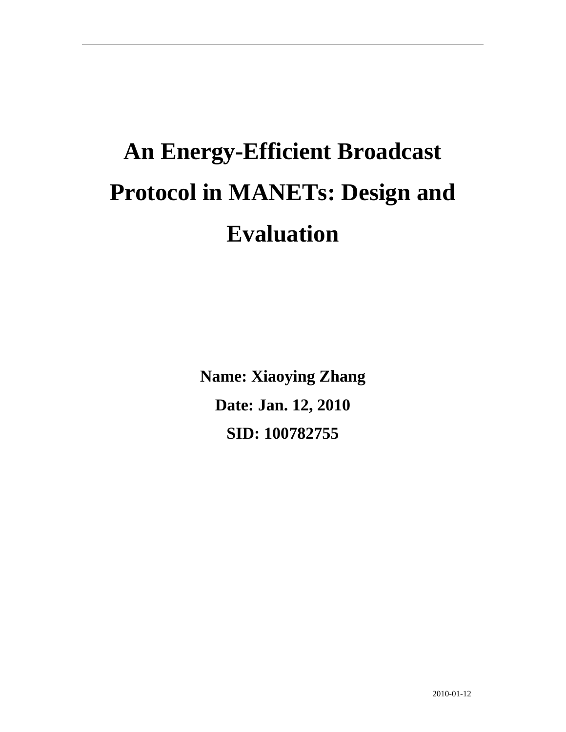# An Energy-Efficient Broadcast Protocol in MANETs: Design and Evaluation

**Name: Xiaoying Zhang**

**Date: Jan. 12, 2010**

**SID: 100782755**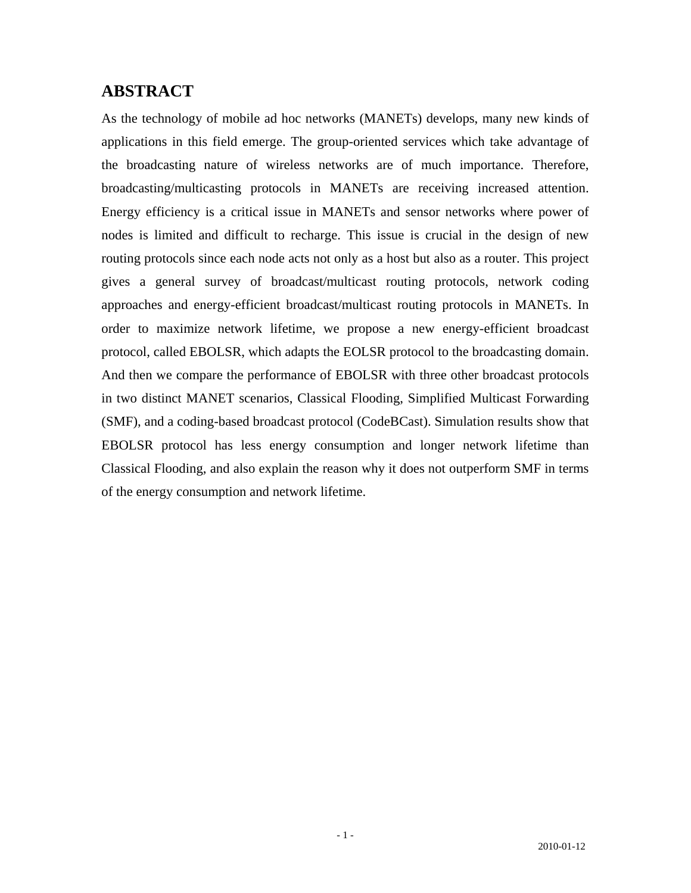# ABSTRACT

As the technology of mobile ad hoc networks (MANETs) develops, many new kinds of applications in this field emerge. The group-oriented services which take advantage of the broadcasting nature of wireless networks are of much importance. Therefore, broadcasting/multicasting protocols in MANETs are receiving increased attention. Energy efficiency is a critical issue in MANETs and sensor networks where power of nodes is limited and difficult to recharge. This issue is crucial in the design of new routing protocols since each node acts not only as a host but also as a router. This project gives a general survey of broadcast/multicast routing protocols, network coding approaches and energy-efficient broadcast/multicast routing protocols in MANETs. In order to maximize network lifetime, we propose a new energy-efficient broadcast protocol, called EBOLSR, which adapts the EOLSR protocol to the broadcasting domain. And then we compare the performance of EBOLSR with three other broadcast protocols in two distinct MANET scenarios, Classical Flooding, Simplified Multicast Forwarding (SMF), and a coding-based broadcast protocol (CodeBCast). Simulation results show that EBOLSR protocol has less energy consumption and longer network lifetime than Classical Flooding, and also explain the reason why it does not outperform SMF in terms of the energy consumption and network lifetime.

2010-01-12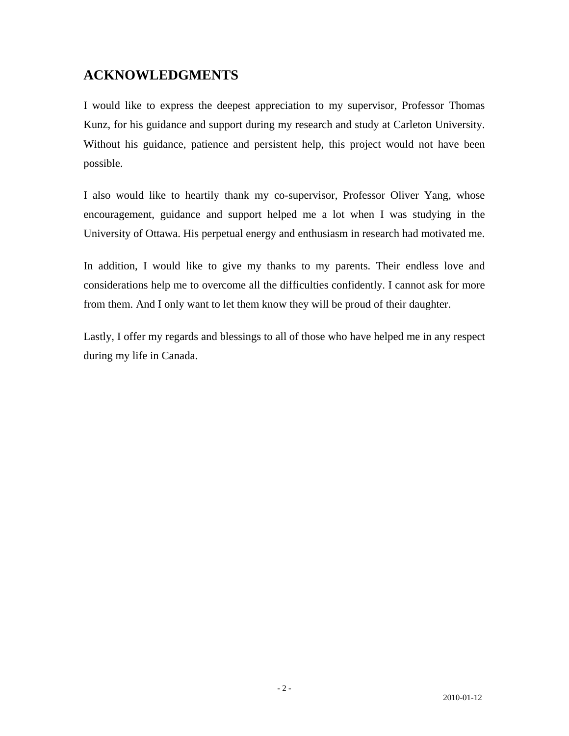## ACKNOWLEDGMENTS

I would like to express the deepest appreciation to my supervisor, Professor Thomas Kunz, for his guidance and support during my research and study at Carleton University. Without his guidance, patience and persistent help, this project would not have been possible.

I also would like to heartily thank my co-supervisor, Professor Oliver Yang, whose encouragement, guidance and support helped me a lot when I was studying in the University of Ottawa. His perpetual energy and enthusiasm in research had motivated me.

In addition, I would like to give my thanks to my parents. Their endless love and considerations help me to overcome all the difficulties confidently. I cannot ask for more from them. And I only want to let them know they will be proud of their daughter.

Lastly, I offer my regards and blessings to all of those who have helped me in any respect during my life in Canada.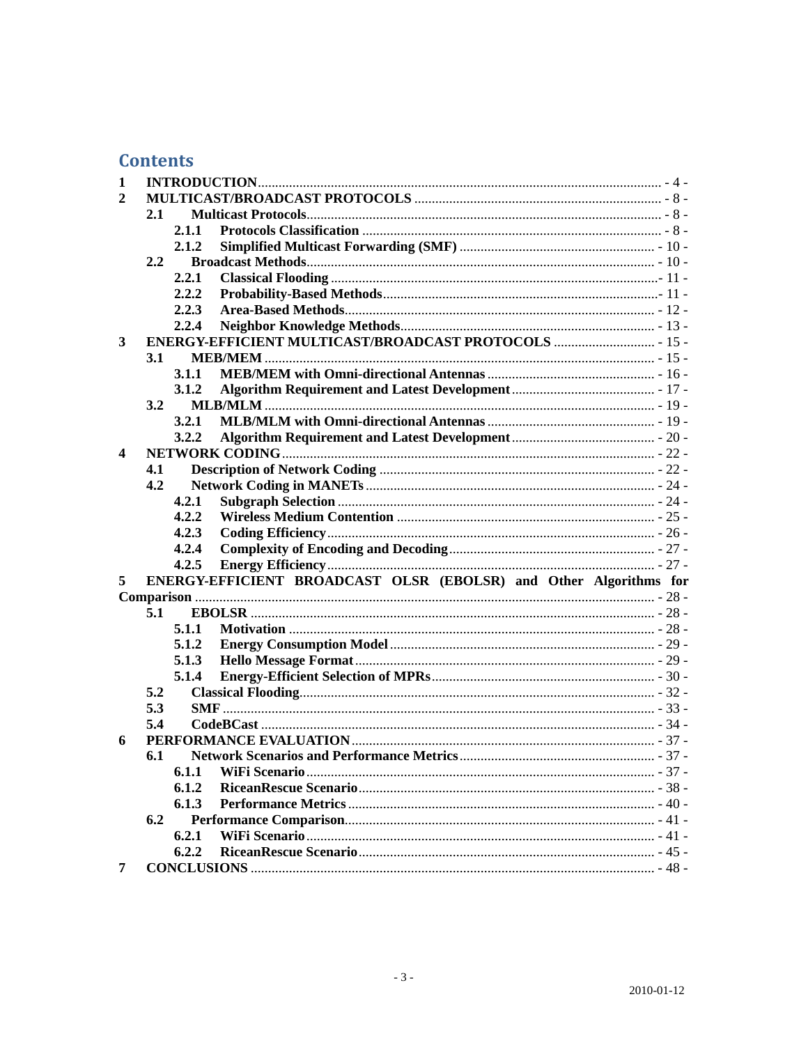# Contents

1 INTRODUCTION ........ - 4 -
2 MULTICAST/BROADCAST PROTOCOLS ........ - 8 -
  2.1 Multicast Protocols ........ - 8 -
    2.1.1 Protocols Classification ........ - 8 -
    2.1.2 Simplified Multicast Forwarding (SMF) ........ - 10 -
  2.2 Broadcast Methods ........ - 10 -
    2.2.1 Classical Flooding ........ - 11 -
    2.2.2 Probability-Based Methods ........ - 11 -
    2.2.3 Area-Based Methods ........ - 12 -
    2.2.4 Neighbor Knowledge Methods ........ - 13 -
3 ENERGY-EFFICIENT MULTICAST/BROADCAST PROTOCOLS ........ - 15 -
  3.1 MEB/MEM ........ - 15 -
    3.1.1 MEB/MEM with Omni-directional Antennas ........ - 16 -
    3.1.2 Algorithm Requirement and Latest Development ........ - 17 -
  3.2 MLB/MLM ........ - 19 -
    3.2.1 MLB/MLM with Omni-directional Antennas ........ - 19 -
    3.2.2 Algorithm Requirement and Latest Development ........ - 20 -
4 NETWORK CODING ........ - 22 -
  4.1 Description of Network Coding ........ - 22 -
  4.2 Network Coding in MANETs ........ - 24 -
    4.2.1 Subgraph Selection ........ - 24 -
    4.2.2 Wireless Medium Contention ........ - 25 -
    4.2.3 Coding Efficiency ........ - 26 -
    4.2.4 Complexity of Encoding and Decoding ........ - 27 -
    4.2.5 Energy Efficiency ........ - 27 -
5 ENERGY-EFFICIENT BROADCAST OLSR (EBOLSR) and Other Algorithms for Comparison ........ - 28 -
  5.1 EBOLSR ........ - 28 -
    5.1.1 Motivation ........ - 28 -
    5.1.2 Energy Consumption Model ........ - 29 -
    5.1.3 Hello Message Format ........ - 29 -
    5.1.4 Energy-Efficient Selection of MPRs ........ - 30 -
  5.2 Classical Flooding ........ - 32 -
  5.3 SMF ........ - 33 -
  5.4 CodeBCast ........ - 34 -
6 PERFORMANCE EVALUATION ........ - 37 -
  6.1 Network Scenarios and Performance Metrics ........ - 37 -
    6.1.1 WiFi Scenario ........ - 37 -
    6.1.2 RiceanRescue Scenario ........ - 38 -
    6.1.3 Performance Metrics ........ - 40 -
  6.2 Performance Comparison ........ - 41 -
    6.2.1 WiFi Scenario ........ - 41 -
    6.2.2 RiceanRescue Scenario ........ - 45 -
7 CONCLUSIONS ........ - 48 -

2010-01-12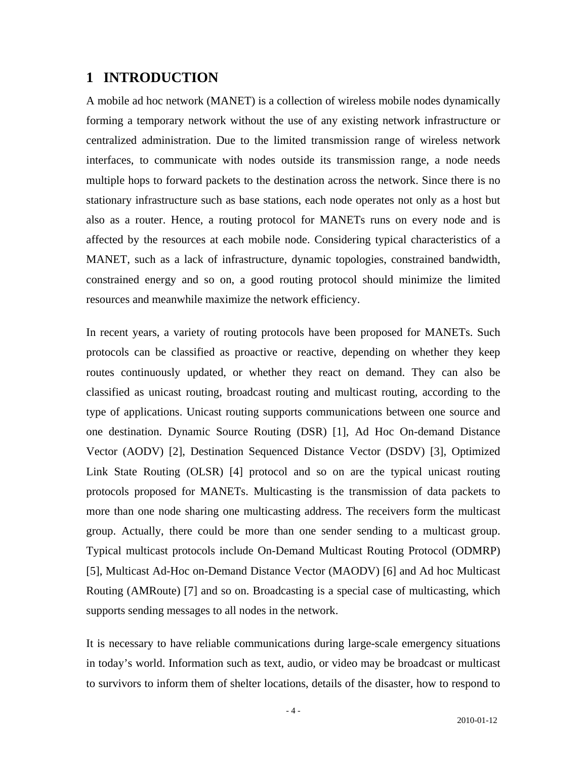# 1 INTRODUCTION

A mobile ad hoc network (MANET) is a collection of wireless mobile nodes dynamically forming a temporary network without the use of any existing network infrastructure or centralized administration. Due to the limited transmission range of wireless network interfaces, to communicate with nodes outside its transmission range, a node needs multiple hops to forward packets to the destination across the network. Since there is no stationary infrastructure such as base stations, each node operates not only as a host but also as a router. Hence, a routing protocol for MANETs runs on every node and is affected by the resources at each mobile node. Considering typical characteristics of a MANET, such as a lack of infrastructure, dynamic topologies, constrained bandwidth, constrained energy and so on, a good routing protocol should minimize the limited resources and meanwhile maximize the network efficiency.

In recent years, a variety of routing protocols have been proposed for MANETs. Such protocols can be classified as proactive or reactive, depending on whether they keep routes continuously updated, or whether they react on demand. They can also be classified as unicast routing, broadcast routing and multicast routing, according to the type of applications. Unicast routing supports communications between one source and one destination. Dynamic Source Routing (DSR) [1], Ad Hoc On-demand Distance Vector (AODV) [2], Destination Sequenced Distance Vector (DSDV) [3], Optimized Link State Routing (OLSR) [4] protocol and so on are the typical unicast routing protocols proposed for MANETs. Multicasting is the transmission of data packets to more than one node sharing one multicasting address. The receivers form the multicast group. Actually, there could be more than one sender sending to a multicast group. Typical multicast protocols include On-Demand Multicast Routing Protocol (ODMRP) [5], Multicast Ad-Hoc on-Demand Distance Vector (MAODV) [6] and Ad hoc Multicast Routing (AMRoute) [7] and so on. Broadcasting is a special case of multicasting, which supports sending messages to all nodes in the network.

It is necessary to have reliable communications during large-scale emergency situations in today's world. Information such as text, audio, or video may be broadcast or multicast to survivors to inform them of shelter locations, details of the disaster, how to respond to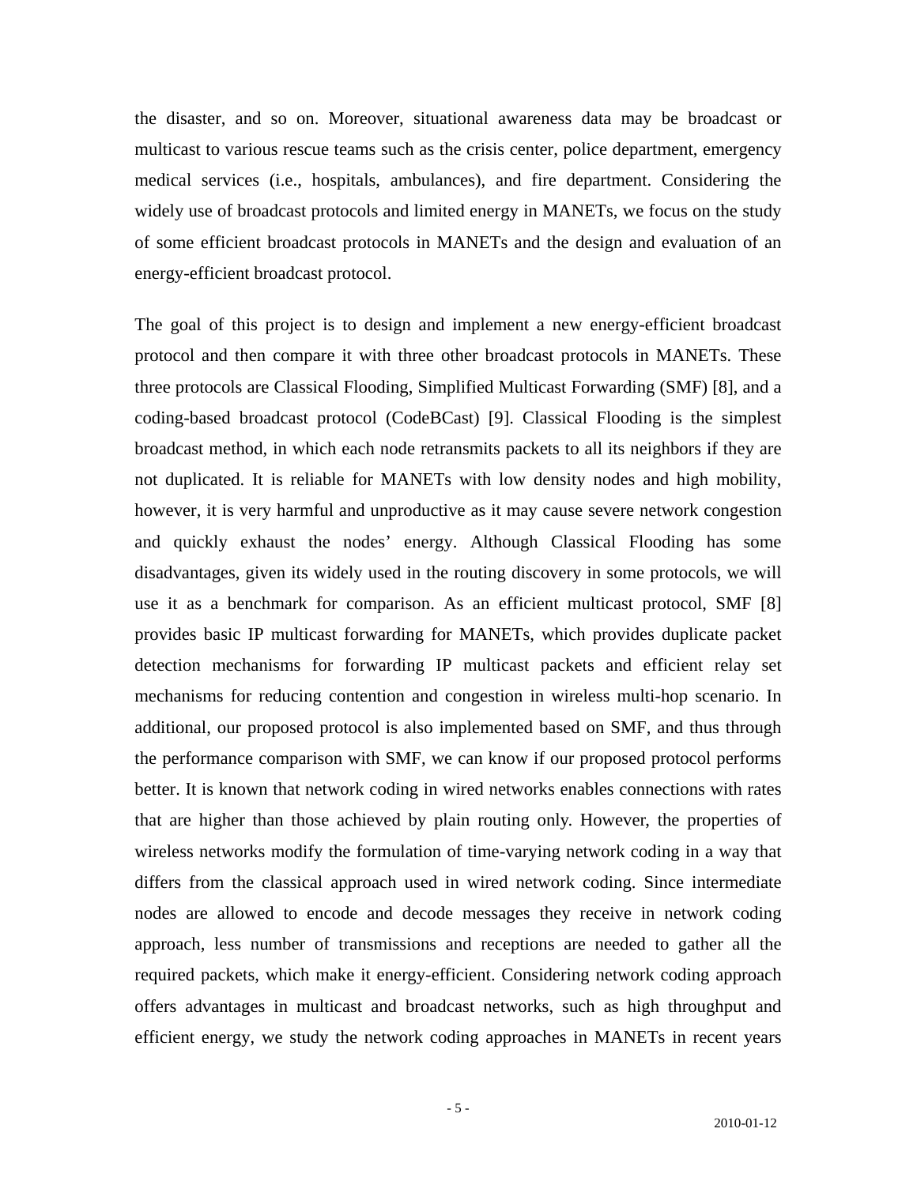the disaster, and so on. Moreover, situational awareness data may be broadcast or multicast to various rescue teams such as the crisis center, police department, emergency medical services (i.e., hospitals, ambulances), and fire department. Considering the widely use of broadcast protocols and limited energy in MANETs, we focus on the study of some efficient broadcast protocols in MANETs and the design and evaluation of an energy-efficient broadcast protocol.

The goal of this project is to design and implement a new energy-efficient broadcast protocol and then compare it with three other broadcast protocols in MANETs. These three protocols are Classical Flooding, Simplified Multicast Forwarding (SMF) [8], and a coding-based broadcast protocol (CodeBCast) [9]. Classical Flooding is the simplest broadcast method, in which each node retransmits packets to all its neighbors if they are not duplicated. It is reliable for MANETs with low density nodes and high mobility, however, it is very harmful and unproductive as it may cause severe network congestion and quickly exhaust the nodes' energy. Although Classical Flooding has some disadvantages, given its widely used in the routing discovery in some protocols, we will use it as a benchmark for comparison. As an efficient multicast protocol, SMF [8] provides basic IP multicast forwarding for MANETs, which provides duplicate packet detection mechanisms for forwarding IP multicast packets and efficient relay set mechanisms for reducing contention and congestion in wireless multi-hop scenario. In additional, our proposed protocol is also implemented based on SMF, and thus through the performance comparison with SMF, we can know if our proposed protocol performs better. It is known that network coding in wired networks enables connections with rates that are higher than those achieved by plain routing only. However, the properties of wireless networks modify the formulation of time-varying network coding in a way that differs from the classical approach used in wired network coding. Since intermediate nodes are allowed to encode and decode messages they receive in network coding approach, less number of transmissions and receptions are needed to gather all the required packets, which make it energy-efficient. Considering network coding approach offers advantages in multicast and broadcast networks, such as high throughput and efficient energy, we study the network coding approaches in MANETs in recent years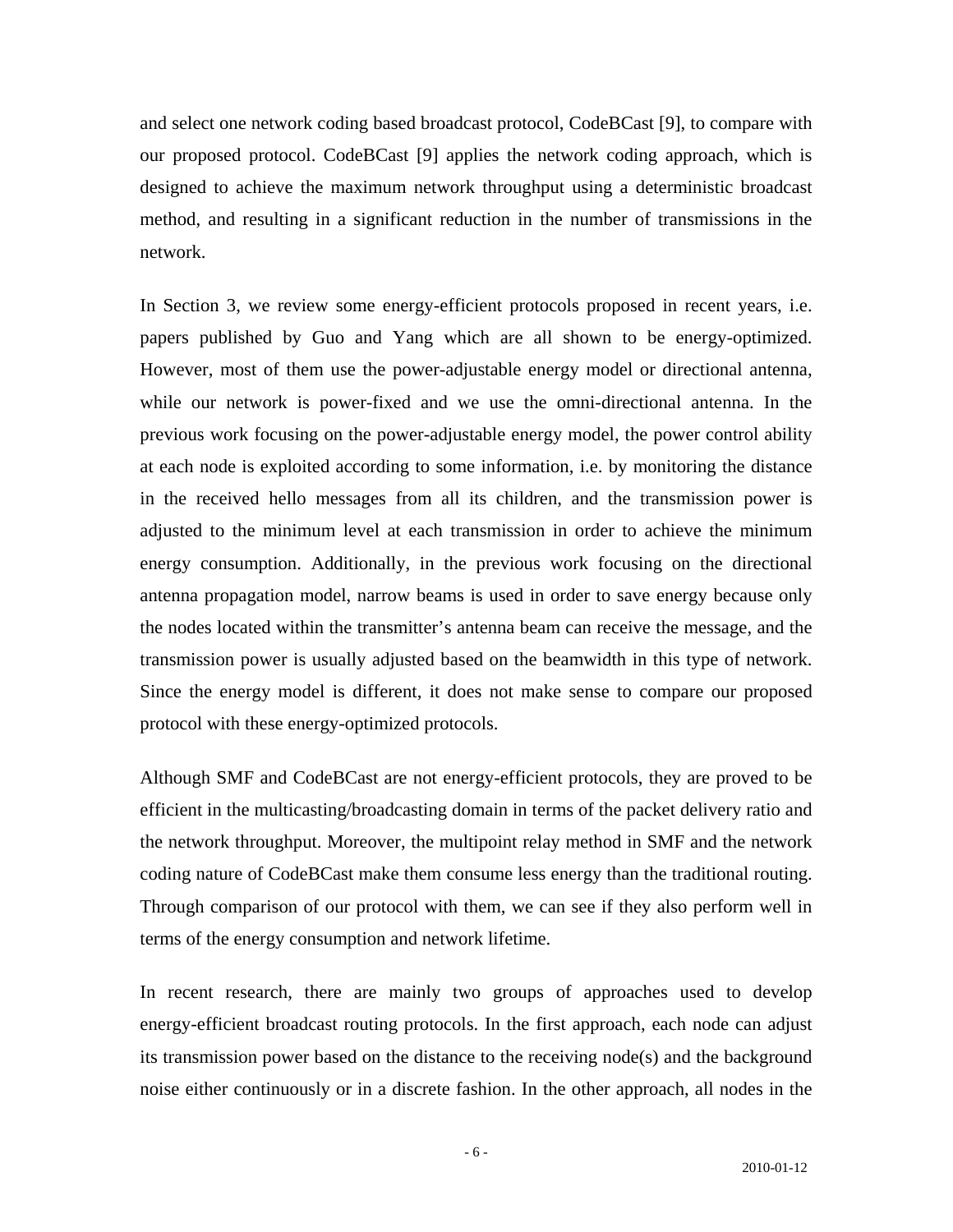and select one network coding based broadcast protocol, CodeBCast [9], to compare with our proposed protocol. CodeBCast [9] applies the network coding approach, which is designed to achieve the maximum network throughput using a deterministic broadcast method, and resulting in a significant reduction in the number of transmissions in the network.

In Section 3, we review some energy-efficient protocols proposed in recent years, i.e. papers published by Guo and Yang which are all shown to be energy-optimized. However, most of them use the power-adjustable energy model or directional antenna, while our network is power-fixed and we use the omni-directional antenna. In the previous work focusing on the power-adjustable energy model, the power control ability at each node is exploited according to some information, i.e. by monitoring the distance in the received hello messages from all its children, and the transmission power is adjusted to the minimum level at each transmission in order to achieve the minimum energy consumption. Additionally, in the previous work focusing on the directional antenna propagation model, narrow beams is used in order to save energy because only the nodes located within the transmitter's antenna beam can receive the message, and the transmission power is usually adjusted based on the beamwidth in this type of network. Since the energy model is different, it does not make sense to compare our proposed protocol with these energy-optimized protocols.

Although SMF and CodeBCast are not energy-efficient protocols, they are proved to be efficient in the multicasting/broadcasting domain in terms of the packet delivery ratio and the network throughput. Moreover, the multipoint relay method in SMF and the network coding nature of CodeBCast make them consume less energy than the traditional routing. Through comparison of our protocol with them, we can see if they also perform well in terms of the energy consumption and network lifetime.

In recent research, there are mainly two groups of approaches used to develop energy-efficient broadcast routing protocols. In the first approach, each node can adjust its transmission power based on the distance to the receiving node(s) and the background noise either continuously or in a discrete fashion. In the other approach, all nodes in the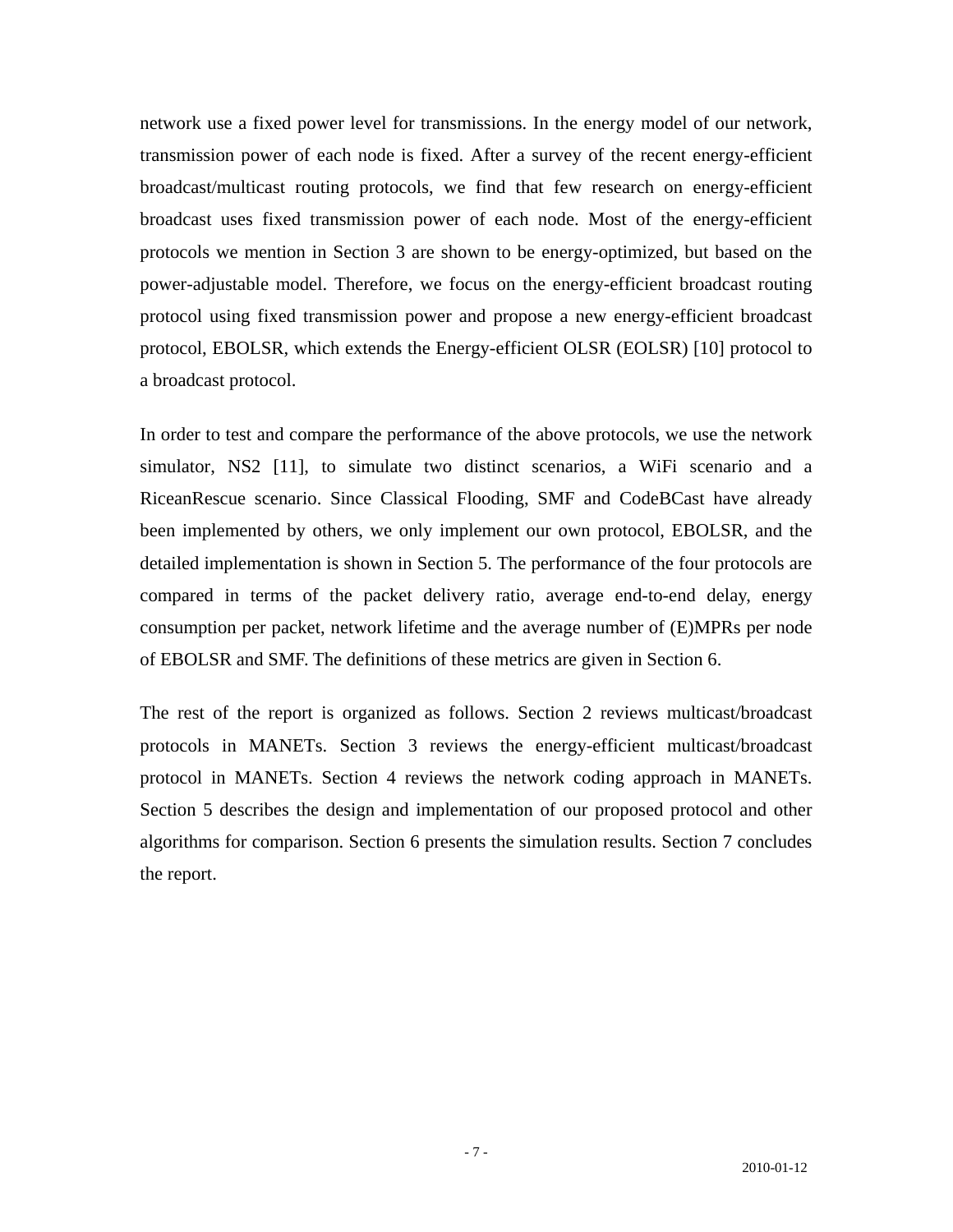network use a fixed power level for transmissions. In the energy model of our network, transmission power of each node is fixed. After a survey of the recent energy-efficient broadcast/multicast routing protocols, we find that few research on energy-efficient broadcast uses fixed transmission power of each node. Most of the energy-efficient protocols we mention in Section 3 are shown to be energy-optimized, but based on the power-adjustable model. Therefore, we focus on the energy-efficient broadcast routing protocol using fixed transmission power and propose a new energy-efficient broadcast protocol, EBOLSR, which extends the Energy-efficient OLSR (EOLSR) [10] protocol to a broadcast protocol.

In order to test and compare the performance of the above protocols, we use the network simulator, NS2 [11], to simulate two distinct scenarios, a WiFi scenario and a RiceanRescue scenario. Since Classical Flooding, SMF and CodeBCast have already been implemented by others, we only implement our own protocol, EBOLSR, and the detailed implementation is shown in Section 5. The performance of the four protocols are compared in terms of the packet delivery ratio, average end-to-end delay, energy consumption per packet, network lifetime and the average number of (E)MPRs per node of EBOLSR and SMF. The definitions of these metrics are given in Section 6.

The rest of the report is organized as follows. Section 2 reviews multicast/broadcast protocols in MANETs. Section 3 reviews the energy-efficient multicast/broadcast protocol in MANETs. Section 4 reviews the network coding approach in MANETs. Section 5 describes the design and implementation of our proposed protocol and other algorithms for comparison. Section 6 presents the simulation results. Section 7 concludes the report.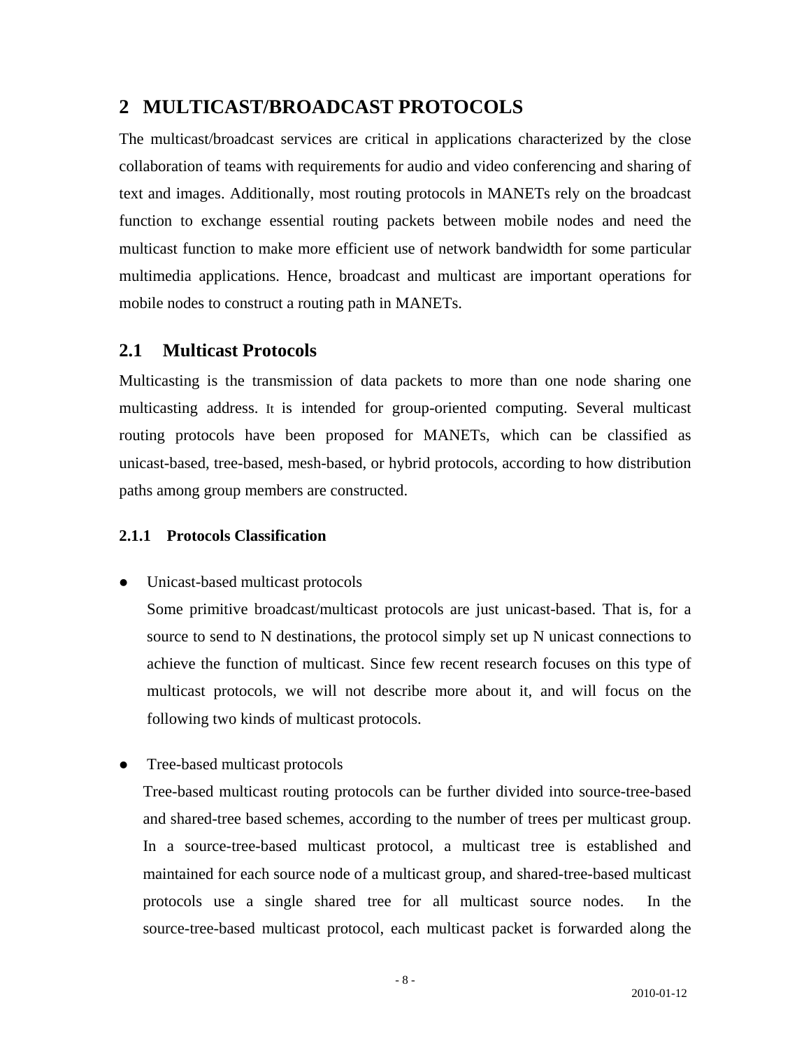# 2 MULTICAST/BROADCAST PROTOCOLS

The multicast/broadcast services are critical in applications characterized by the close collaboration of teams with requirements for audio and video conferencing and sharing of text and images. Additionally, most routing protocols in MANETs rely on the broadcast function to exchange essential routing packets between mobile nodes and need the multicast function to make more efficient use of network bandwidth for some particular multimedia applications. Hence, broadcast and multicast are important operations for mobile nodes to construct a routing path in MANETs.

## 2.1 Multicast Protocols

Multicasting is the transmission of data packets to more than one node sharing one multicasting address. It is intended for group-oriented computing. Several multicast routing protocols have been proposed for MANETs, which can be classified as unicast-based, tree-based, mesh-based, or hybrid protocols, according to how distribution paths among group members are constructed.

### 2.1.1 Protocols Classification

- Unicast-based multicast protocols

  Some primitive broadcast/multicast protocols are just unicast-based. That is, for a source to send to N destinations, the protocol simply set up N unicast connections to achieve the function of multicast. Since few recent research focuses on this type of multicast protocols, we will not describe more about it, and will focus on the following two kinds of multicast protocols.

- Tree-based multicast protocols

  Tree-based multicast routing protocols can be further divided into source-tree-based and shared-tree based schemes, according to the number of trees per multicast group. In a source-tree-based multicast protocol, a multicast tree is established and maintained for each source node of a multicast group, and shared-tree-based multicast protocols use a single shared tree for all multicast source nodes. In the source-tree-based multicast protocol, each multicast packet is forwarded along the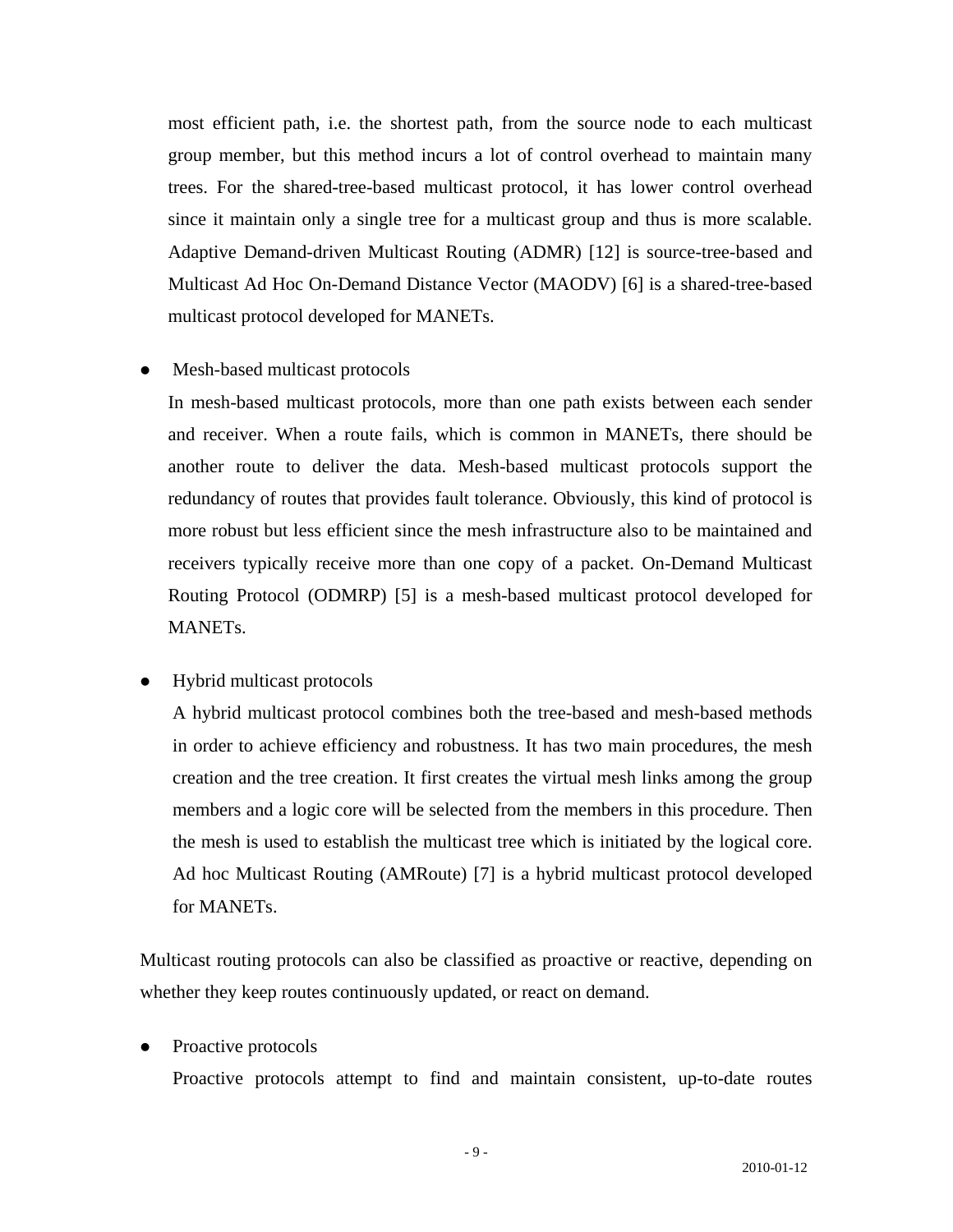most efficient path, i.e. the shortest path, from the source node to each multicast group member, but this method incurs a lot of control overhead to maintain many trees. For the shared-tree-based multicast protocol, it has lower control overhead since it maintain only a single tree for a multicast group and thus is more scalable. Adaptive Demand-driven Multicast Routing (ADMR) [12] is source-tree-based and Multicast Ad Hoc On-Demand Distance Vector (MAODV) [6] is a shared-tree-based multicast protocol developed for MANETs.

- Mesh-based multicast protocols

  In mesh-based multicast protocols, more than one path exists between each sender and receiver. When a route fails, which is common in MANETs, there should be another route to deliver the data. Mesh-based multicast protocols support the redundancy of routes that provides fault tolerance. Obviously, this kind of protocol is more robust but less efficient since the mesh infrastructure also to be maintained and receivers typically receive more than one copy of a packet. On-Demand Multicast Routing Protocol (ODMRP) [5] is a mesh-based multicast protocol developed for MANETs.

- Hybrid multicast protocols

  A hybrid multicast protocol combines both the tree-based and mesh-based methods in order to achieve efficiency and robustness. It has two main procedures, the mesh creation and the tree creation. It first creates the virtual mesh links among the group members and a logic core will be selected from the members in this procedure. Then the mesh is used to establish the multicast tree which is initiated by the logical core. Ad hoc Multicast Routing (AMRoute) [7] is a hybrid multicast protocol developed for MANETs.

Multicast routing protocols can also be classified as proactive or reactive, depending on whether they keep routes continuously updated, or react on demand.

- Proactive protocols

  Proactive protocols attempt to find and maintain consistent, up-to-date routes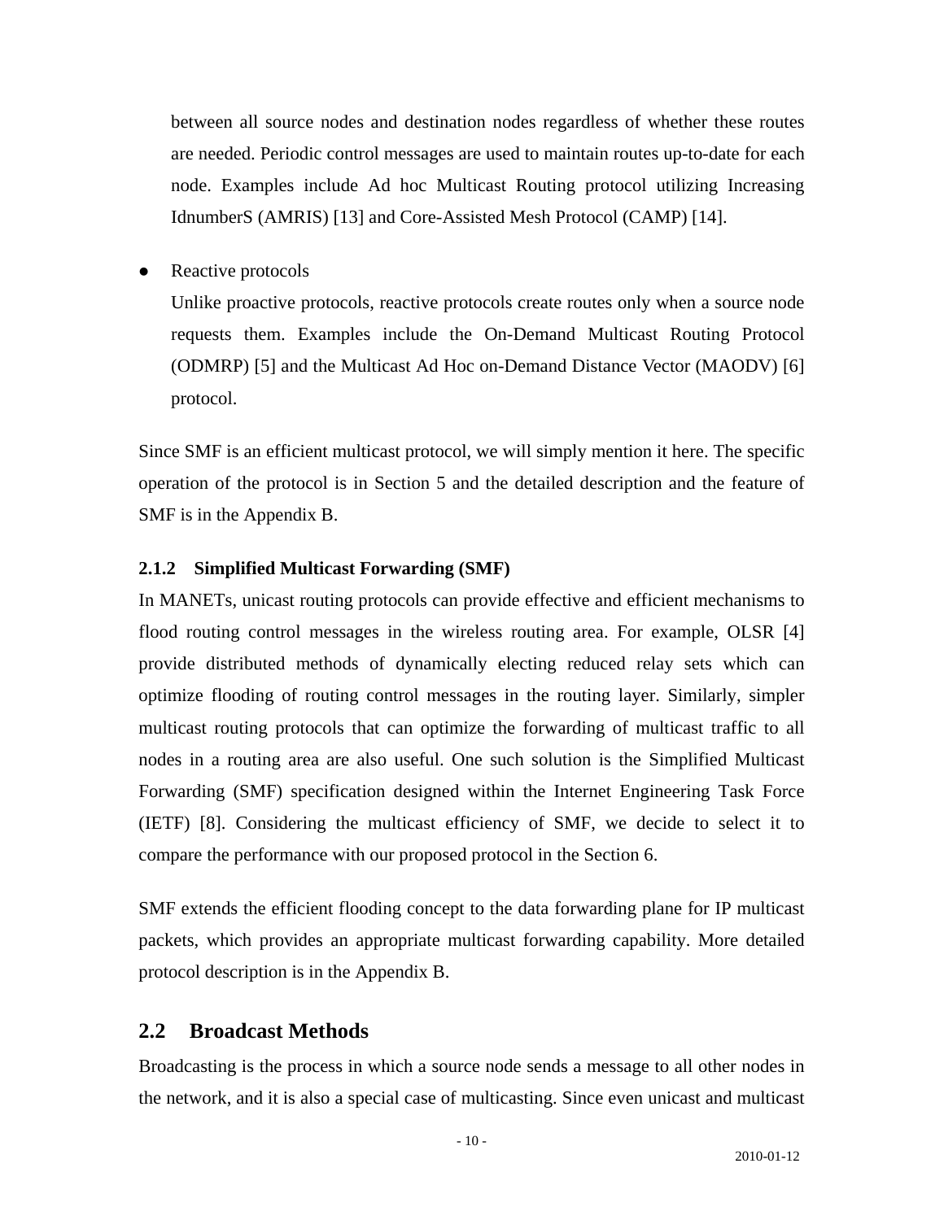between all source nodes and destination nodes regardless of whether these routes are needed. Periodic control messages are used to maintain routes up-to-date for each node. Examples include Ad hoc Multicast Routing protocol utilizing Increasing IdnumberS (AMRIS) [13] and Core-Assisted Mesh Protocol (CAMP) [14].

- Reactive protocols

  Unlike proactive protocols, reactive protocols create routes only when a source node requests them. Examples include the On-Demand Multicast Routing Protocol (ODMRP) [5] and the Multicast Ad Hoc on-Demand Distance Vector (MAODV) [6] protocol.

Since SMF is an efficient multicast protocol, we will simply mention it here. The specific operation of the protocol is in Section 5 and the detailed description and the feature of SMF is in the Appendix B.

#### 2.1.2 Simplified Multicast Forwarding (SMF)

In MANETs, unicast routing protocols can provide effective and efficient mechanisms to flood routing control messages in the wireless routing area. For example, OLSR [4] provide distributed methods of dynamically electing reduced relay sets which can optimize flooding of routing control messages in the routing layer. Similarly, simpler multicast routing protocols that can optimize the forwarding of multicast traffic to all nodes in a routing area are also useful. One such solution is the Simplified Multicast Forwarding (SMF) specification designed within the Internet Engineering Task Force (IETF) [8]. Considering the multicast efficiency of SMF, we decide to select it to compare the performance with our proposed protocol in the Section 6.

SMF extends the efficient flooding concept to the data forwarding plane for IP multicast packets, which provides an appropriate multicast forwarding capability. More detailed protocol description is in the Appendix B.

### 2.2 Broadcast Methods

Broadcasting is the process in which a source node sends a message to all other nodes in the network, and it is also a special case of multicasting. Since even unicast and multicast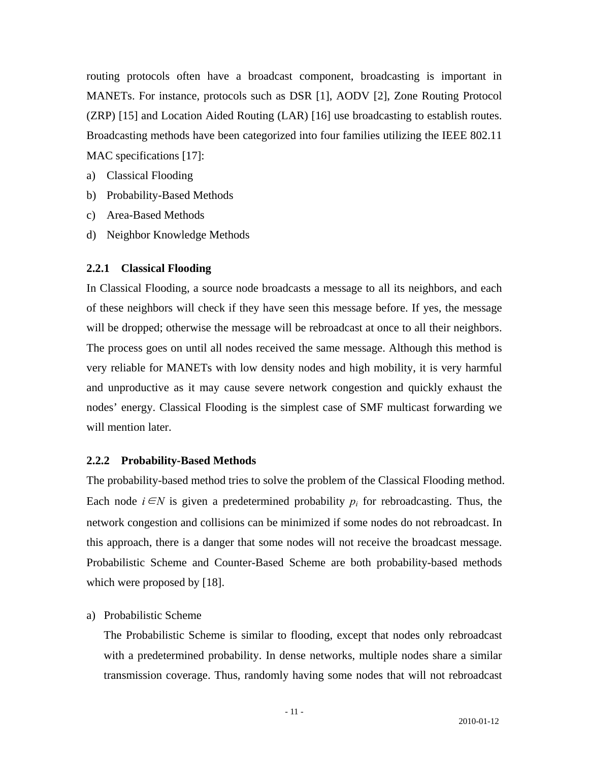routing protocols often have a broadcast component, broadcasting is important in MANETs. For instance, protocols such as DSR [1], AODV [2], Zone Routing Protocol (ZRP) [15] and Location Aided Routing (LAR) [16] use broadcasting to establish routes. Broadcasting methods have been categorized into four families utilizing the IEEE 802.11 MAC specifications [17]:

a) Classical Flooding
b) Probability-Based Methods
c) Area-Based Methods
d) Neighbor Knowledge Methods

### 2.2.1 Classical Flooding

In Classical Flooding, a source node broadcasts a message to all its neighbors, and each of these neighbors will check if they have seen this message before. If yes, the message will be dropped; otherwise the message will be rebroadcast at once to all their neighbors. The process goes on until all nodes received the same message. Although this method is very reliable for MANETs with low density nodes and high mobility, it is very harmful and unproductive as it may cause severe network congestion and quickly exhaust the nodes' energy. Classical Flooding is the simplest case of SMF multicast forwarding we will mention later.

### 2.2.2 Probability-Based Methods

The probability-based method tries to solve the problem of the Classical Flooding method. Each node $i \in N$ is given a predetermined probability $p_i$ for rebroadcasting. Thus, the network congestion and collisions can be minimized if some nodes do not rebroadcast. In this approach, there is a danger that some nodes will not receive the broadcast message. Probabilistic Scheme and Counter-Based Scheme are both probability-based methods which were proposed by [18].

a) Probabilistic Scheme

The Probabilistic Scheme is similar to flooding, except that nodes only rebroadcast with a predetermined probability. In dense networks, multiple nodes share a similar transmission coverage. Thus, randomly having some nodes that will not rebroadcast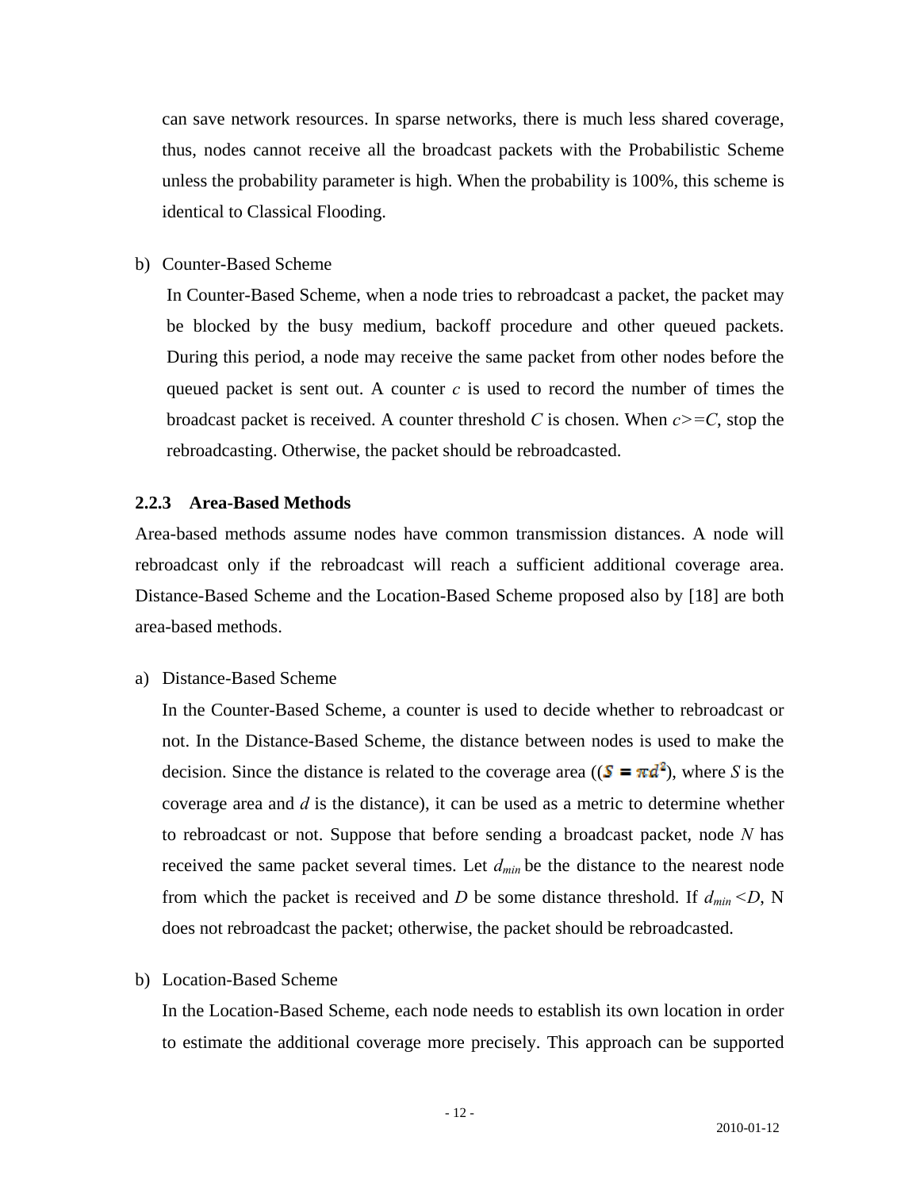can save network resources. In sparse networks, there is much less shared coverage, thus, nodes cannot receive all the broadcast packets with the Probabilistic Scheme unless the probability parameter is high. When the probability is 100%, this scheme is identical to Classical Flooding.

b) Counter-Based Scheme

In Counter-Based Scheme, when a node tries to rebroadcast a packet, the packet may be blocked by the busy medium, backoff procedure and other queued packets. During this period, a node may receive the same packet from other nodes before the queued packet is sent out. A counter $c$ is used to record the number of times the broadcast packet is received. A counter threshold $C$ is chosen. When $c>=C$, stop the rebroadcasting. Otherwise, the packet should be rebroadcasted.

### 2.2.3 Area-Based Methods

Area-based methods assume nodes have common transmission distances. A node will rebroadcast only if the rebroadcast will reach a sufficient additional coverage area. Distance-Based Scheme and the Location-Based Scheme proposed also by [18] are both area-based methods.

a) Distance-Based Scheme

In the Counter-Based Scheme, a counter is used to decide whether to rebroadcast or not. In the Distance-Based Scheme, the distance between nodes is used to make the decision. Since the distance is related to the coverage area (($S = \pi d^2$), where $S$ is the coverage area and $d$ is the distance), it can be used as a metric to determine whether to rebroadcast or not. Suppose that before sending a broadcast packet, node $N$ has received the same packet several times. Let $d_{min}$ be the distance to the nearest node from which the packet is received and $D$ be some distance threshold. If $d_{min} < D$, N does not rebroadcast the packet; otherwise, the packet should be rebroadcasted.

b) Location-Based Scheme

In the Location-Based Scheme, each node needs to establish its own location in order to estimate the additional coverage more precisely. This approach can be supported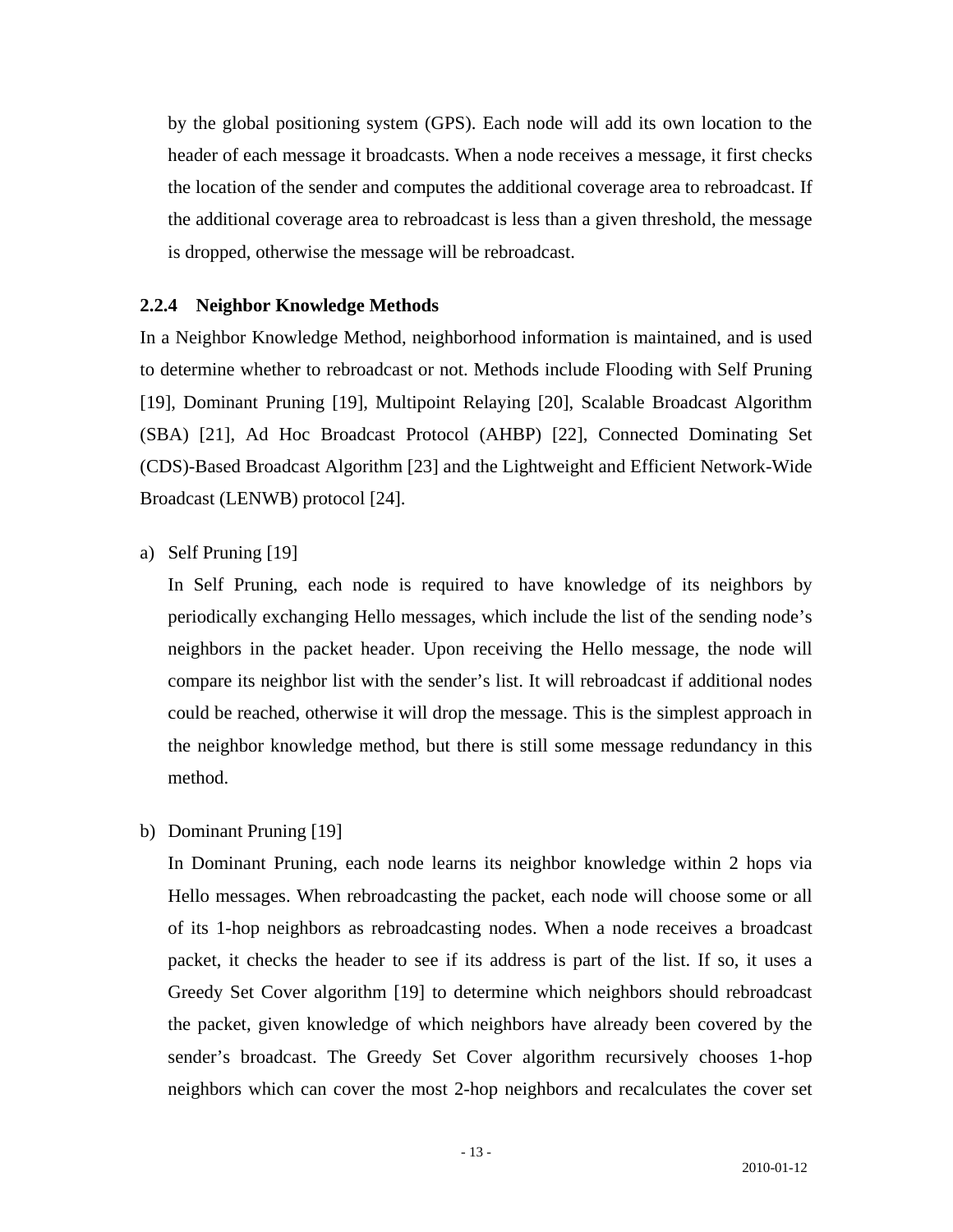by the global positioning system (GPS). Each node will add its own location to the header of each message it broadcasts. When a node receives a message, it first checks the location of the sender and computes the additional coverage area to rebroadcast. If the additional coverage area to rebroadcast is less than a given threshold, the message is dropped, otherwise the message will be rebroadcast.

### 2.2.4 Neighbor Knowledge Methods

In a Neighbor Knowledge Method, neighborhood information is maintained, and is used to determine whether to rebroadcast or not. Methods include Flooding with Self Pruning [19], Dominant Pruning [19], Multipoint Relaying [20], Scalable Broadcast Algorithm (SBA) [21], Ad Hoc Broadcast Protocol (AHBP) [22], Connected Dominating Set (CDS)-Based Broadcast Algorithm [23] and the Lightweight and Efficient Network-Wide Broadcast (LENWB) protocol [24].

a) Self Pruning [19]

In Self Pruning, each node is required to have knowledge of its neighbors by periodically exchanging Hello messages, which include the list of the sending node's neighbors in the packet header. Upon receiving the Hello message, the node will compare its neighbor list with the sender's list. It will rebroadcast if additional nodes could be reached, otherwise it will drop the message. This is the simplest approach in the neighbor knowledge method, but there is still some message redundancy in this method.

b) Dominant Pruning [19]

In Dominant Pruning, each node learns its neighbor knowledge within 2 hops via Hello messages. When rebroadcasting the packet, each node will choose some or all of its 1-hop neighbors as rebroadcasting nodes. When a node receives a broadcast packet, it checks the header to see if its address is part of the list. If so, it uses a Greedy Set Cover algorithm [19] to determine which neighbors should rebroadcast the packet, given knowledge of which neighbors have already been covered by the sender's broadcast. The Greedy Set Cover algorithm recursively chooses 1-hop neighbors which can cover the most 2-hop neighbors and recalculates the cover set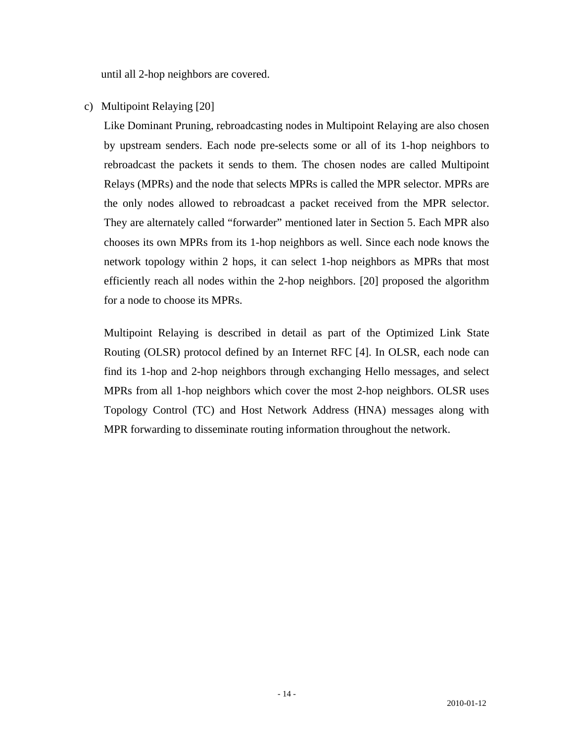until all 2-hop neighbors are covered.

c) Multipoint Relaying [20]

Like Dominant Pruning, rebroadcasting nodes in Multipoint Relaying are also chosen by upstream senders. Each node pre-selects some or all of its 1-hop neighbors to rebroadcast the packets it sends to them. The chosen nodes are called Multipoint Relays (MPRs) and the node that selects MPRs is called the MPR selector. MPRs are the only nodes allowed to rebroadcast a packet received from the MPR selector. They are alternately called "forwarder" mentioned later in Section 5. Each MPR also chooses its own MPRs from its 1-hop neighbors as well. Since each node knows the network topology within 2 hops, it can select 1-hop neighbors as MPRs that most efficiently reach all nodes within the 2-hop neighbors. [20] proposed the algorithm for a node to choose its MPRs.

Multipoint Relaying is described in detail as part of the Optimized Link State Routing (OLSR) protocol defined by an Internet RFC [4]. In OLSR, each node can find its 1-hop and 2-hop neighbors through exchanging Hello messages, and select MPRs from all 1-hop neighbors which cover the most 2-hop neighbors. OLSR uses Topology Control (TC) and Host Network Address (HNA) messages along with MPR forwarding to disseminate routing information throughout the network.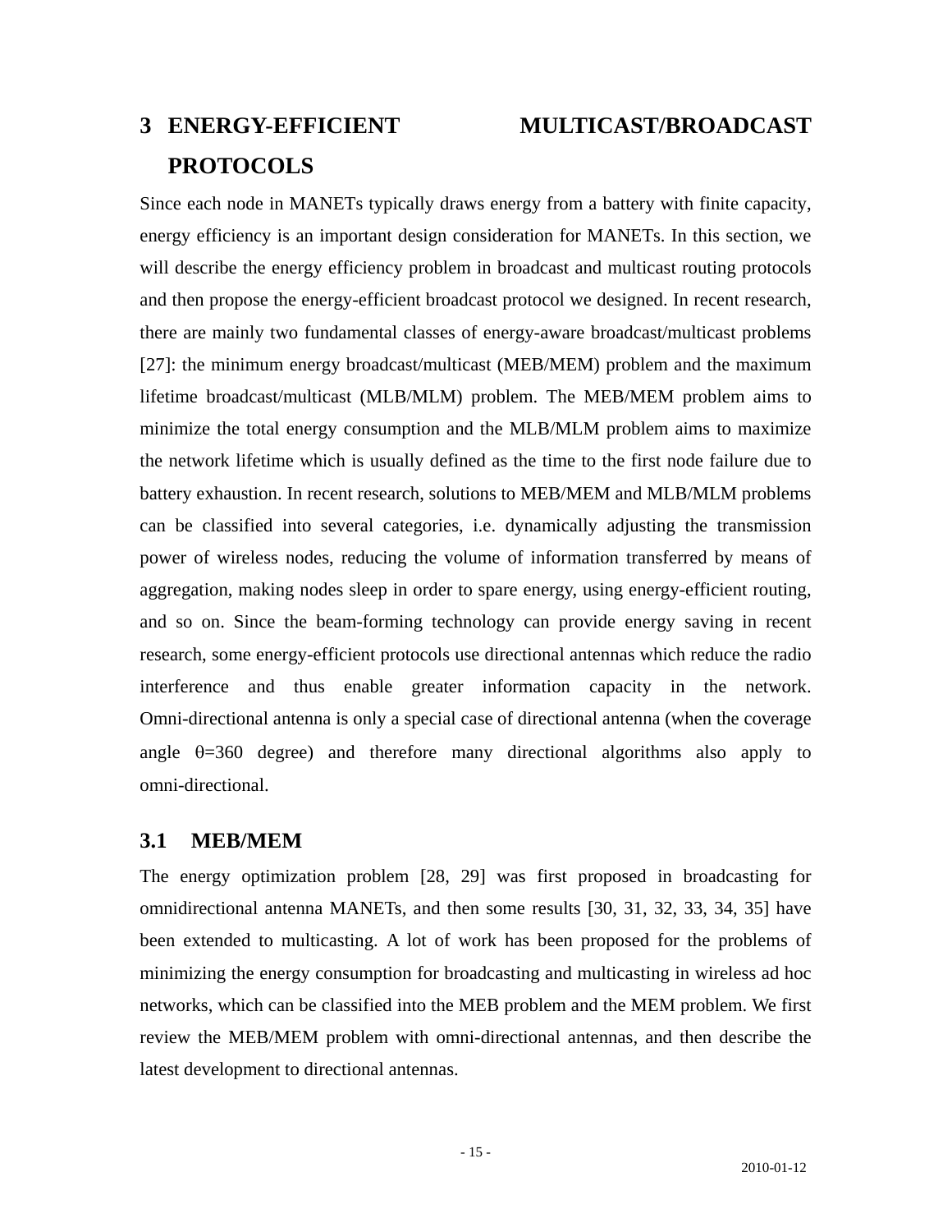# 3 ENERGY-EFFICIENT MULTICAST/BROADCAST PROTOCOLS

Since each node in MANETs typically draws energy from a battery with finite capacity, energy efficiency is an important design consideration for MANETs. In this section, we will describe the energy efficiency problem in broadcast and multicast routing protocols and then propose the energy-efficient broadcast protocol we designed. In recent research, there are mainly two fundamental classes of energy-aware broadcast/multicast problems [27]: the minimum energy broadcast/multicast (MEB/MEM) problem and the maximum lifetime broadcast/multicast (MLB/MLM) problem. The MEB/MEM problem aims to minimize the total energy consumption and the MLB/MLM problem aims to maximize the network lifetime which is usually defined as the time to the first node failure due to battery exhaustion. In recent research, solutions to MEB/MEM and MLB/MLM problems can be classified into several categories, i.e. dynamically adjusting the transmission power of wireless nodes, reducing the volume of information transferred by means of aggregation, making nodes sleep in order to spare energy, using energy-efficient routing, and so on. Since the beam-forming technology can provide energy saving in recent research, some energy-efficient protocols use directional antennas which reduce the radio interference and thus enable greater information capacity in the network. Omni-directional antenna is only a special case of directional antenna (when the coverage angle $\theta$=360 degree) and therefore many directional algorithms also apply to omni-directional.

## 3.1 MEB/MEM

The energy optimization problem [28, 29] was first proposed in broadcasting for omnidirectional antenna MANETs, and then some results [30, 31, 32, 33, 34, 35] have been extended to multicasting. A lot of work has been proposed for the problems of minimizing the energy consumption for broadcasting and multicasting in wireless ad hoc networks, which can be classified into the MEB problem and the MEM problem. We first review the MEB/MEM problem with omni-directional antennas, and then describe the latest development to directional antennas.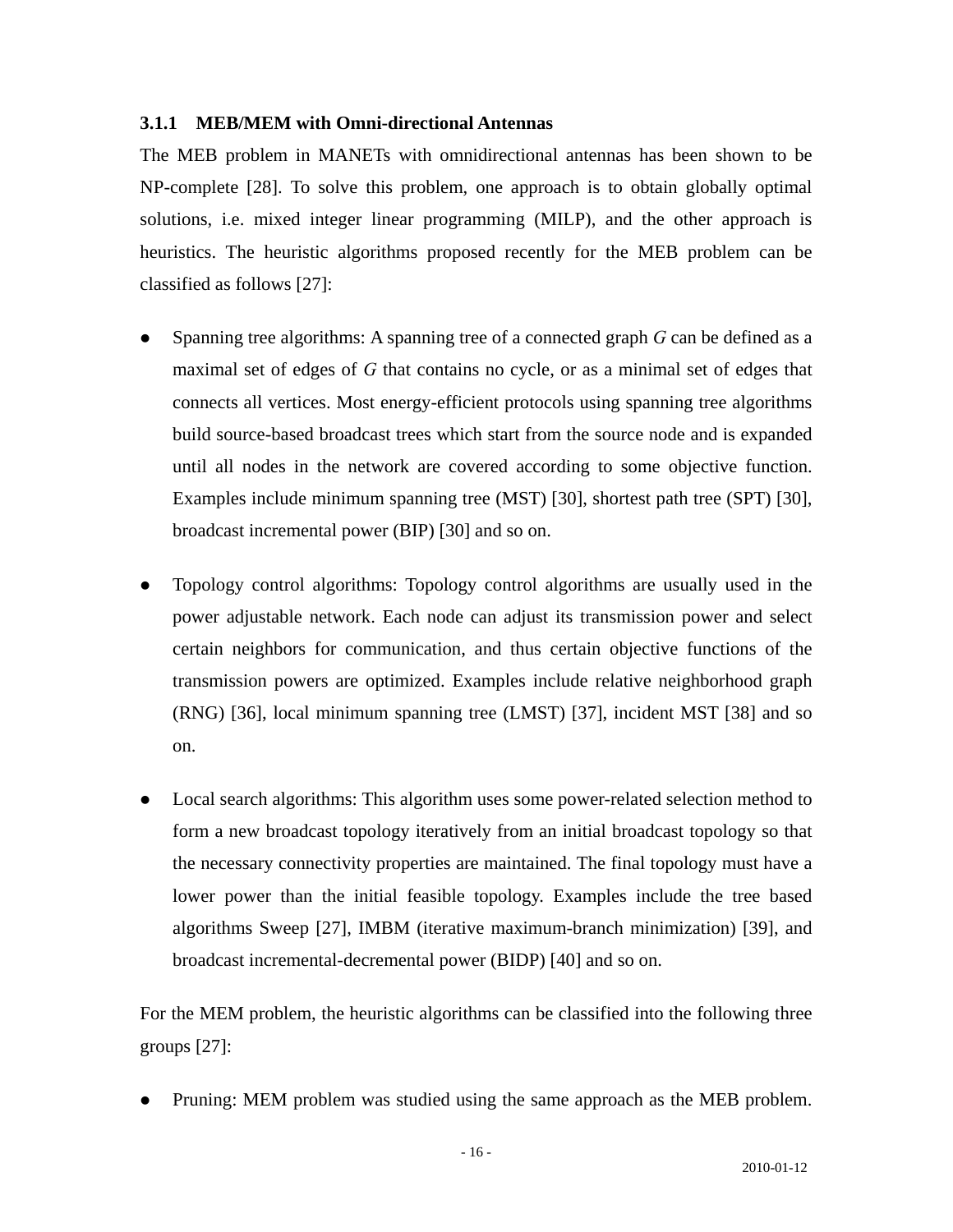### 3.1.1 MEB/MEM with Omni-directional Antennas

The MEB problem in MANETs with omnidirectional antennas has been shown to be NP-complete [28]. To solve this problem, one approach is to obtain globally optimal solutions, i.e. mixed integer linear programming (MILP), and the other approach is heuristics. The heuristic algorithms proposed recently for the MEB problem can be classified as follows [27]:

- Spanning tree algorithms: A spanning tree of a connected graph *G* can be defined as a maximal set of edges of *G* that contains no cycle, or as a minimal set of edges that connects all vertices. Most energy-efficient protocols using spanning tree algorithms build source-based broadcast trees which start from the source node and is expanded until all nodes in the network are covered according to some objective function. Examples include minimum spanning tree (MST) [30], shortest path tree (SPT) [30], broadcast incremental power (BIP) [30] and so on.

- Topology control algorithms: Topology control algorithms are usually used in the power adjustable network. Each node can adjust its transmission power and select certain neighbors for communication, and thus certain objective functions of the transmission powers are optimized. Examples include relative neighborhood graph (RNG) [36], local minimum spanning tree (LMST) [37], incident MST [38] and so on.

- Local search algorithms: This algorithm uses some power-related selection method to form a new broadcast topology iteratively from an initial broadcast topology so that the necessary connectivity properties are maintained. The final topology must have a lower power than the initial feasible topology. Examples include the tree based algorithms Sweep [27], IMBM (iterative maximum-branch minimization) [39], and broadcast incremental-decremental power (BIDP) [40] and so on.

For the MEM problem, the heuristic algorithms can be classified into the following three groups [27]:

- Pruning: MEM problem was studied using the same approach as the MEB problem.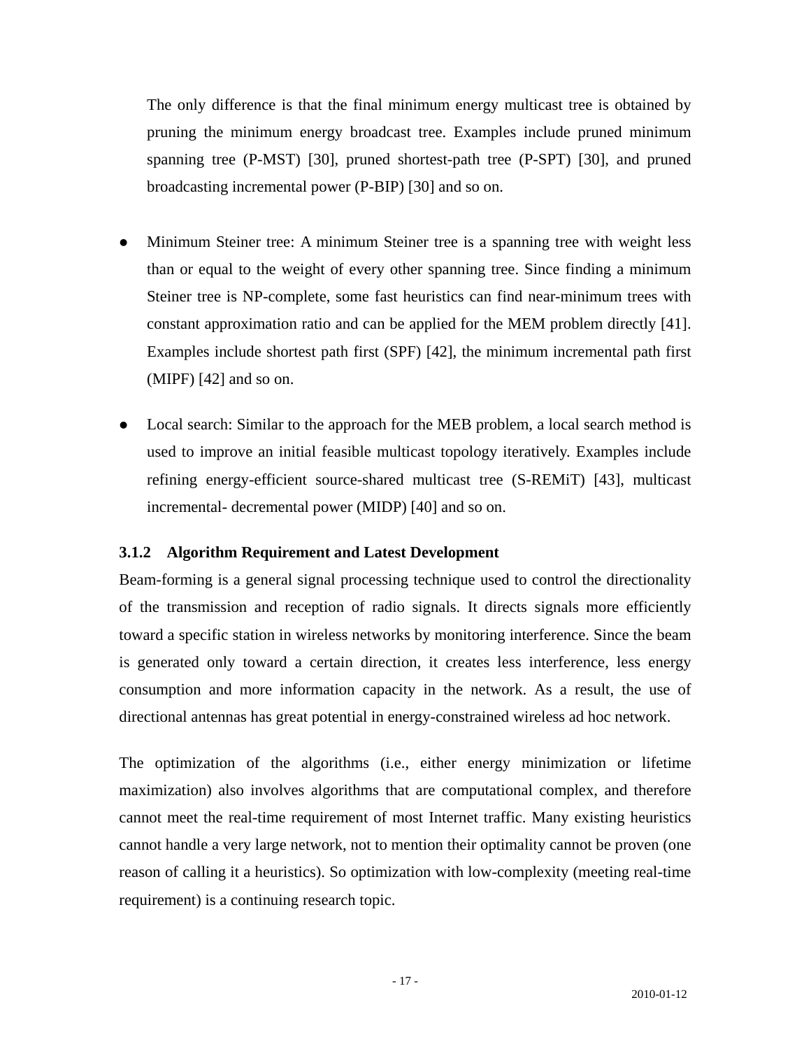The only difference is that the final minimum energy multicast tree is obtained by pruning the minimum energy broadcast tree. Examples include pruned minimum spanning tree (P-MST) [30], pruned shortest-path tree (P-SPT) [30], and pruned broadcasting incremental power (P-BIP) [30] and so on.

- Minimum Steiner tree: A minimum Steiner tree is a spanning tree with weight less than or equal to the weight of every other spanning tree. Since finding a minimum Steiner tree is NP-complete, some fast heuristics can find near-minimum trees with constant approximation ratio and can be applied for the MEM problem directly [41]. Examples include shortest path first (SPF) [42], the minimum incremental path first (MIPF) [42] and so on.

- Local search: Similar to the approach for the MEB problem, a local search method is used to improve an initial feasible multicast topology iteratively. Examples include refining energy-efficient source-shared multicast tree (S-REMiT) [43], multicast incremental- decremental power (MIDP) [40] and so on.

### 3.1.2 Algorithm Requirement and Latest Development

Beam-forming is a general signal processing technique used to control the directionality of the transmission and reception of radio signals. It directs signals more efficiently toward a specific station in wireless networks by monitoring interference. Since the beam is generated only toward a certain direction, it creates less interference, less energy consumption and more information capacity in the network. As a result, the use of directional antennas has great potential in energy-constrained wireless ad hoc network.

The optimization of the algorithms (i.e., either energy minimization or lifetime maximization) also involves algorithms that are computational complex, and therefore cannot meet the real-time requirement of most Internet traffic. Many existing heuristics cannot handle a very large network, not to mention their optimality cannot be proven (one reason of calling it a heuristics). So optimization with low-complexity (meeting real-time requirement) is a continuing research topic.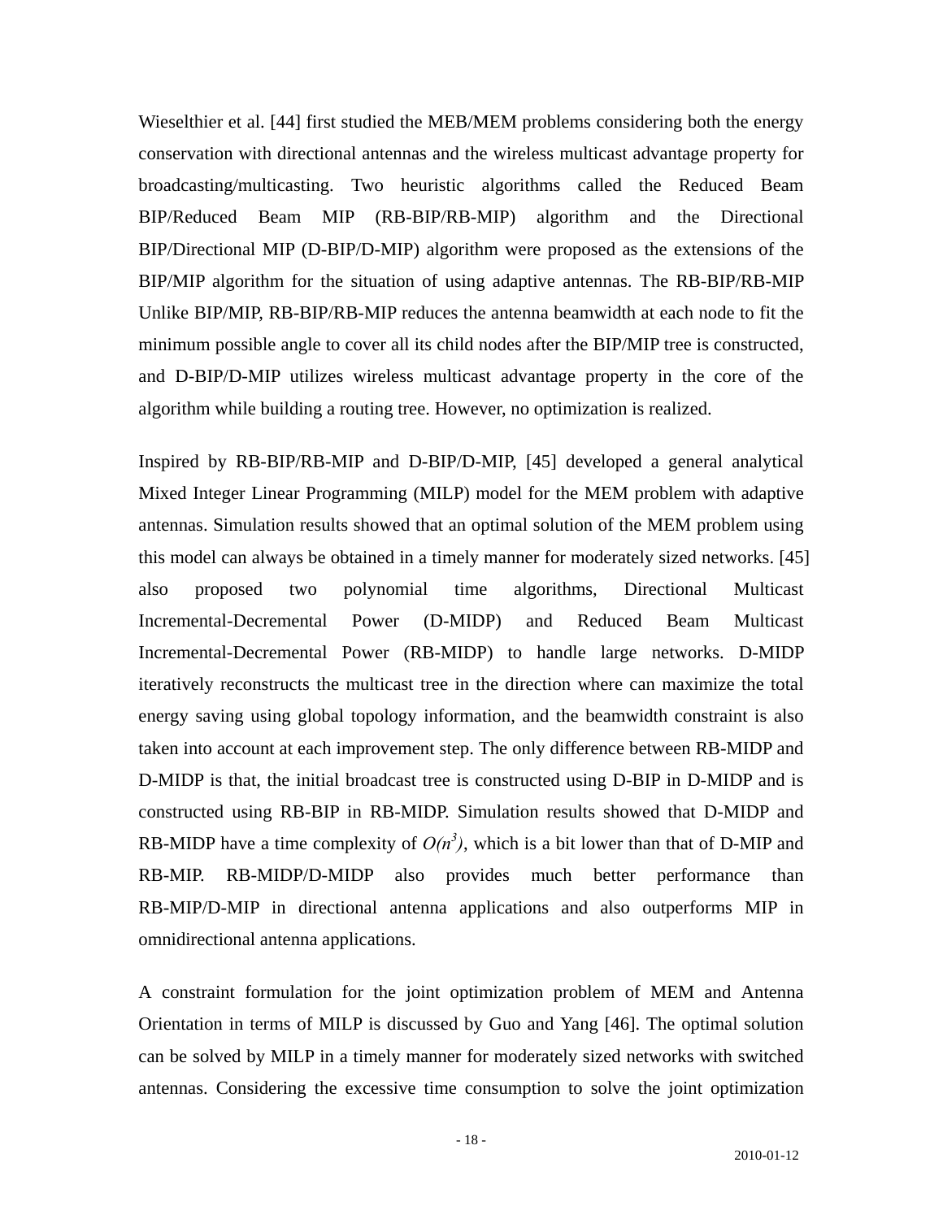Wieselthier et al. [44] first studied the MEB/MEM problems considering both the energy conservation with directional antennas and the wireless multicast advantage property for broadcasting/multicasting. Two heuristic algorithms called the Reduced Beam BIP/Reduced Beam MIP (RB-BIP/RB-MIP) algorithm and the Directional BIP/Directional MIP (D-BIP/D-MIP) algorithm were proposed as the extensions of the BIP/MIP algorithm for the situation of using adaptive antennas. The RB-BIP/RB-MIP Unlike BIP/MIP, RB-BIP/RB-MIP reduces the antenna beamwidth at each node to fit the minimum possible angle to cover all its child nodes after the BIP/MIP tree is constructed, and D-BIP/D-MIP utilizes wireless multicast advantage property in the core of the algorithm while building a routing tree. However, no optimization is realized.

Inspired by RB-BIP/RB-MIP and D-BIP/D-MIP, [45] developed a general analytical Mixed Integer Linear Programming (MILP) model for the MEM problem with adaptive antennas. Simulation results showed that an optimal solution of the MEM problem using this model can always be obtained in a timely manner for moderately sized networks. [45] also proposed two polynomial time algorithms, Directional Multicast Incremental-Decremental Power (D-MIDP) and Reduced Beam Multicast Incremental-Decremental Power (RB-MIDP) to handle large networks. D-MIDP iteratively reconstructs the multicast tree in the direction where can maximize the total energy saving using global topology information, and the beamwidth constraint is also taken into account at each improvement step. The only difference between RB-MIDP and D-MIDP is that, the initial broadcast tree is constructed using D-BIP in D-MIDP and is constructed using RB-BIP in RB-MIDP. Simulation results showed that D-MIDP and RB-MIDP have a time complexity of $O(n^3)$, which is a bit lower than that of D-MIP and RB-MIP. RB-MIDP/D-MIDP also provides much better performance than RB-MIP/D-MIP in directional antenna applications and also outperforms MIP in omnidirectional antenna applications.

A constraint formulation for the joint optimization problem of MEM and Antenna Orientation in terms of MILP is discussed by Guo and Yang [46]. The optimal solution can be solved by MILP in a timely manner for moderately sized networks with switched antennas. Considering the excessive time consumption to solve the joint optimization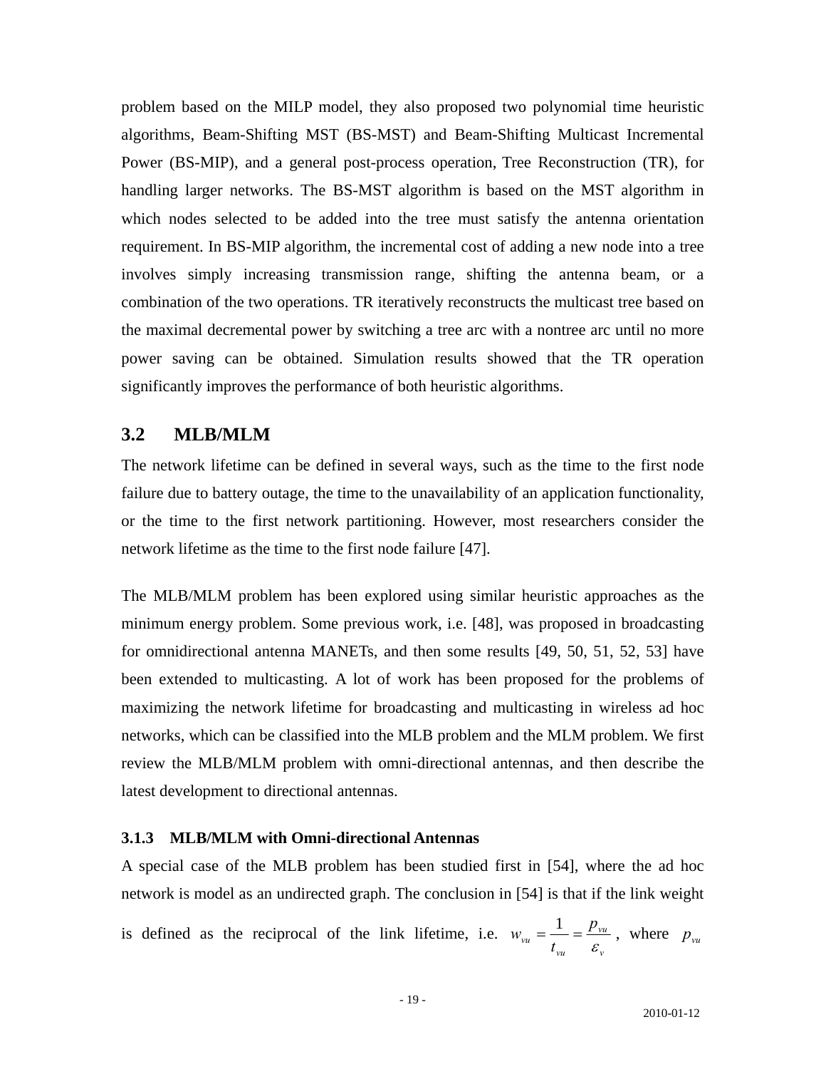problem based on the MILP model, they also proposed two polynomial time heuristic algorithms, Beam-Shifting MST (BS-MST) and Beam-Shifting Multicast Incremental Power (BS-MIP), and a general post-process operation, Tree Reconstruction (TR), for handling larger networks. The BS-MST algorithm is based on the MST algorithm in which nodes selected to be added into the tree must satisfy the antenna orientation requirement. In BS-MIP algorithm, the incremental cost of adding a new node into a tree involves simply increasing transmission range, shifting the antenna beam, or a combination of the two operations. TR iteratively reconstructs the multicast tree based on the maximal decremental power by switching a tree arc with a nontree arc until no more power saving can be obtained. Simulation results showed that the TR operation significantly improves the performance of both heuristic algorithms.

## 3.2 MLB/MLM

The network lifetime can be defined in several ways, such as the time to the first node failure due to battery outage, the time to the unavailability of an application functionality, or the time to the first network partitioning. However, most researchers consider the network lifetime as the time to the first node failure [47].

The MLB/MLM problem has been explored using similar heuristic approaches as the minimum energy problem. Some previous work, i.e. [48], was proposed in broadcasting for omnidirectional antenna MANETs, and then some results [49, 50, 51, 52, 53] have been extended to multicasting. A lot of work has been proposed for the problems of maximizing the network lifetime for broadcasting and multicasting in wireless ad hoc networks, which can be classified into the MLB problem and the MLM problem. We first review the MLB/MLM problem with omni-directional antennas, and then describe the latest development to directional antennas.

### 3.1.3 MLB/MLM with Omni-directional Antennas

A special case of the MLB problem has been studied first in [54], where the ad hoc network is model as an undirected graph. The conclusion in [54] is that if the link weight is defined as the reciprocal of the link lifetime, i.e. $w_{vu} = \frac{1}{t_{vu}} = \frac{p_{vu}}{\varepsilon_v}$, where $p_{vu}$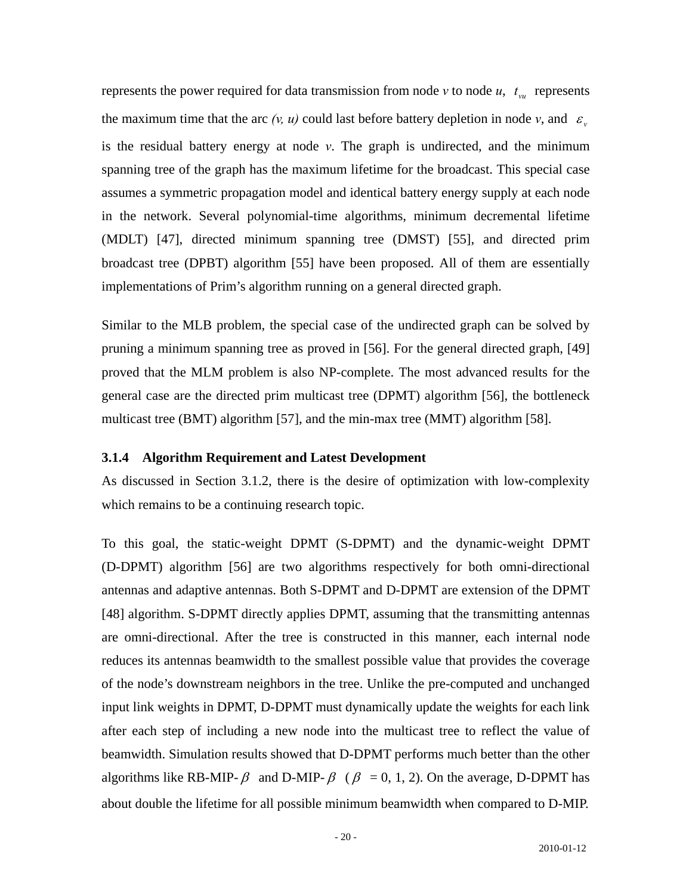represents the power required for data transmission from node *v* to node *u*, $t_{vu}$ represents the maximum time that the arc *(v, u)* could last before battery depletion in node *v*, and $\varepsilon_v$ is the residual battery energy at node *v*. The graph is undirected, and the minimum spanning tree of the graph has the maximum lifetime for the broadcast. This special case assumes a symmetric propagation model and identical battery energy supply at each node in the network. Several polynomial-time algorithms, minimum decremental lifetime (MDLT) [47], directed minimum spanning tree (DMST) [55], and directed prim broadcast tree (DPBT) algorithm [55] have been proposed. All of them are essentially implementations of Prim's algorithm running on a general directed graph.

Similar to the MLB problem, the special case of the undirected graph can be solved by pruning a minimum spanning tree as proved in [56]. For the general directed graph, [49] proved that the MLM problem is also NP-complete. The most advanced results for the general case are the directed prim multicast tree (DPMT) algorithm [56], the bottleneck multicast tree (BMT) algorithm [57], and the min-max tree (MMT) algorithm [58].

### 3.1.4 Algorithm Requirement and Latest Development

As discussed in Section 3.1.2, there is the desire of optimization with low-complexity which remains to be a continuing research topic.

To this goal, the static-weight DPMT (S-DPMT) and the dynamic-weight DPMT (D-DPMT) algorithm [56] are two algorithms respectively for both omni-directional antennas and adaptive antennas. Both S-DPMT and D-DPMT are extension of the DPMT [48] algorithm. S-DPMT directly applies DPMT, assuming that the transmitting antennas are omni-directional. After the tree is constructed in this manner, each internal node reduces its antennas beamwidth to the smallest possible value that provides the coverage of the node's downstream neighbors in the tree. Unlike the pre-computed and unchanged input link weights in DPMT, D-DPMT must dynamically update the weights for each link after each step of including a new node into the multicast tree to reflect the value of beamwidth. Simulation results showed that D-DPMT performs much better than the other algorithms like RB-MIP-$\beta$ and D-MIP-$\beta$ ($\beta$ = 0, 1, 2). On the average, D-DPMT has about double the lifetime for all possible minimum beamwidth when compared to D-MIP.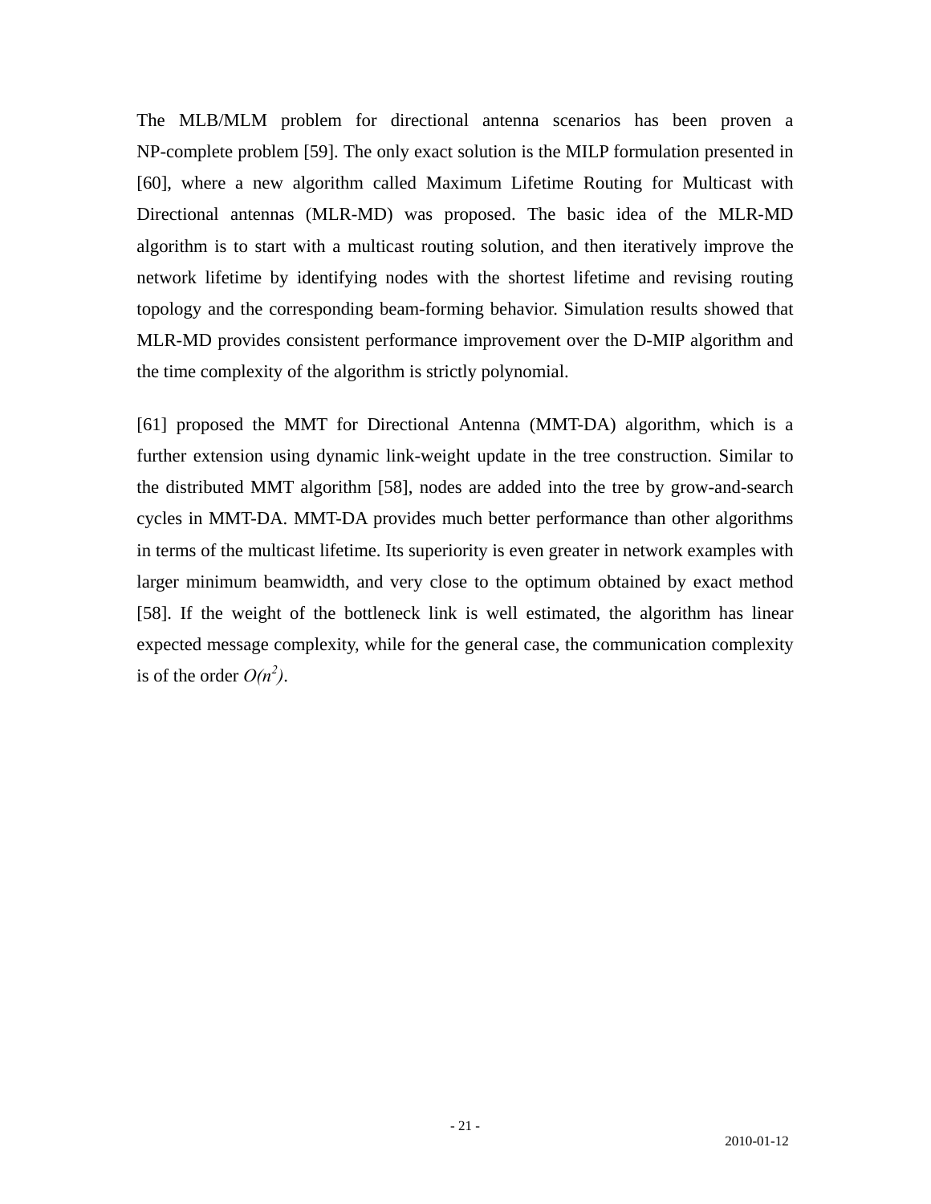The MLB/MLM problem for directional antenna scenarios has been proven a NP-complete problem [59]. The only exact solution is the MILP formulation presented in [60], where a new algorithm called Maximum Lifetime Routing for Multicast with Directional antennas (MLR-MD) was proposed. The basic idea of the MLR-MD algorithm is to start with a multicast routing solution, and then iteratively improve the network lifetime by identifying nodes with the shortest lifetime and revising routing topology and the corresponding beam-forming behavior. Simulation results showed that MLR-MD provides consistent performance improvement over the D-MIP algorithm and the time complexity of the algorithm is strictly polynomial.

[61] proposed the MMT for Directional Antenna (MMT-DA) algorithm, which is a further extension using dynamic link-weight update in the tree construction. Similar to the distributed MMT algorithm [58], nodes are added into the tree by grow-and-search cycles in MMT-DA. MMT-DA provides much better performance than other algorithms in terms of the multicast lifetime. Its superiority is even greater in network examples with larger minimum beamwidth, and very close to the optimum obtained by exact method [58]. If the weight of the bottleneck link is well estimated, the algorithm has linear expected message complexity, while for the general case, the communication complexity is of the order $O(n^2)$.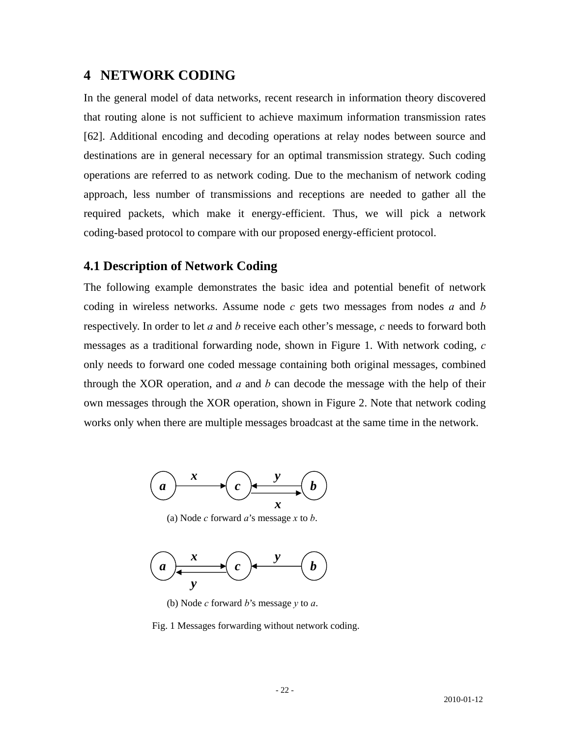# 4 NETWORK CODING

In the general model of data networks, recent research in information theory discovered that routing alone is not sufficient to achieve maximum information transmission rates [62]. Additional encoding and decoding operations at relay nodes between source and destinations are in general necessary for an optimal transmission strategy. Such coding operations are referred to as network coding. Due to the mechanism of network coding approach, less number of transmissions and receptions are needed to gather all the required packets, which make it energy-efficient. Thus, we will pick a network coding-based protocol to compare with our proposed energy-efficient protocol.

## 4.1 Description of Network Coding

The following example demonstrates the basic idea and potential benefit of network coding in wireless networks. Assume node *c* gets two messages from nodes *a* and *b* respectively. In order to let *a* and *b* receive each other's message, *c* needs to forward both messages as a traditional forwarding node, shown in Figure 1. With network coding, *c* only needs to forward one coded message containing both original messages, combined through the XOR operation, and *a* and *b* can decode the message with the help of their own messages through the XOR operation, shown in Figure 2. Note that network coding works only when there are multiple messages broadcast at the same time in the network.

(a) Node *c* forward *a*'s message *x* to *b*.

(b) Node *c* forward *b*'s message *y* to *a*.

Fig. 1 Messages forwarding without network coding.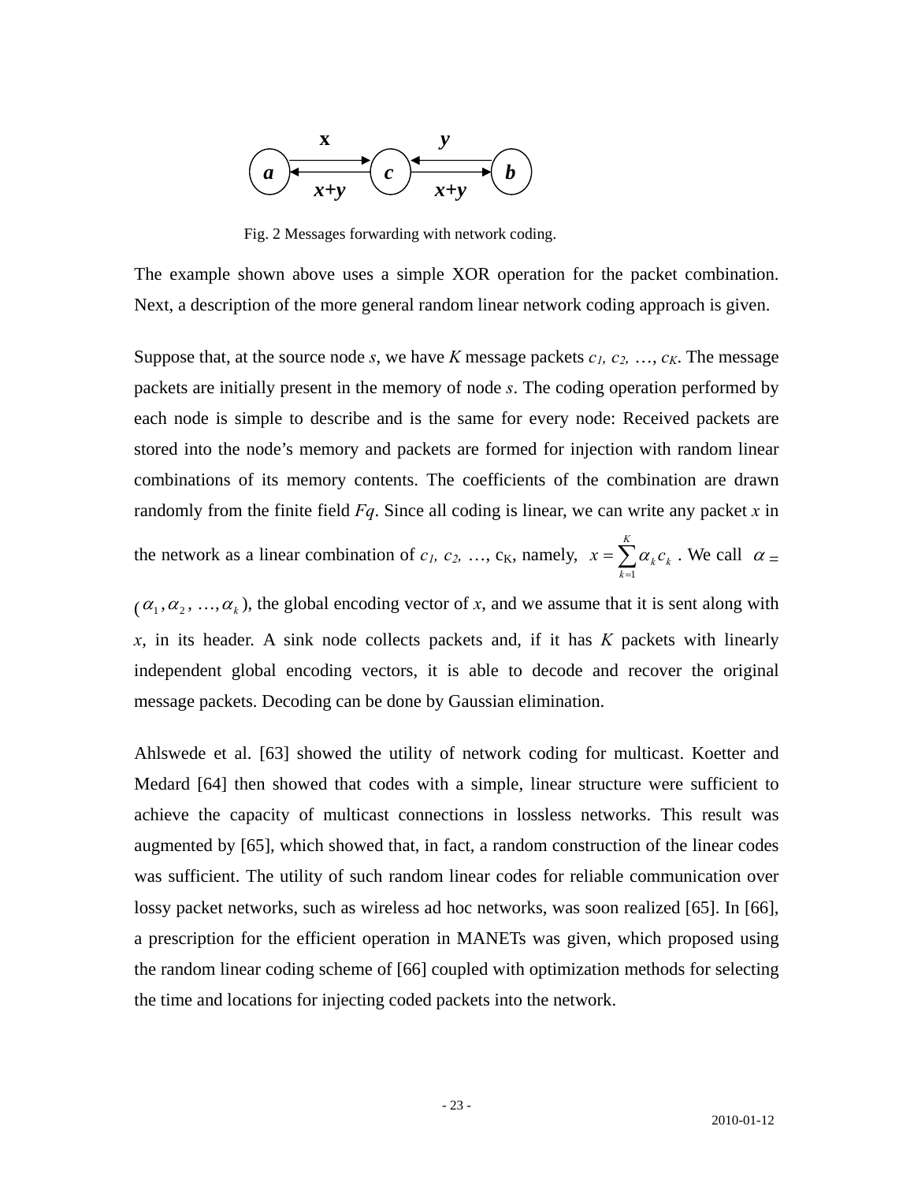Fig. 2 Messages forwarding with network coding.

The example shown above uses a simple XOR operation for the packet combination. Next, a description of the more general random linear network coding approach is given.

Suppose that, at the source node $s$, we have $K$ message packets $c_1, c_2, \ldots, c_K$. The message packets are initially present in the memory of node $s$. The coding operation performed by each node is simple to describe and is the same for every node: Received packets are stored into the node's memory and packets are formed for injection with random linear combinations of its memory contents. The coefficients of the combination are drawn randomly from the finite field $Fq$. Since all coding is linear, we can write any packet $x$ in the network as a linear combination of $c_1, c_2, \ldots, c_K$, namely, $x = \sum_{k=1}^{K} \alpha_k c_k$ . We call $\alpha =$ ($\alpha_1, \alpha_2, \ldots, \alpha_k$), the global encoding vector of $x$, and we assume that it is sent along with $x$, in its header. A sink node collects packets and, if it has $K$ packets with linearly independent global encoding vectors, it is able to decode and recover the original message packets. Decoding can be done by Gaussian elimination.

Ahlswede et al. [63] showed the utility of network coding for multicast. Koetter and Medard [64] then showed that codes with a simple, linear structure were sufficient to achieve the capacity of multicast connections in lossless networks. This result was augmented by [65], which showed that, in fact, a random construction of the linear codes was sufficient. The utility of such random linear codes for reliable communication over lossy packet networks, such as wireless ad hoc networks, was soon realized [65]. In [66], a prescription for the efficient operation in MANETs was given, which proposed using the random linear coding scheme of [66] coupled with optimization methods for selecting the time and locations for injecting coded packets into the network.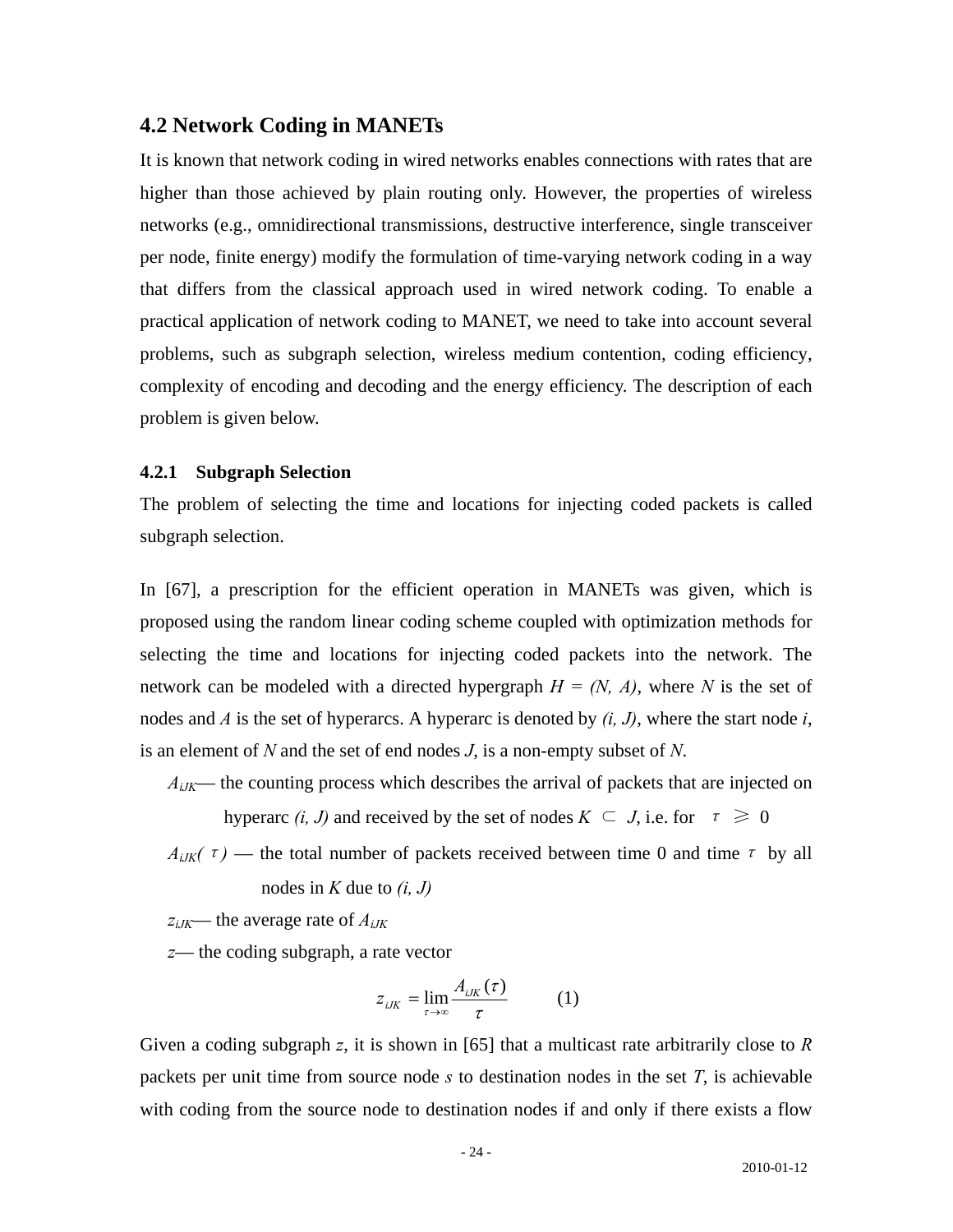## 4.2 Network Coding in MANETs

It is known that network coding in wired networks enables connections with rates that are higher than those achieved by plain routing only. However, the properties of wireless networks (e.g., omnidirectional transmissions, destructive interference, single transceiver per node, finite energy) modify the formulation of time-varying network coding in a way that differs from the classical approach used in wired network coding. To enable a practical application of network coding to MANET, we need to take into account several problems, such as subgraph selection, wireless medium contention, coding efficiency, complexity of encoding and decoding and the energy efficiency. The description of each problem is given below.

### 4.2.1 Subgraph Selection

The problem of selecting the time and locations for injecting coded packets is called subgraph selection.

In [67], a prescription for the efficient operation in MANETs was given, which is proposed using the random linear coding scheme coupled with optimization methods for selecting the time and locations for injecting coded packets into the network. The network can be modeled with a directed hypergraph $H = (N, A)$, where $N$ is the set of nodes and $A$ is the set of hyperarcs. A hyperarc is denoted by $(i, J)$, where the start node $i$, is an element of $N$ and the set of end nodes $J$, is a non-empty subset of $N$.

$A_{iJK}$— the counting process which describes the arrival of packets that are injected on hyperarc $(i, J)$ and received by the set of nodes $K \subset J$, i.e. for $\tau \geqslant 0$

$A_{iJK}(\tau)$ — the total number of packets received between time 0 and time $\tau$ by all nodes in $K$ due to $(i, J)$

$z_{iJK}$— the average rate of $A_{iJK}$

$z$— the coding subgraph, a rate vector

$$z_{iJK} = \lim_{\tau \to \infty} \frac{A_{iJK}(\tau)}{\tau} \qquad (1)$$

Given a coding subgraph $z$, it is shown in [65] that a multicast rate arbitrarily close to $R$ packets per unit time from source node $s$ to destination nodes in the set $T$, is achievable with coding from the source node to destination nodes if and only if there exists a flow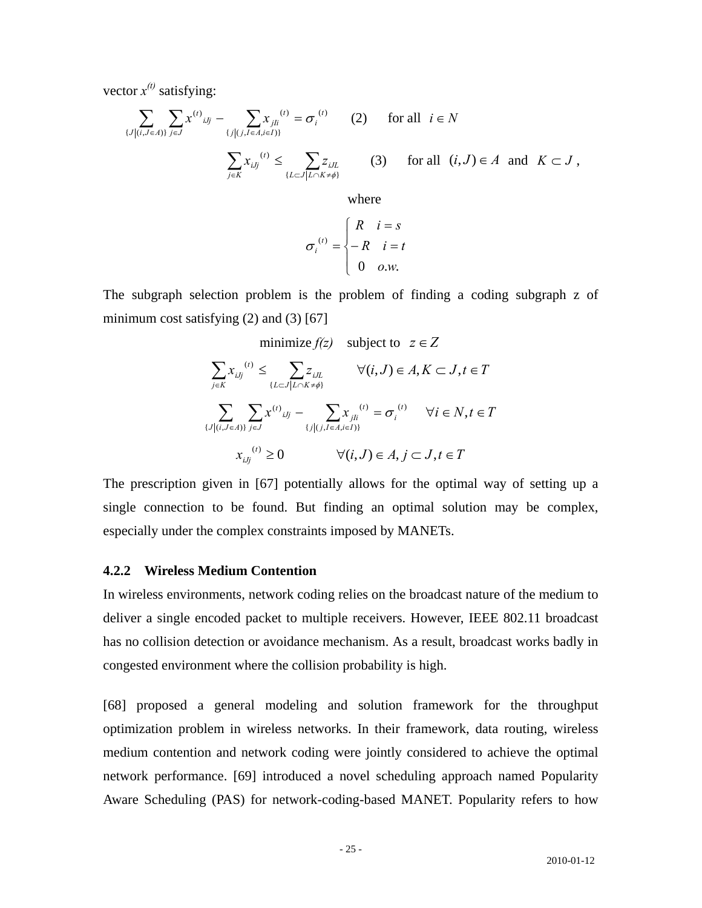vector $x^{(t)}$ satisfying:

$$\sum_{\{J|(i,J\in A)\}} \sum_{j\in J} x^{(t)}{}_{iJj} - \sum_{\{j|(j,I\in A, i\in I)\}} x_{jIi}{}^{(t)} = \sigma_i{}^{(t)} \qquad (2) \qquad \text{for all } \; i \in N$$

$$\sum_{j\in K} x_{iJj}{}^{(t)} \le \sum_{\{L\subset J|L\cap K\ne\phi\}} z_{iJL} \qquad (3) \qquad \text{for all } \; (i,J)\in A \; \text{ and } \; K\subset J \, ,$$

where

$$\sigma_i{}^{(t)} = \begin{cases} R & i = s \\ -R & i = t \\ 0 & o.w. \end{cases}$$

The subgraph selection problem is the problem of finding a coding subgraph z of minimum cost satisfying (2) and (3) [67]

$$\text{minimize } f(z) \quad \text{subject to } \; z \in Z$$

$$\sum_{j\in K} x_{iJj}{}^{(t)} \le \sum_{\{L\subset J|L\cap K\ne\phi\}} z_{iJL} \qquad \forall (i,J)\in A, K\subset J, t\in T$$

$$\sum_{\{J|(i,J\in A)\}} \sum_{j\in J} x^{(t)}{}_{iJj} - \sum_{\{j|(j,I\in A, i\in I)\}} x_{jIi}{}^{(t)} = \sigma_i{}^{(t)} \qquad \forall i \in N, t\in T$$

$$x_{iJj}{}^{(t)} \ge 0 \qquad \forall (i,J)\in A, j\subset J, t\in T$$

The prescription given in [67] potentially allows for the optimal way of setting up a single connection to be found. But finding an optimal solution may be complex, especially under the complex constraints imposed by MANETs.

### 4.2.2 Wireless Medium Contention

In wireless environments, network coding relies on the broadcast nature of the medium to deliver a single encoded packet to multiple receivers. However, IEEE 802.11 broadcast has no collision detection or avoidance mechanism. As a result, broadcast works badly in congested environment where the collision probability is high.

[68] proposed a general modeling and solution framework for the throughput optimization problem in wireless networks. In their framework, data routing, wireless medium contention and network coding were jointly considered to achieve the optimal network performance. [69] introduced a novel scheduling approach named Popularity Aware Scheduling (PAS) for network-coding-based MANET. Popularity refers to how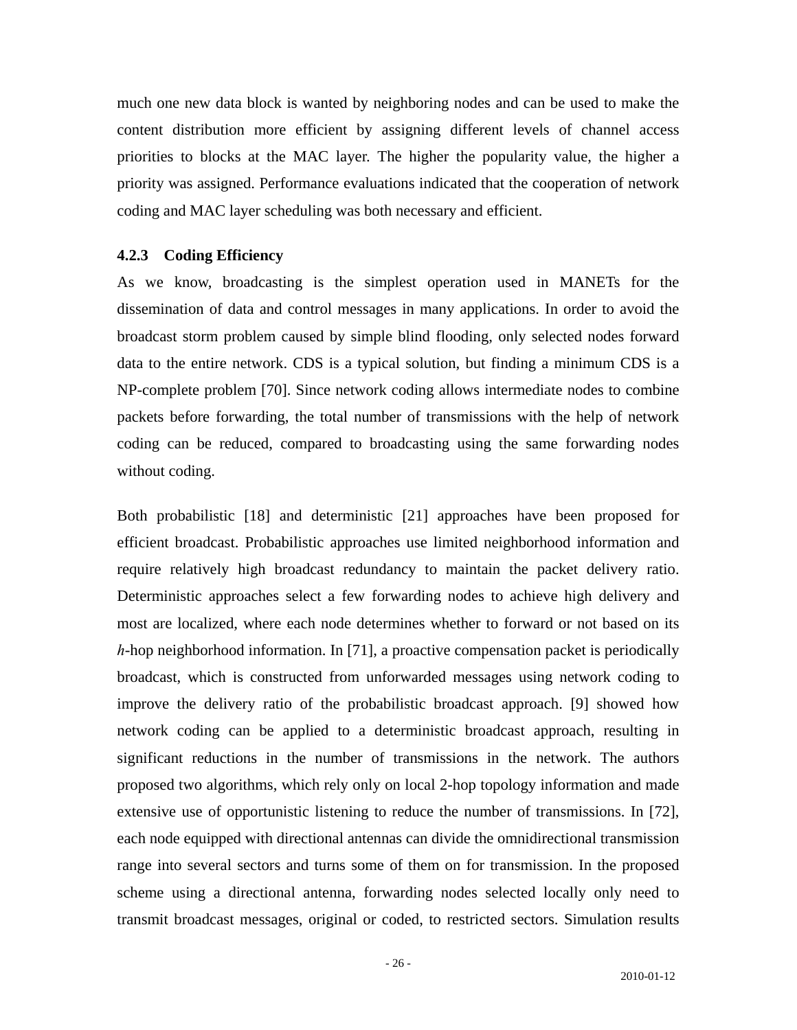much one new data block is wanted by neighboring nodes and can be used to make the content distribution more efficient by assigning different levels of channel access priorities to blocks at the MAC layer. The higher the popularity value, the higher a priority was assigned. Performance evaluations indicated that the cooperation of network coding and MAC layer scheduling was both necessary and efficient.

### 4.2.3 Coding Efficiency

As we know, broadcasting is the simplest operation used in MANETs for the dissemination of data and control messages in many applications. In order to avoid the broadcast storm problem caused by simple blind flooding, only selected nodes forward data to the entire network. CDS is a typical solution, but finding a minimum CDS is a NP-complete problem [70]. Since network coding allows intermediate nodes to combine packets before forwarding, the total number of transmissions with the help of network coding can be reduced, compared to broadcasting using the same forwarding nodes without coding.

Both probabilistic [18] and deterministic [21] approaches have been proposed for efficient broadcast. Probabilistic approaches use limited neighborhood information and require relatively high broadcast redundancy to maintain the packet delivery ratio. Deterministic approaches select a few forwarding nodes to achieve high delivery and most are localized, where each node determines whether to forward or not based on its $h$-hop neighborhood information. In [71], a proactive compensation packet is periodically broadcast, which is constructed from unforwarded messages using network coding to improve the delivery ratio of the probabilistic broadcast approach. [9] showed how network coding can be applied to a deterministic broadcast approach, resulting in significant reductions in the number of transmissions in the network. The authors proposed two algorithms, which rely only on local 2-hop topology information and made extensive use of opportunistic listening to reduce the number of transmissions. In [72], each node equipped with directional antennas can divide the omnidirectional transmission range into several sectors and turns some of them on for transmission. In the proposed scheme using a directional antenna, forwarding nodes selected locally only need to transmit broadcast messages, original or coded, to restricted sectors. Simulation results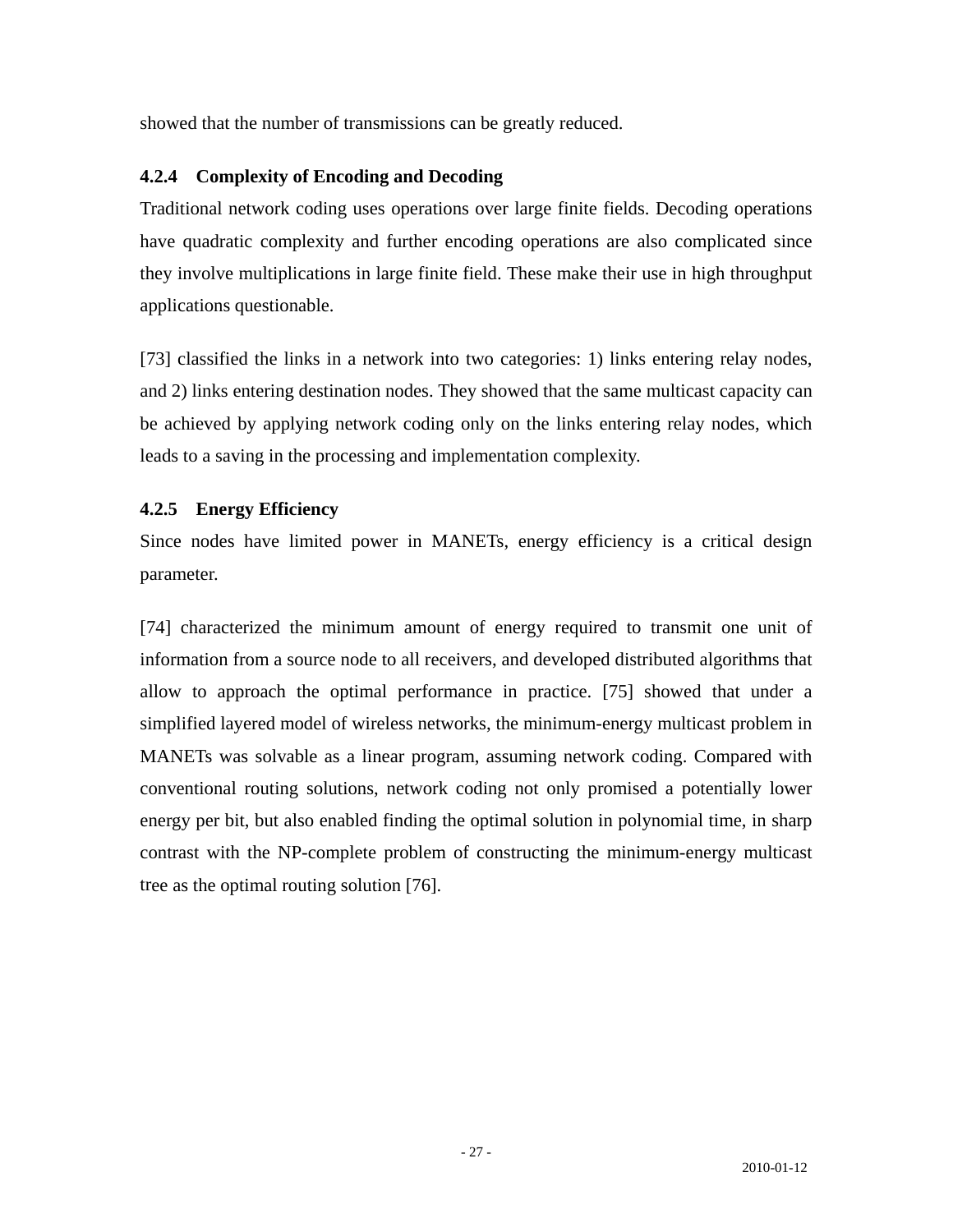showed that the number of transmissions can be greatly reduced.

### 4.2.4 Complexity of Encoding and Decoding

Traditional network coding uses operations over large finite fields. Decoding operations have quadratic complexity and further encoding operations are also complicated since they involve multiplications in large finite field. These make their use in high throughput applications questionable.

[73] classified the links in a network into two categories: 1) links entering relay nodes, and 2) links entering destination nodes. They showed that the same multicast capacity can be achieved by applying network coding only on the links entering relay nodes, which leads to a saving in the processing and implementation complexity.

### 4.2.5 Energy Efficiency

Since nodes have limited power in MANETs, energy efficiency is a critical design parameter.

[74] characterized the minimum amount of energy required to transmit one unit of information from a source node to all receivers, and developed distributed algorithms that allow to approach the optimal performance in practice. [75] showed that under a simplified layered model of wireless networks, the minimum-energy multicast problem in MANETs was solvable as a linear program, assuming network coding. Compared with conventional routing solutions, network coding not only promised a potentially lower energy per bit, but also enabled finding the optimal solution in polynomial time, in sharp contrast with the NP-complete problem of constructing the minimum-energy multicast tree as the optimal routing solution [76].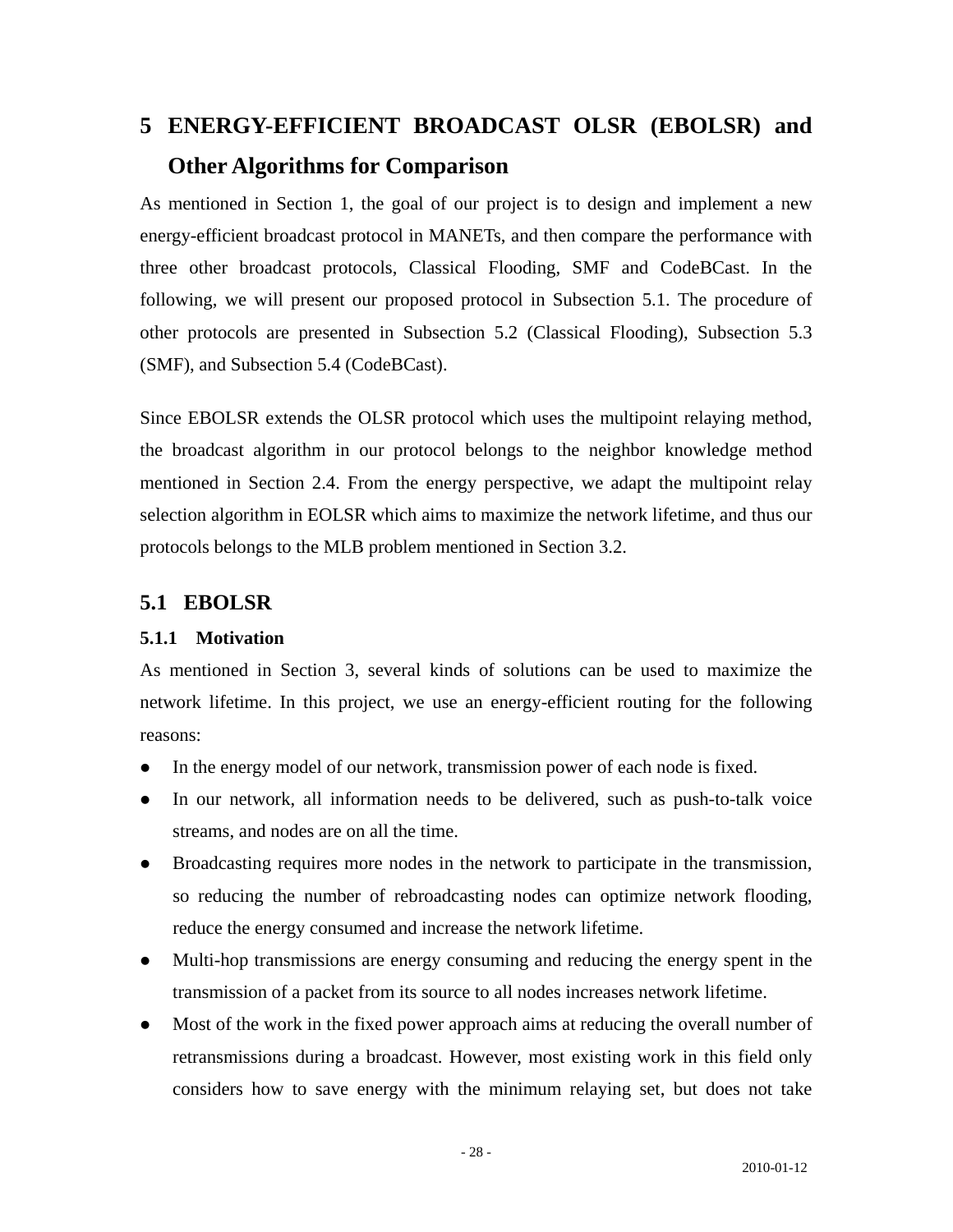# 5 ENERGY-EFFICIENT BROADCAST OLSR (EBOLSR) and Other Algorithms for Comparison

As mentioned in Section 1, the goal of our project is to design and implement a new energy-efficient broadcast protocol in MANETs, and then compare the performance with three other broadcast protocols, Classical Flooding, SMF and CodeBCast. In the following, we will present our proposed protocol in Subsection 5.1. The procedure of other protocols are presented in Subsection 5.2 (Classical Flooding), Subsection 5.3 (SMF), and Subsection 5.4 (CodeBCast).

Since EBOLSR extends the OLSR protocol which uses the multipoint relaying method, the broadcast algorithm in our protocol belongs to the neighbor knowledge method mentioned in Section 2.4. From the energy perspective, we adapt the multipoint relay selection algorithm in EOLSR which aims to maximize the network lifetime, and thus our protocols belongs to the MLB problem mentioned in Section 3.2.

## 5.1 EBOLSR

### 5.1.1 Motivation

As mentioned in Section 3, several kinds of solutions can be used to maximize the network lifetime. In this project, we use an energy-efficient routing for the following reasons:

- In the energy model of our network, transmission power of each node is fixed.
- In our network, all information needs to be delivered, such as push-to-talk voice streams, and nodes are on all the time.
- Broadcasting requires more nodes in the network to participate in the transmission, so reducing the number of rebroadcasting nodes can optimize network flooding, reduce the energy consumed and increase the network lifetime.
- Multi-hop transmissions are energy consuming and reducing the energy spent in the transmission of a packet from its source to all nodes increases network lifetime.
- Most of the work in the fixed power approach aims at reducing the overall number of retransmissions during a broadcast. However, most existing work in this field only considers how to save energy with the minimum relaying set, but does not take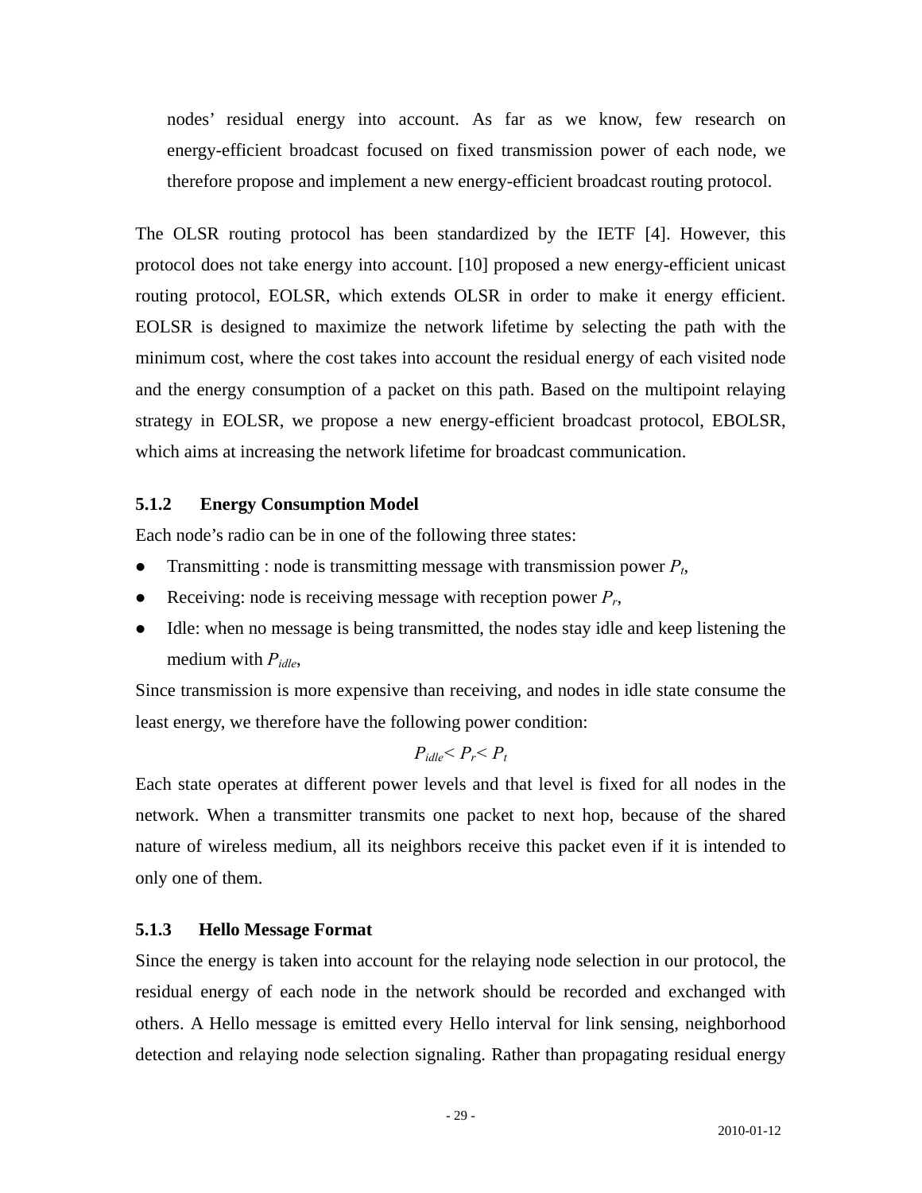nodes' residual energy into account. As far as we know, few research on energy-efficient broadcast focused on fixed transmission power of each node, we therefore propose and implement a new energy-efficient broadcast routing protocol.

The OLSR routing protocol has been standardized by the IETF [4]. However, this protocol does not take energy into account. [10] proposed a new energy-efficient unicast routing protocol, EOLSR, which extends OLSR in order to make it energy efficient. EOLSR is designed to maximize the network lifetime by selecting the path with the minimum cost, where the cost takes into account the residual energy of each visited node and the energy consumption of a packet on this path. Based on the multipoint relaying strategy in EOLSR, we propose a new energy-efficient broadcast protocol, EBOLSR, which aims at increasing the network lifetime for broadcast communication.

### 5.1.2 Energy Consumption Model

Each node's radio can be in one of the following three states:

- Transmitting : node is transmitting message with transmission power $P_t$,
- Receiving: node is receiving message with reception power $P_r$,
- Idle: when no message is being transmitted, the nodes stay idle and keep listening the medium with $P_{idle}$,

Since transmission is more expensive than receiving, and nodes in idle state consume the least energy, we therefore have the following power condition:

$$P_{idle} < P_r < P_t$$

Each state operates at different power levels and that level is fixed for all nodes in the network. When a transmitter transmits one packet to next hop, because of the shared nature of wireless medium, all its neighbors receive this packet even if it is intended to only one of them.

### 5.1.3 Hello Message Format

Since the energy is taken into account for the relaying node selection in our protocol, the residual energy of each node in the network should be recorded and exchanged with others. A Hello message is emitted every Hello interval for link sensing, neighborhood detection and relaying node selection signaling. Rather than propagating residual energy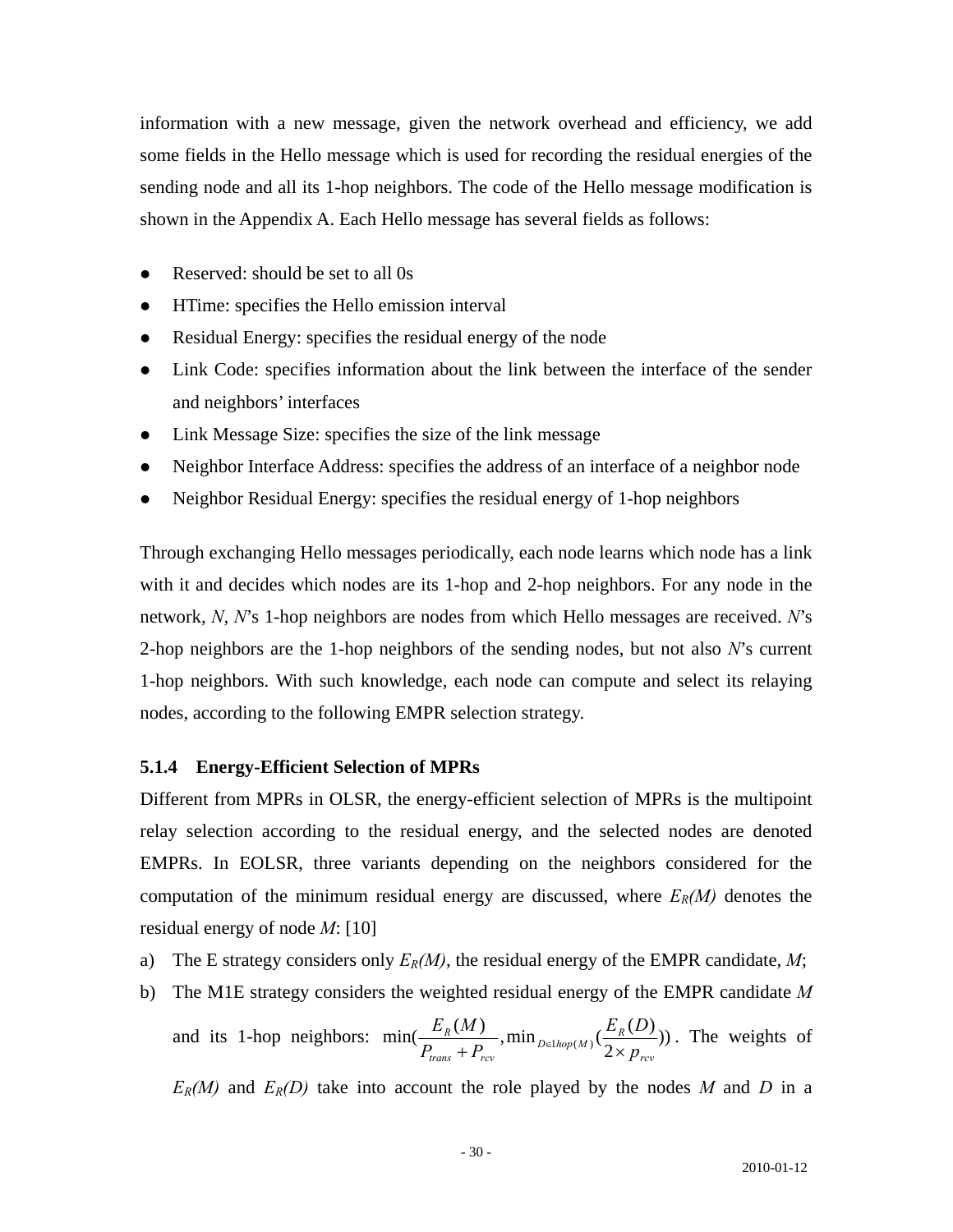information with a new message, given the network overhead and efficiency, we add some fields in the Hello message which is used for recording the residual energies of the sending node and all its 1-hop neighbors. The code of the Hello message modification is shown in the Appendix A. Each Hello message has several fields as follows:

- Reserved: should be set to all 0s
- HTime: specifies the Hello emission interval
- Residual Energy: specifies the residual energy of the node
- Link Code: specifies information about the link between the interface of the sender and neighbors' interfaces
- Link Message Size: specifies the size of the link message
- Neighbor Interface Address: specifies the address of an interface of a neighbor node
- Neighbor Residual Energy: specifies the residual energy of 1-hop neighbors

Through exchanging Hello messages periodically, each node learns which node has a link with it and decides which nodes are its 1-hop and 2-hop neighbors. For any node in the network, *N*, *N*'s 1-hop neighbors are nodes from which Hello messages are received. *N*'s 2-hop neighbors are the 1-hop neighbors of the sending nodes, but not also *N*'s current 1-hop neighbors. With such knowledge, each node can compute and select its relaying nodes, according to the following EMPR selection strategy.

### 5.1.4 Energy-Efficient Selection of MPRs

Different from MPRs in OLSR, the energy-efficient selection of MPRs is the multipoint relay selection according to the residual energy, and the selected nodes are denoted EMPRs. In EOLSR, three variants depending on the neighbors considered for the computation of the minimum residual energy are discussed, where $E_R(M)$ denotes the residual energy of node *M*: [10]

a) The E strategy considers only $E_R(M)$, the residual energy of the EMPR candidate, *M*;

b) The M1E strategy considers the weighted residual energy of the EMPR candidate *M* and its 1-hop neighbors: $\min(\frac{E_R(M)}{P_{trans}+P_{rcv}}, \min_{D\in 1hop(M)}(\frac{E_R(D)}{2\times p_{rcv}}))$. The weights of $E_R(M)$ and $E_R(D)$ take into account the role played by the nodes *M* and *D* in a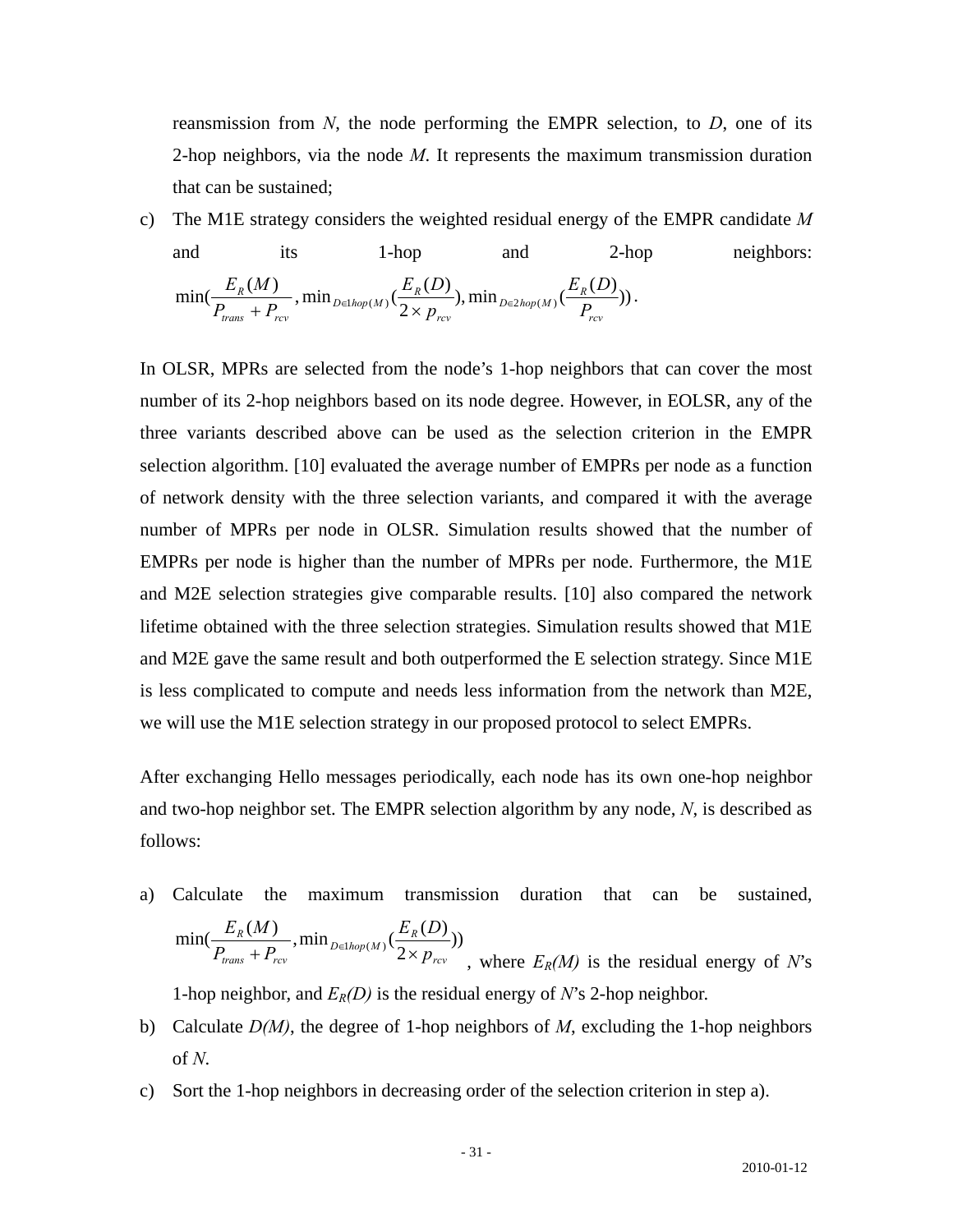reansmission from $N$, the node performing the EMPR selection, to $D$, one of its 2-hop neighbors, via the node $M$. It represents the maximum transmission duration that can be sustained;

c) The M1E strategy considers the weighted residual energy of the EMPR candidate $M$ and its 1-hop and 2-hop neighbors: $\min(\frac{E_R(M)}{P_{trans}+P_{rcv}}, \min_{D \in 1hop(M)}(\frac{E_R(D)}{2 \times p_{rcv}}), \min_{D \in 2hop(M)}(\frac{E_R(D)}{P_{rcv}}))$.

In OLSR, MPRs are selected from the node's 1-hop neighbors that can cover the most number of its 2-hop neighbors based on its node degree. However, in EOLSR, any of the three variants described above can be used as the selection criterion in the EMPR selection algorithm. [10] evaluated the average number of EMPRs per node as a function of network density with the three selection variants, and compared it with the average number of MPRs per node in OLSR. Simulation results showed that the number of EMPRs per node is higher than the number of MPRs per node. Furthermore, the M1E and M2E selection strategies give comparable results. [10] also compared the network lifetime obtained with the three selection strategies. Simulation results showed that M1E and M2E gave the same result and both outperformed the E selection strategy. Since M1E is less complicated to compute and needs less information from the network than M2E, we will use the M1E selection strategy in our proposed protocol to select EMPRs.

After exchanging Hello messages periodically, each node has its own one-hop neighbor and two-hop neighbor set. The EMPR selection algorithm by any node, $N$, is described as follows:

a) Calculate the maximum transmission duration that can be sustained, $\min(\frac{E_R(M)}{P_{trans}+P_{rcv}}, \min_{D \in 1hop(M)}(\frac{E_R(D)}{2 \times p_{rcv}}))$, where $E_R(M)$ is the residual energy of $N$'s 1-hop neighbor, and $E_R(D)$ is the residual energy of $N$'s 2-hop neighbor.

b) Calculate $D(M)$, the degree of 1-hop neighbors of $M$, excluding the 1-hop neighbors of $N$.

c) Sort the 1-hop neighbors in decreasing order of the selection criterion in step a).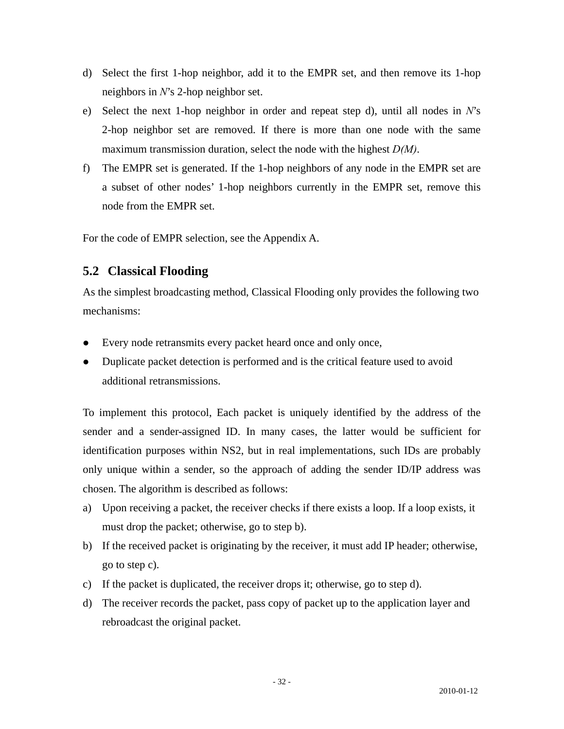d) Select the first 1-hop neighbor, add it to the EMPR set, and then remove its 1-hop neighbors in *N*'s 2-hop neighbor set.
e) Select the next 1-hop neighbor in order and repeat step d), until all nodes in *N*'s 2-hop neighbor set are removed. If there is more than one node with the same maximum transmission duration, select the node with the highest *D(M)*.
f) The EMPR set is generated. If the 1-hop neighbors of any node in the EMPR set are a subset of other nodes' 1-hop neighbors currently in the EMPR set, remove this node from the EMPR set.

For the code of EMPR selection, see the Appendix A.

## 5.2 Classical Flooding

As the simplest broadcasting method, Classical Flooding only provides the following two mechanisms:

- Every node retransmits every packet heard once and only once,
- Duplicate packet detection is performed and is the critical feature used to avoid additional retransmissions.

To implement this protocol, Each packet is uniquely identified by the address of the sender and a sender-assigned ID. In many cases, the latter would be sufficient for identification purposes within NS2, but in real implementations, such IDs are probably only unique within a sender, so the approach of adding the sender ID/IP address was chosen. The algorithm is described as follows:

a) Upon receiving a packet, the receiver checks if there exists a loop. If a loop exists, it must drop the packet; otherwise, go to step b).
b) If the received packet is originating by the receiver, it must add IP header; otherwise, go to step c).
c) If the packet is duplicated, the receiver drops it; otherwise, go to step d).
d) The receiver records the packet, pass copy of packet up to the application layer and rebroadcast the original packet.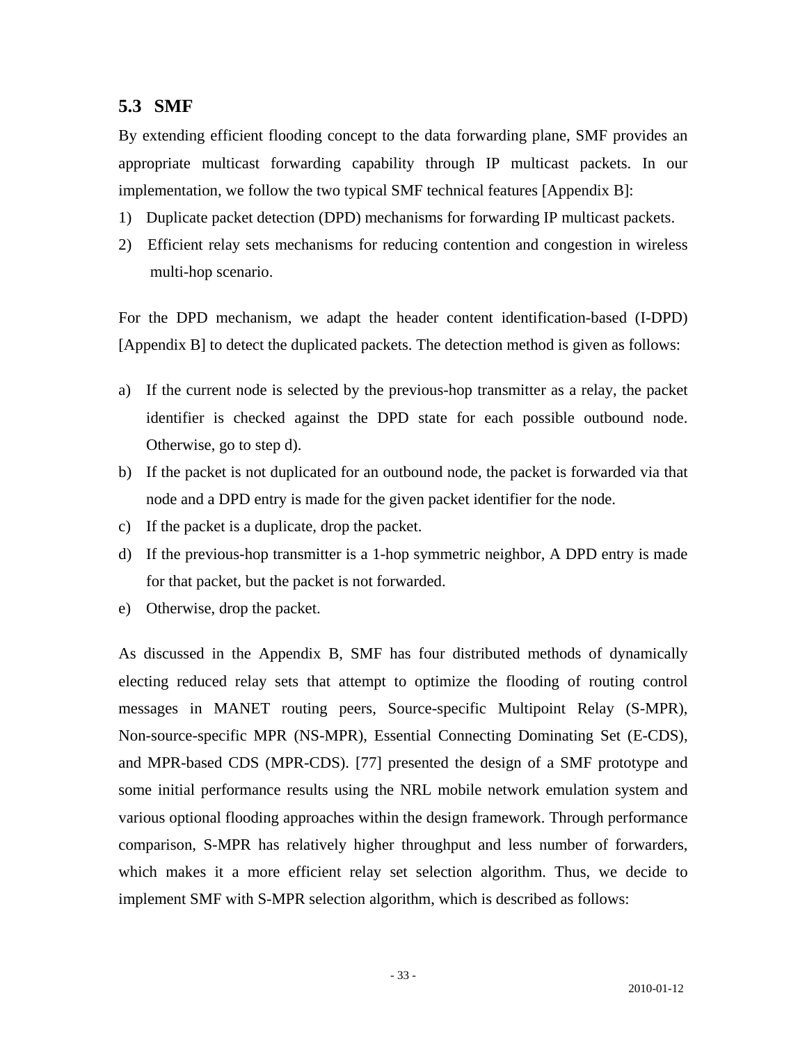## 5.3 SMF

By extending efficient flooding concept to the data forwarding plane, SMF provides an appropriate multicast forwarding capability through IP multicast packets. In our implementation, we follow the two typical SMF technical features [Appendix B]:

1) Duplicate packet detection (DPD) mechanisms for forwarding IP multicast packets.
2) Efficient relay sets mechanisms for reducing contention and congestion in wireless multi-hop scenario.

For the DPD mechanism, we adapt the header content identification-based (I-DPD) [Appendix B] to detect the duplicated packets. The detection method is given as follows:

a) If the current node is selected by the previous-hop transmitter as a relay, the packet identifier is checked against the DPD state for each possible outbound node. Otherwise, go to step d).
b) If the packet is not duplicated for an outbound node, the packet is forwarded via that node and a DPD entry is made for the given packet identifier for the node.
c) If the packet is a duplicate, drop the packet.
d) If the previous-hop transmitter is a 1-hop symmetric neighbor, A DPD entry is made for that packet, but the packet is not forwarded.
e) Otherwise, drop the packet.

As discussed in the Appendix B, SMF has four distributed methods of dynamically electing reduced relay sets that attempt to optimize the flooding of routing control messages in MANET routing peers, Source-specific Multipoint Relay (S-MPR), Non-source-specific MPR (NS-MPR), Essential Connecting Dominating Set (E-CDS), and MPR-based CDS (MPR-CDS). [77] presented the design of a SMF prototype and some initial performance results using the NRL mobile network emulation system and various optional flooding approaches within the design framework. Through performance comparison, S-MPR has relatively higher throughput and less number of forwarders, which makes it a more efficient relay set selection algorithm. Thus, we decide to implement SMF with S-MPR selection algorithm, which is described as follows: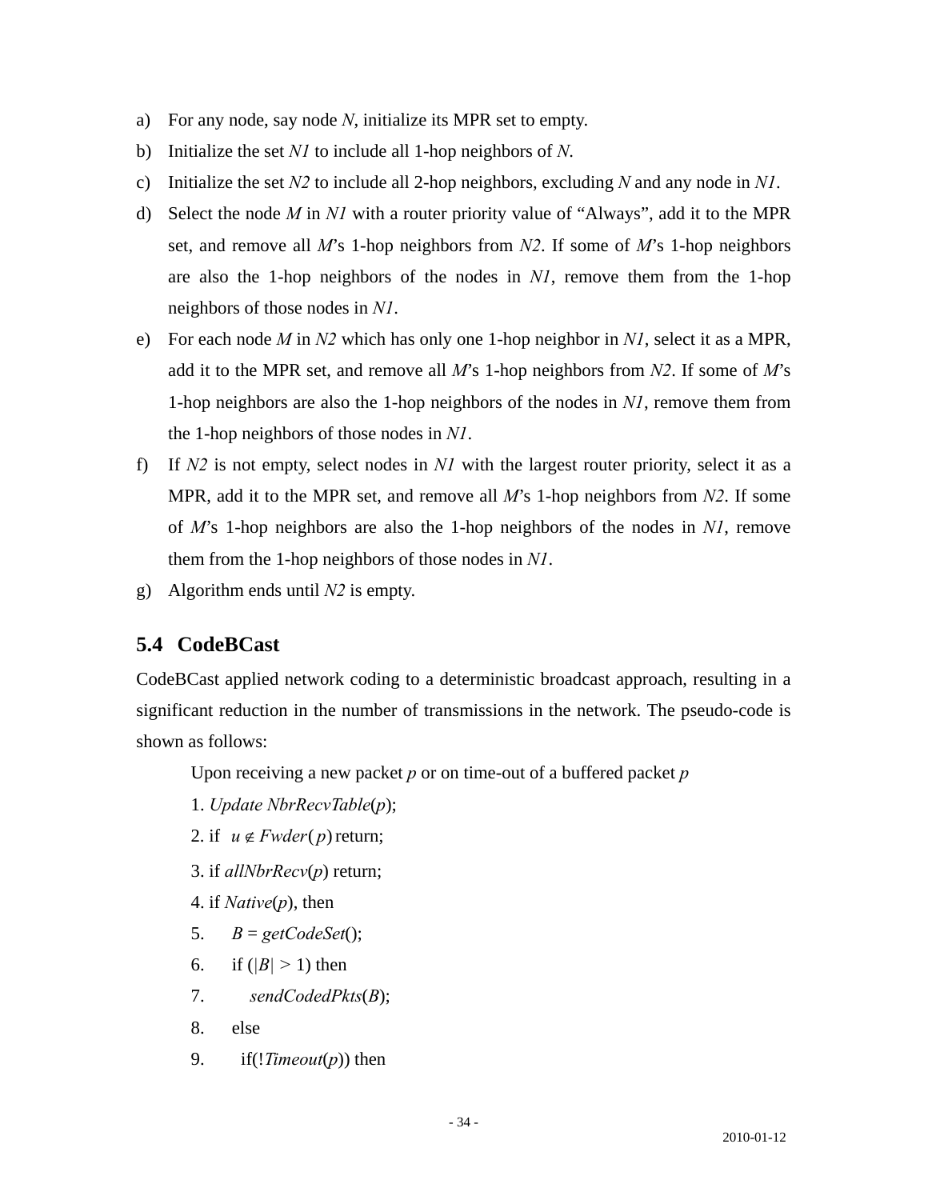a) For any node, say node *N*, initialize its MPR set to empty.
b) Initialize the set *N1* to include all 1-hop neighbors of *N*.
c) Initialize the set *N2* to include all 2-hop neighbors, excluding *N* and any node in *N1*.
d) Select the node *M* in *N1* with a router priority value of "Always", add it to the MPR set, and remove all *M*'s 1-hop neighbors from *N2*. If some of *M*'s 1-hop neighbors are also the 1-hop neighbors of the nodes in *N1*, remove them from the 1-hop neighbors of those nodes in *N1*.
e) For each node *M* in *N2* which has only one 1-hop neighbor in *N1*, select it as a MPR, add it to the MPR set, and remove all *M*'s 1-hop neighbors from *N2*. If some of *M*'s 1-hop neighbors are also the 1-hop neighbors of the nodes in *N1*, remove them from the 1-hop neighbors of those nodes in *N1*.
f) If *N2* is not empty, select nodes in *N1* with the largest router priority, select it as a MPR, add it to the MPR set, and remove all *M*'s 1-hop neighbors from *N2*. If some of *M*'s 1-hop neighbors are also the 1-hop neighbors of the nodes in *N1*, remove them from the 1-hop neighbors of those nodes in *N1*.
g) Algorithm ends until *N2* is empty.

## 5.4 CodeBCast

CodeBCast applied network coding to a deterministic broadcast approach, resulting in a significant reduction in the number of transmissions in the network. The pseudo-code is shown as follows:

Upon receiving a new packet $p$ or on time-out of a buffered packet $p$

1. *Update NbrRecvTable*($p$);
2. if $u \notin Fwder(p)$ return;
3. if *allNbrRecv*($p$) return;
4. if *Native*($p$), then
5. $B$ = *getCodeSet*();
6. if ($|B| > 1$) then
7. *sendCodedPkts*($B$);
8. else
9. if(!*Timeout*($p$)) then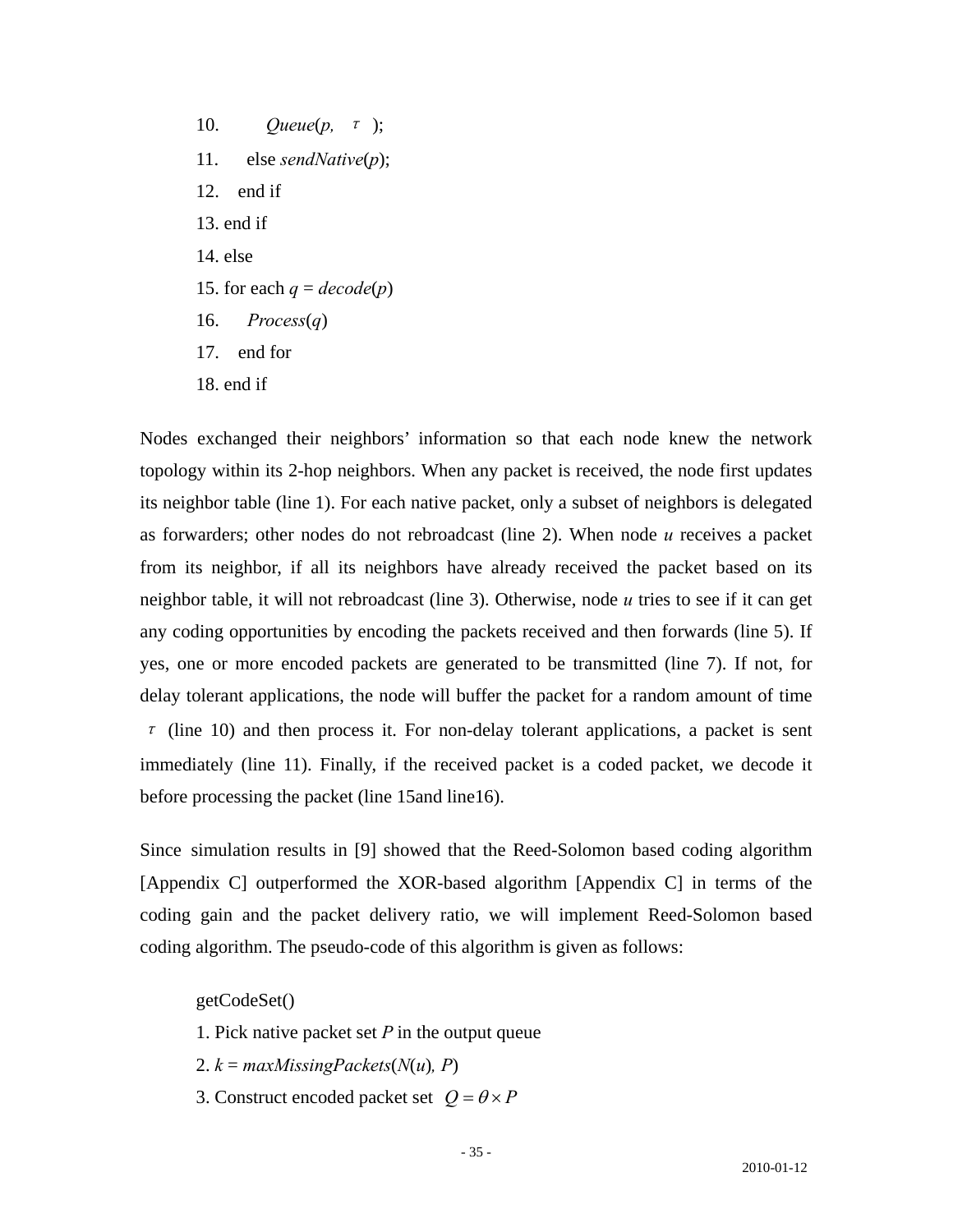```
10.        Queue(p, τ);
11.     else sendNative(p);
12.   end if
13. end if
14. else
15. for each q = decode(p)
16.     Process(q)
17.   end for
18. end if
```

Nodes exchanged their neighbors' information so that each node knew the network topology within its 2-hop neighbors. When any packet is received, the node first updates its neighbor table (line 1). For each native packet, only a subset of neighbors is delegated as forwarders; other nodes do not rebroadcast (line 2). When node *u* receives a packet from its neighbor, if all its neighbors have already received the packet based on its neighbor table, it will not rebroadcast (line 3). Otherwise, node *u* tries to see if it can get any coding opportunities by encoding the packets received and then forwards (line 5). If yes, one or more encoded packets are generated to be transmitted (line 7). If not, for delay tolerant applications, the node will buffer the packet for a random amount of time $\tau$ (line 10) and then process it. For non-delay tolerant applications, a packet is sent immediately (line 11). Finally, if the received packet is a coded packet, we decode it before processing the packet (line 15and line16).

Since simulation results in [9] showed that the Reed-Solomon based coding algorithm [Appendix C] outperformed the XOR-based algorithm [Appendix C] in terms of the coding gain and the packet delivery ratio, we will implement Reed-Solomon based coding algorithm. The pseudo-code of this algorithm is given as follows:

```
getCodeSet()
1. Pick native packet set P in the output queue
2. k = maxMissingPackets(N(u), P)
3. Construct encoded packet set Q = θ × P
```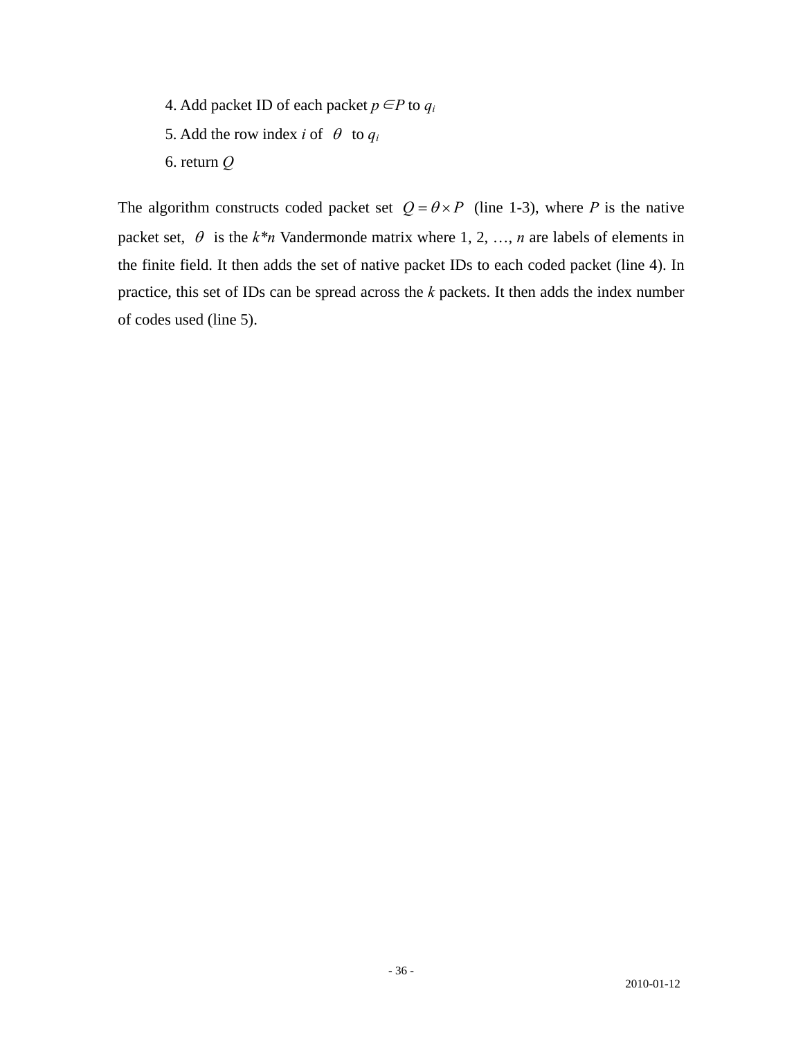4. Add packet ID of each packet $p \in P$ to $q_i$

5. Add the row index $i$ of $\theta$ to $q_i$

6. return $Q$

The algorithm constructs coded packet set $Q = \theta \times P$ (line 1-3), where $P$ is the native packet set, $\theta$ is the $k*n$ Vandermonde matrix where 1, 2, …, $n$ are labels of elements in the finite field. It then adds the set of native packet IDs to each coded packet (line 4). In practice, this set of IDs can be spread across the $k$ packets. It then adds the index number of codes used (line 5).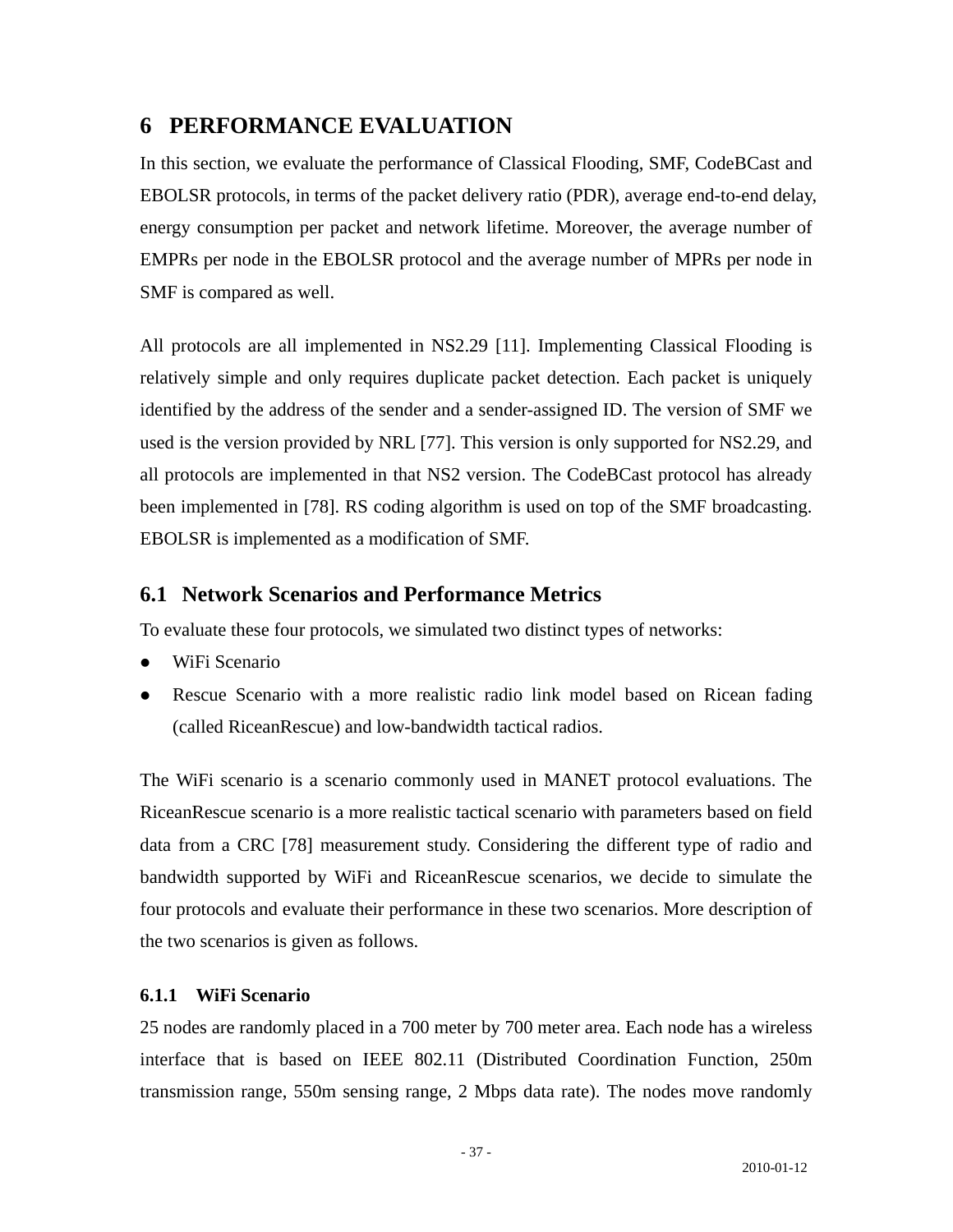# 6 PERFORMANCE EVALUATION

In this section, we evaluate the performance of Classical Flooding, SMF, CodeBCast and EBOLSR protocols, in terms of the packet delivery ratio (PDR), average end-to-end delay, energy consumption per packet and network lifetime. Moreover, the average number of EMPRs per node in the EBOLSR protocol and the average number of MPRs per node in SMF is compared as well.

All protocols are all implemented in NS2.29 [11]. Implementing Classical Flooding is relatively simple and only requires duplicate packet detection. Each packet is uniquely identified by the address of the sender and a sender-assigned ID. The version of SMF we used is the version provided by NRL [77]. This version is only supported for NS2.29, and all protocols are implemented in that NS2 version. The CodeBCast protocol has already been implemented in [78]. RS coding algorithm is used on top of the SMF broadcasting. EBOLSR is implemented as a modification of SMF.

## 6.1 Network Scenarios and Performance Metrics

To evaluate these four protocols, we simulated two distinct types of networks:

- WiFi Scenario
- Rescue Scenario with a more realistic radio link model based on Ricean fading (called RiceanRescue) and low-bandwidth tactical radios.

The WiFi scenario is a scenario commonly used in MANET protocol evaluations. The RiceanRescue scenario is a more realistic tactical scenario with parameters based on field data from a CRC [78] measurement study. Considering the different type of radio and bandwidth supported by WiFi and RiceanRescue scenarios, we decide to simulate the four protocols and evaluate their performance in these two scenarios. More description of the two scenarios is given as follows.

### 6.1.1 WiFi Scenario

25 nodes are randomly placed in a 700 meter by 700 meter area. Each node has a wireless interface that is based on IEEE 802.11 (Distributed Coordination Function, 250m transmission range, 550m sensing range, 2 Mbps data rate). The nodes move randomly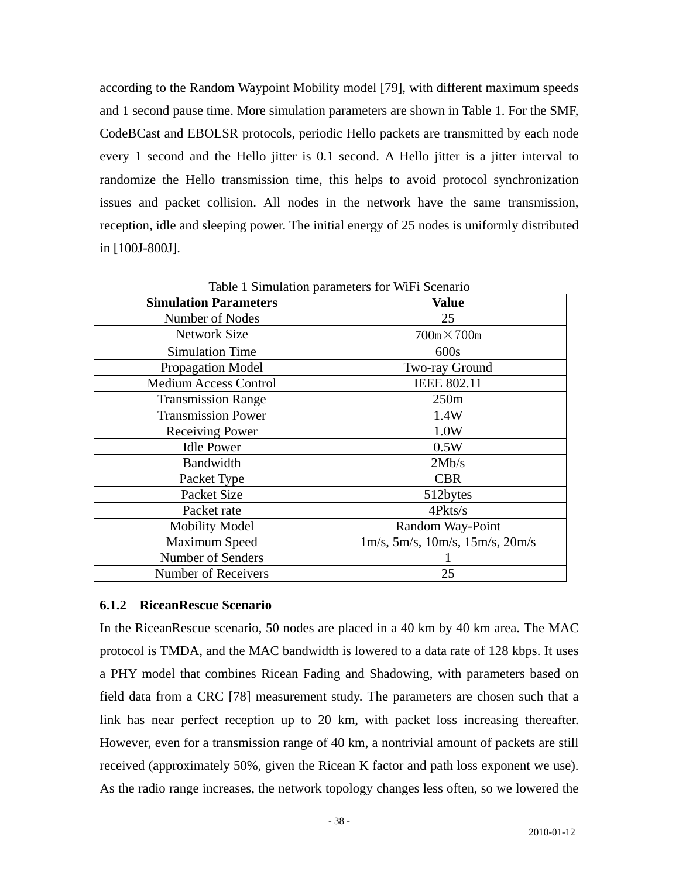according to the Random Waypoint Mobility model [79], with different maximum speeds and 1 second pause time. More simulation parameters are shown in Table 1. For the SMF, CodeBCast and EBOLSR protocols, periodic Hello packets are transmitted by each node every 1 second and the Hello jitter is 0.1 second. A Hello jitter is a jitter interval to randomize the Hello transmission time, this helps to avoid protocol synchronization issues and packet collision. All nodes in the network have the same transmission, reception, idle and sleeping power. The initial energy of 25 nodes is uniformly distributed in [100J-800J].

Table 1 Simulation parameters for WiFi Scenario

| **Simulation Parameters** | **Value** |
|---|---|
| Number of Nodes | 25 |
| Network Size | 700m×700m |
| Simulation Time | 600s |
| Propagation Model | Two-ray Ground |
| Medium Access Control | IEEE 802.11 |
| Transmission Range | 250m |
| Transmission Power | 1.4W |
| Receiving Power | 1.0W |
| Idle Power | 0.5W |
| Bandwidth | 2Mb/s |
| Packet Type | CBR |
| Packet Size | 512bytes |
| Packet rate | 4Pkts/s |
| Mobility Model | Random Way-Point |
| Maximum Speed | 1m/s, 5m/s, 10m/s, 15m/s, 20m/s |
| Number of Senders | 1 |
| Number of Receivers | 25 |

### 6.1.2 RiceanRescue Scenario

In the RiceanRescue scenario, 50 nodes are placed in a 40 km by 40 km area. The MAC protocol is TMDA, and the MAC bandwidth is lowered to a data rate of 128 kbps. It uses a PHY model that combines Ricean Fading and Shadowing, with parameters based on field data from a CRC [78] measurement study. The parameters are chosen such that a link has near perfect reception up to 20 km, with packet loss increasing thereafter. However, even for a transmission range of 40 km, a nontrivial amount of packets are still received (approximately 50%, given the Ricean K factor and path loss exponent we use). As the radio range increases, the network topology changes less often, so we lowered the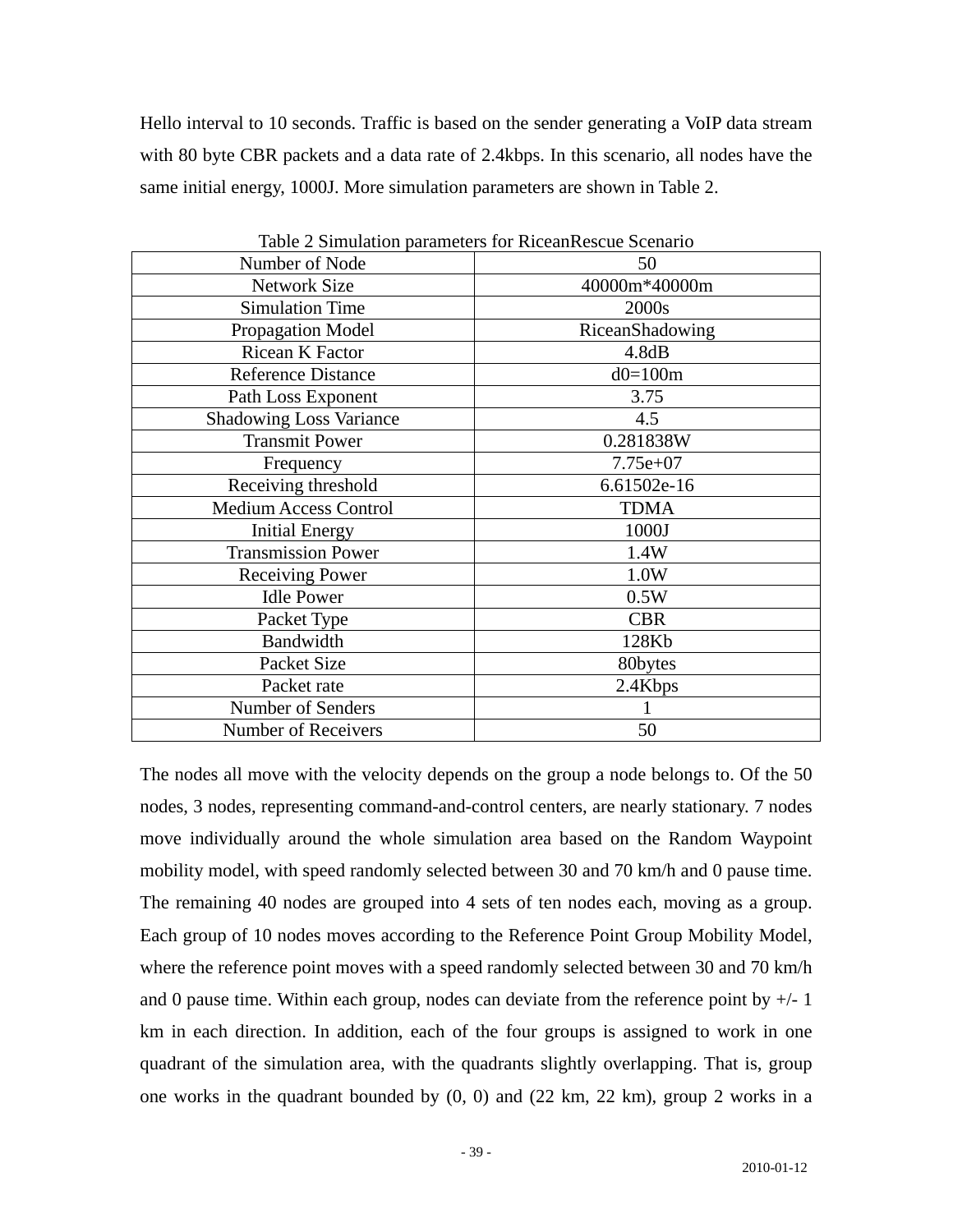Hello interval to 10 seconds. Traffic is based on the sender generating a VoIP data stream with 80 byte CBR packets and a data rate of 2.4kbps. In this scenario, all nodes have the same initial energy, 1000J. More simulation parameters are shown in Table 2.

Table 2 Simulation parameters for RiceanRescue Scenario

| Number of Node | 50 |
|---|---|
| Network Size | 40000m*40000m |
| Simulation Time | 2000s |
| Propagation Model | RiceanShadowing |
| Ricean K Factor | 4.8dB |
| Reference Distance | d0=100m |
| Path Loss Exponent | 3.75 |
| Shadowing Loss Variance | 4.5 |
| Transmit Power | 0.281838W |
| Frequency | 7.75e+07 |
| Receiving threshold | 6.61502e-16 |
| Medium Access Control | TDMA |
| Initial Energy | 1000J |
| Transmission Power | 1.4W |
| Receiving Power | 1.0W |
| Idle Power | 0.5W |
| Packet Type | CBR |
| Bandwidth | 128Kb |
| Packet Size | 80bytes |
| Packet rate | 2.4Kbps |
| Number of Senders | 1 |
| Number of Receivers | 50 |

The nodes all move with the velocity depends on the group a node belongs to. Of the 50 nodes, 3 nodes, representing command-and-control centers, are nearly stationary. 7 nodes move individually around the whole simulation area based on the Random Waypoint mobility model, with speed randomly selected between 30 and 70 km/h and 0 pause time. The remaining 40 nodes are grouped into 4 sets of ten nodes each, moving as a group. Each group of 10 nodes moves according to the Reference Point Group Mobility Model, where the reference point moves with a speed randomly selected between 30 and 70 km/h and 0 pause time. Within each group, nodes can deviate from the reference point by +/- 1 km in each direction. In addition, each of the four groups is assigned to work in one quadrant of the simulation area, with the quadrants slightly overlapping. That is, group one works in the quadrant bounded by (0, 0) and (22 km, 22 km), group 2 works in a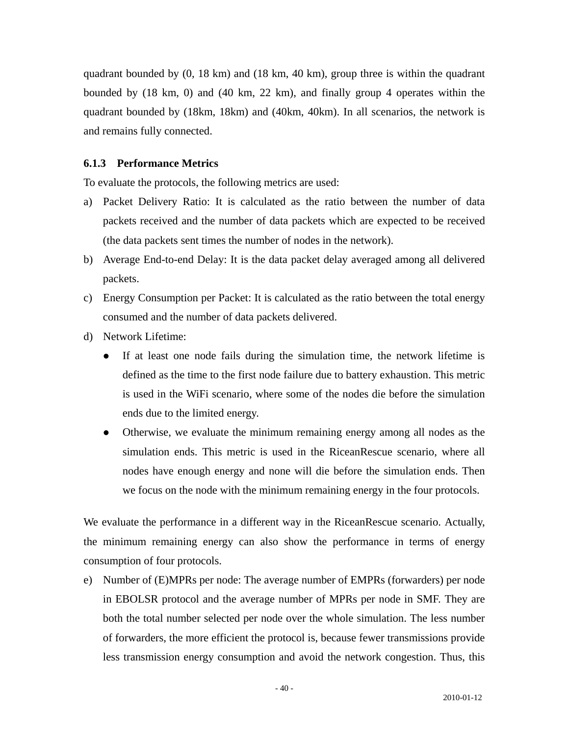quadrant bounded by (0, 18 km) and (18 km, 40 km), group three is within the quadrant bounded by (18 km, 0) and (40 km, 22 km), and finally group 4 operates within the quadrant bounded by (18km, 18km) and (40km, 40km). In all scenarios, the network is and remains fully connected.

### 6.1.3 Performance Metrics

To evaluate the protocols, the following metrics are used:

a) Packet Delivery Ratio: It is calculated as the ratio between the number of data packets received and the number of data packets which are expected to be received (the data packets sent times the number of nodes in the network).
b) Average End-to-end Delay: It is the data packet delay averaged among all delivered packets.
c) Energy Consumption per Packet: It is calculated as the ratio between the total energy consumed and the number of data packets delivered.
d) Network Lifetime:
   - If at least one node fails during the simulation time, the network lifetime is defined as the time to the first node failure due to battery exhaustion. This metric is used in the WiFi scenario, where some of the nodes die before the simulation ends due to the limited energy.
   - Otherwise, we evaluate the minimum remaining energy among all nodes as the simulation ends. This metric is used in the RiceanRescue scenario, where all nodes have enough energy and none will die before the simulation ends. Then we focus on the node with the minimum remaining energy in the four protocols.

We evaluate the performance in a different way in the RiceanRescue scenario. Actually, the minimum remaining energy can also show the performance in terms of energy consumption of four protocols.

e) Number of (E)MPRs per node: The average number of EMPRs (forwarders) per node in EBOLSR protocol and the average number of MPRs per node in SMF. They are both the total number selected per node over the whole simulation. The less number of forwarders, the more efficient the protocol is, because fewer transmissions provide less transmission energy consumption and avoid the network congestion. Thus, this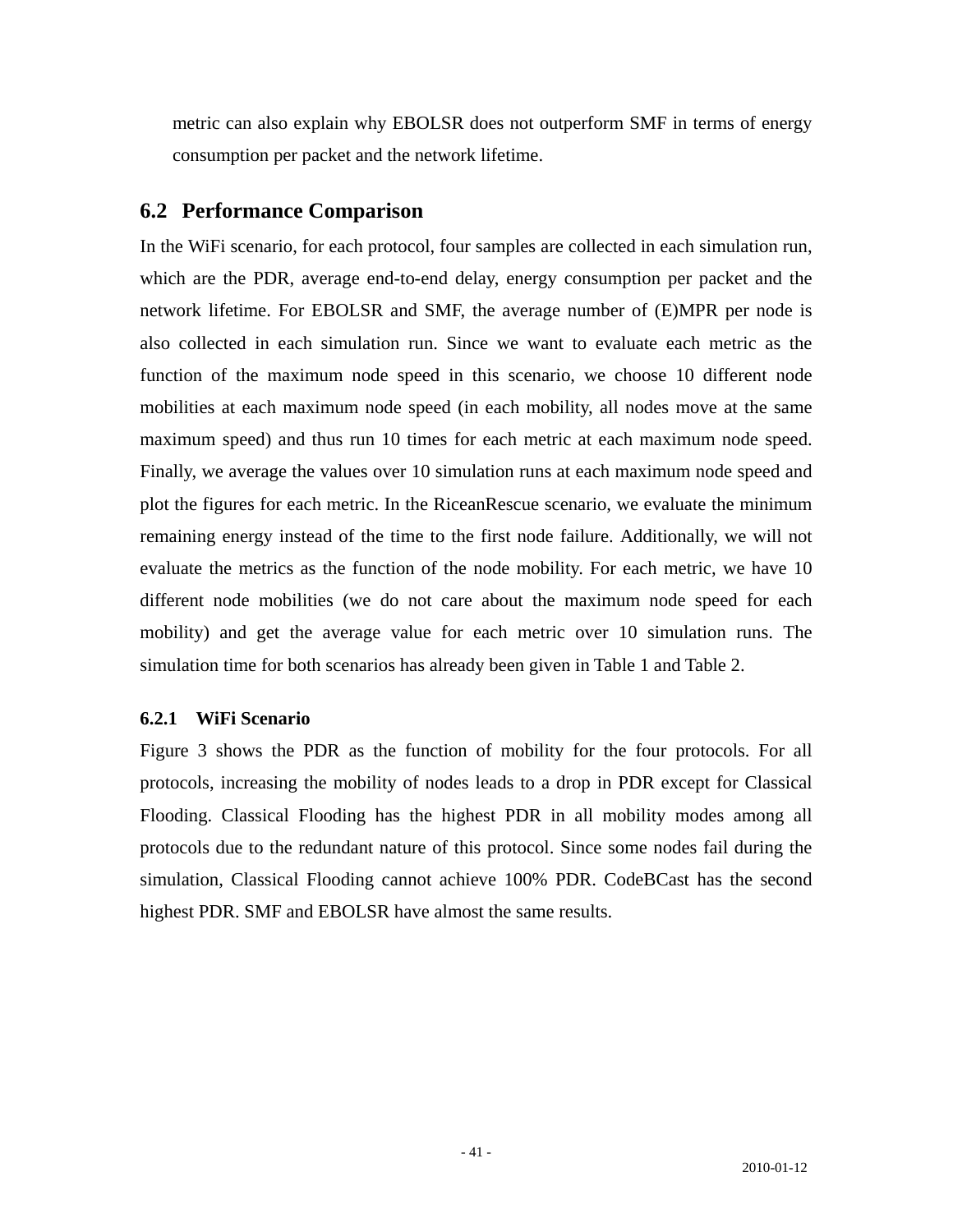metric can also explain why EBOLSR does not outperform SMF in terms of energy consumption per packet and the network lifetime.

## 6.2 Performance Comparison

In the WiFi scenario, for each protocol, four samples are collected in each simulation run, which are the PDR, average end-to-end delay, energy consumption per packet and the network lifetime. For EBOLSR and SMF, the average number of (E)MPR per node is also collected in each simulation run. Since we want to evaluate each metric as the function of the maximum node speed in this scenario, we choose 10 different node mobilities at each maximum node speed (in each mobility, all nodes move at the same maximum speed) and thus run 10 times for each metric at each maximum node speed. Finally, we average the values over 10 simulation runs at each maximum node speed and plot the figures for each metric. In the RiceanRescue scenario, we evaluate the minimum remaining energy instead of the time to the first node failure. Additionally, we will not evaluate the metrics as the function of the node mobility. For each metric, we have 10 different node mobilities (we do not care about the maximum node speed for each mobility) and get the average value for each metric over 10 simulation runs. The simulation time for both scenarios has already been given in Table 1 and Table 2.

### 6.2.1 WiFi Scenario

Figure 3 shows the PDR as the function of mobility for the four protocols. For all protocols, increasing the mobility of nodes leads to a drop in PDR except for Classical Flooding. Classical Flooding has the highest PDR in all mobility modes among all protocols due to the redundant nature of this protocol. Since some nodes fail during the simulation, Classical Flooding cannot achieve 100% PDR. CodeBCast has the second highest PDR. SMF and EBOLSR have almost the same results.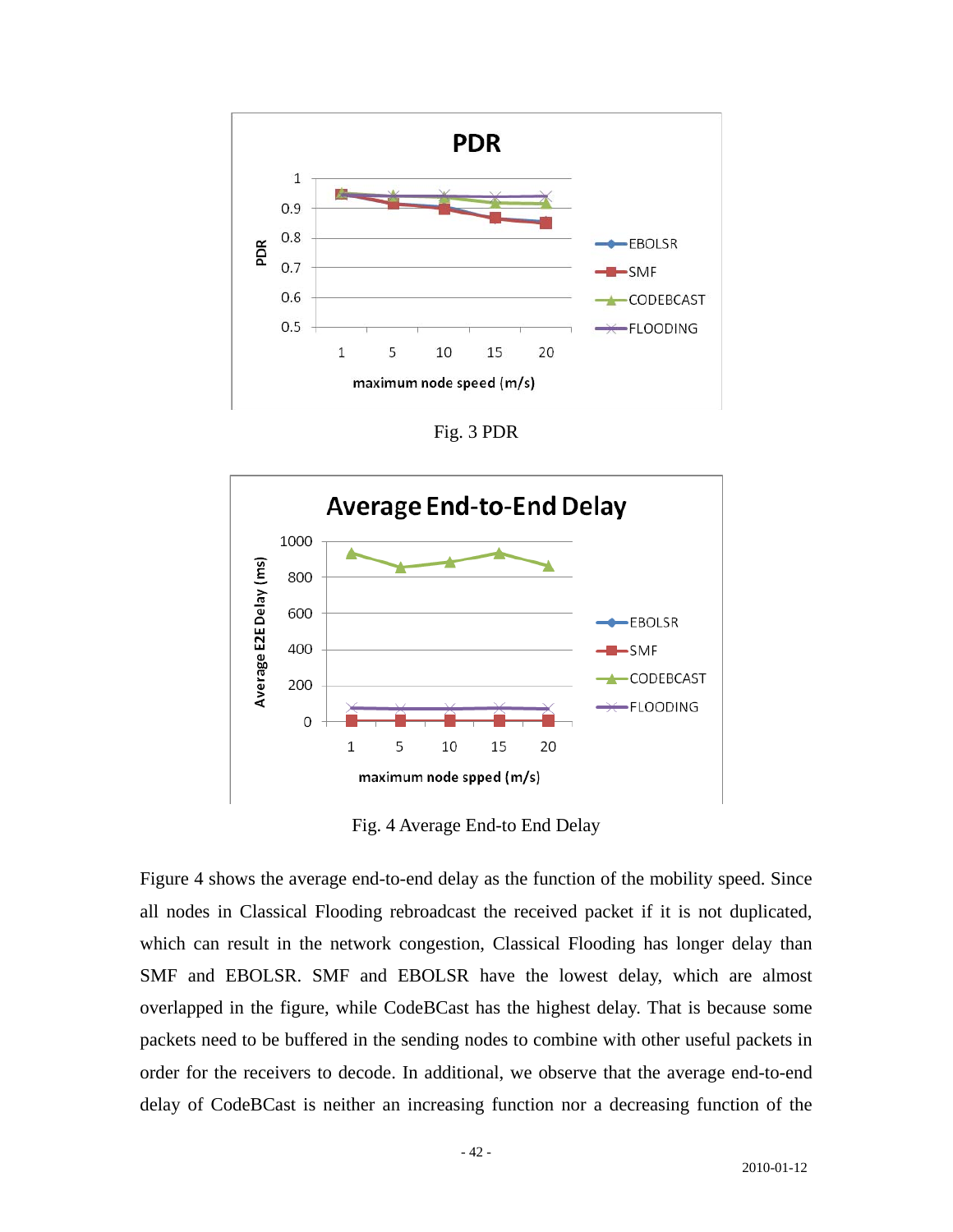Fig. 3 PDR

Fig. 4 Average End-to End Delay

Figure 4 shows the average end-to-end delay as the function of the mobility speed. Since all nodes in Classical Flooding rebroadcast the received packet if it is not duplicated, which can result in the network congestion, Classical Flooding has longer delay than SMF and EBOLSR. SMF and EBOLSR have the lowest delay, which are almost overlapped in the figure, while CodeBCast has the highest delay. That is because some packets need to be buffered in the sending nodes to combine with other useful packets in order for the receivers to decode. In additional, we observe that the average end-to-end delay of CodeBCast is neither an increasing function nor a decreasing function of the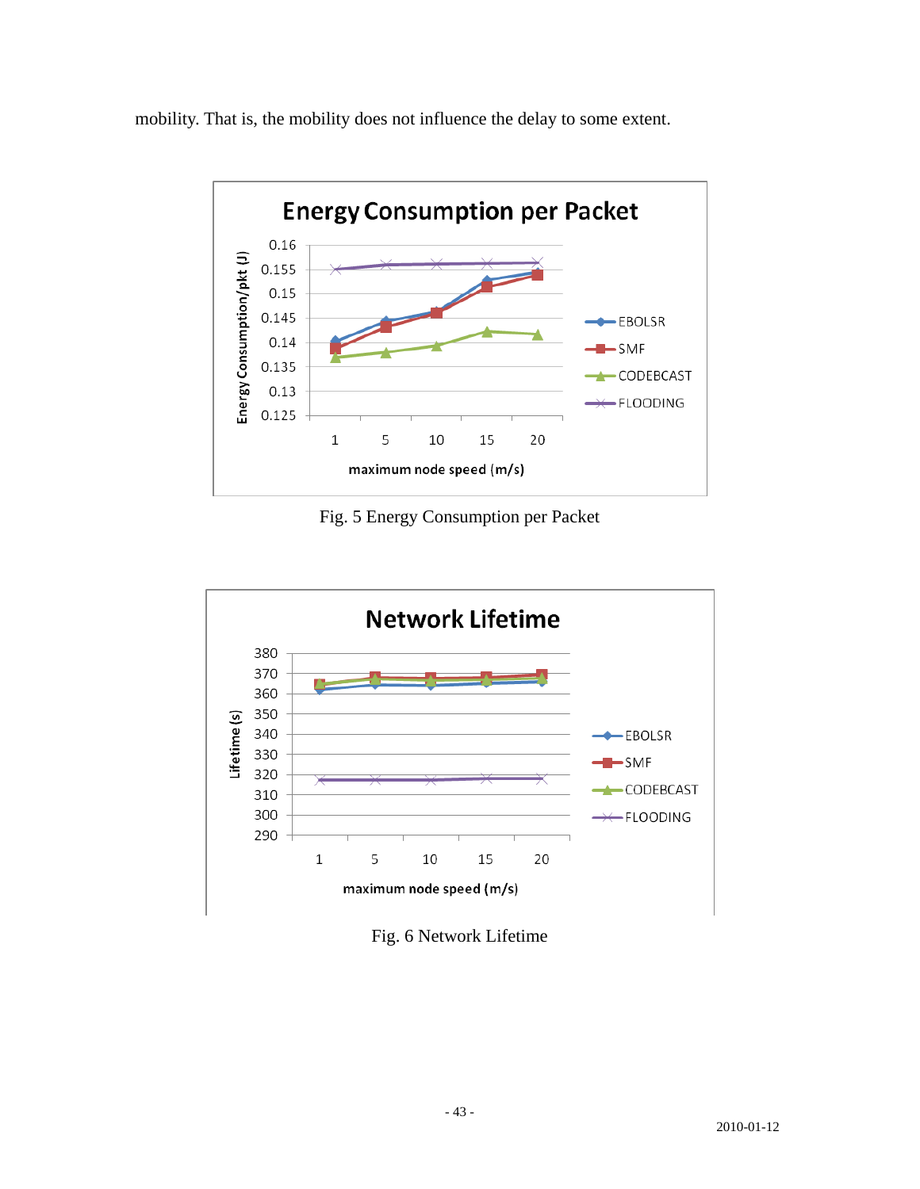mobility. That is, the mobility does not influence the delay to some extent.

Fig. 5 Energy Consumption per Packet

Fig. 6 Network Lifetime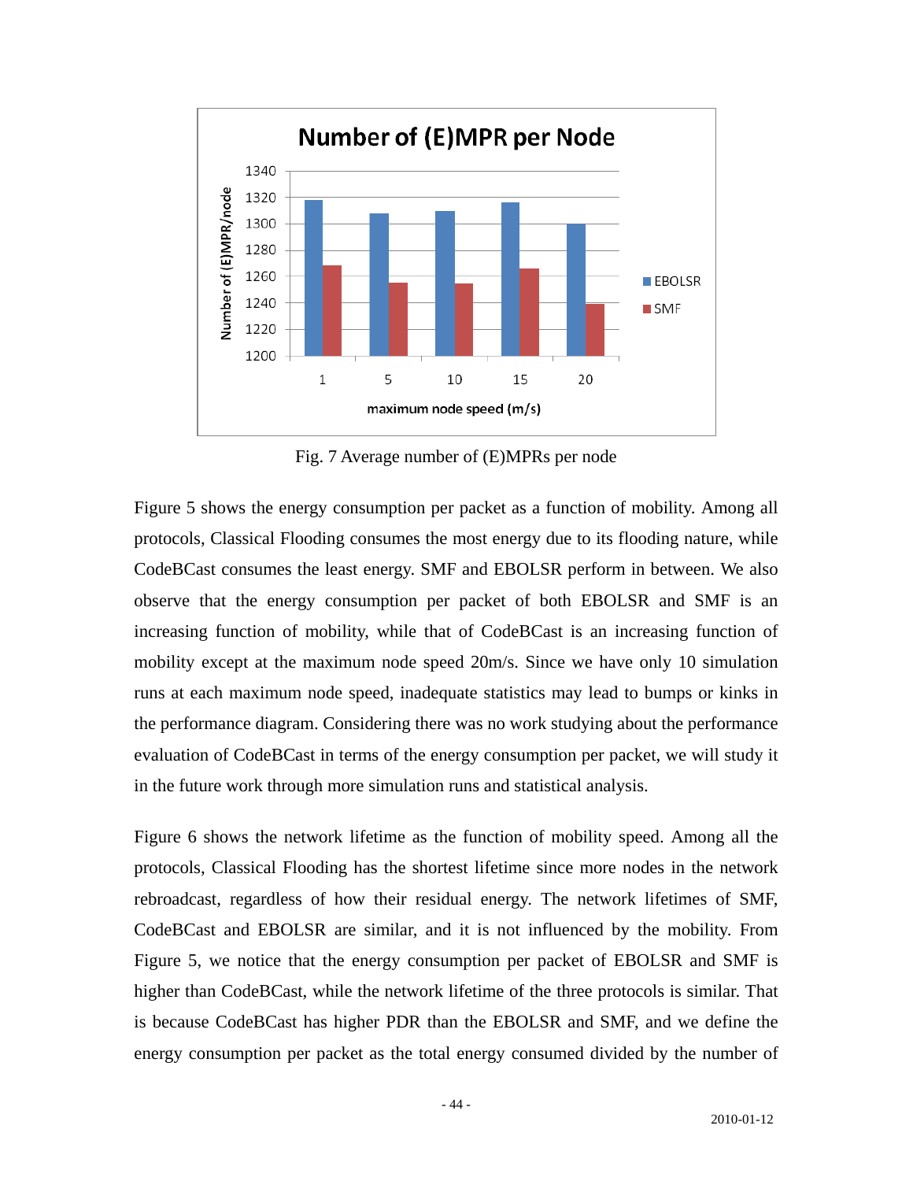Fig. 7 Average number of (E)MPRs per node

Figure 5 shows the energy consumption per packet as a function of mobility. Among all protocols, Classical Flooding consumes the most energy due to its flooding nature, while CodeBCast consumes the least energy. SMF and EBOLSR perform in between. We also observe that the energy consumption per packet of both EBOLSR and SMF is an increasing function of mobility, while that of CodeBCast is an increasing function of mobility except at the maximum node speed 20m/s. Since we have only 10 simulation runs at each maximum node speed, inadequate statistics may lead to bumps or kinks in the performance diagram. Considering there was no work studying about the performance evaluation of CodeBCast in terms of the energy consumption per packet, we will study it in the future work through more simulation runs and statistical analysis.

Figure 6 shows the network lifetime as the function of mobility speed. Among all the protocols, Classical Flooding has the shortest lifetime since more nodes in the network rebroadcast, regardless of how their residual energy. The network lifetimes of SMF, CodeBCast and EBOLSR are similar, and it is not influenced by the mobility. From Figure 5, we notice that the energy consumption per packet of EBOLSR and SMF is higher than CodeBCast, while the network lifetime of the three protocols is similar. That is because CodeBCast has higher PDR than the EBOLSR and SMF, and we define the energy consumption per packet as the total energy consumed divided by the number of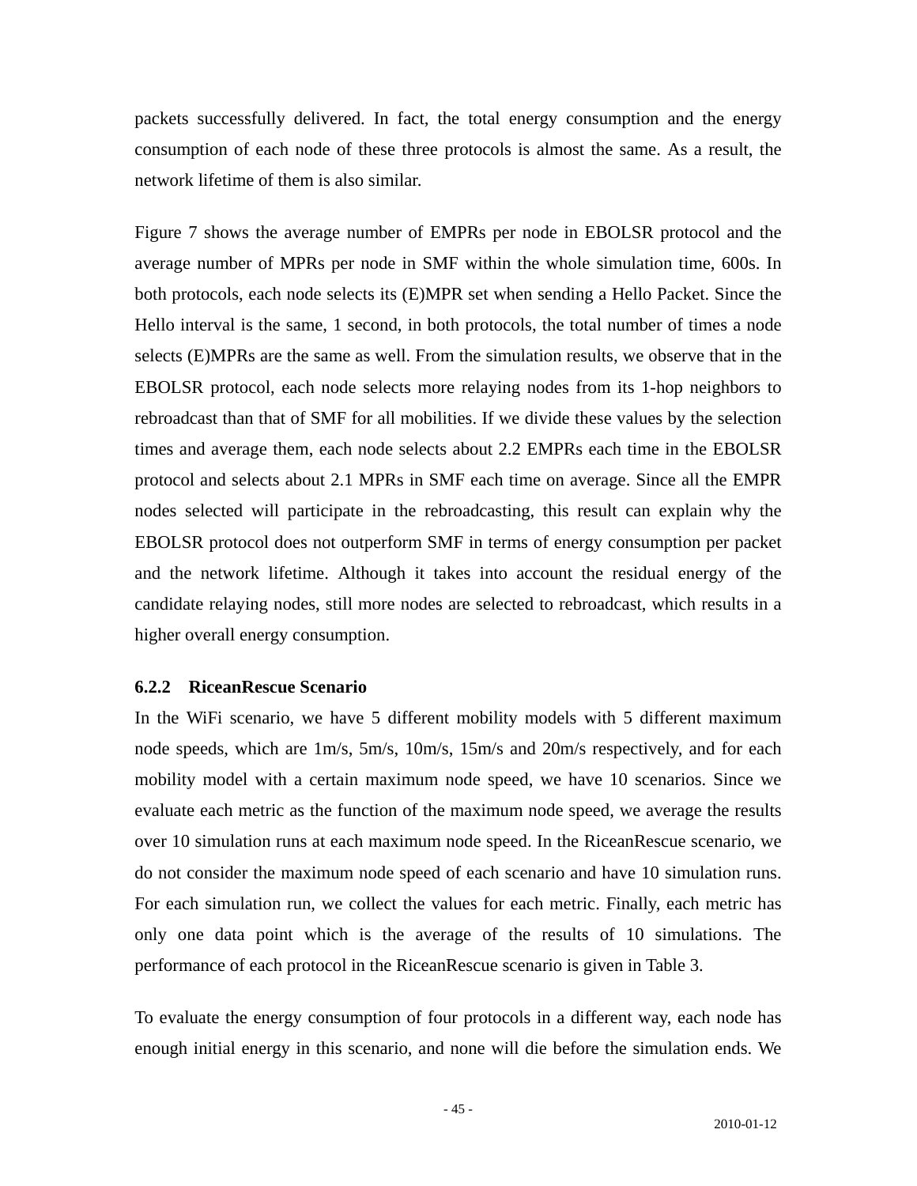packets successfully delivered. In fact, the total energy consumption and the energy consumption of each node of these three protocols is almost the same. As a result, the network lifetime of them is also similar.

Figure 7 shows the average number of EMPRs per node in EBOLSR protocol and the average number of MPRs per node in SMF within the whole simulation time, 600s. In both protocols, each node selects its (E)MPR set when sending a Hello Packet. Since the Hello interval is the same, 1 second, in both protocols, the total number of times a node selects (E)MPRs are the same as well. From the simulation results, we observe that in the EBOLSR protocol, each node selects more relaying nodes from its 1-hop neighbors to rebroadcast than that of SMF for all mobilities. If we divide these values by the selection times and average them, each node selects about 2.2 EMPRs each time in the EBOLSR protocol and selects about 2.1 MPRs in SMF each time on average. Since all the EMPR nodes selected will participate in the rebroadcasting, this result can explain why the EBOLSR protocol does not outperform SMF in terms of energy consumption per packet and the network lifetime. Although it takes into account the residual energy of the candidate relaying nodes, still more nodes are selected to rebroadcast, which results in a higher overall energy consumption.

### 6.2.2 RiceanRescue Scenario

In the WiFi scenario, we have 5 different mobility models with 5 different maximum node speeds, which are 1m/s, 5m/s, 10m/s, 15m/s and 20m/s respectively, and for each mobility model with a certain maximum node speed, we have 10 scenarios. Since we evaluate each metric as the function of the maximum node speed, we average the results over 10 simulation runs at each maximum node speed. In the RiceanRescue scenario, we do not consider the maximum node speed of each scenario and have 10 simulation runs. For each simulation run, we collect the values for each metric. Finally, each metric has only one data point which is the average of the results of 10 simulations. The performance of each protocol in the RiceanRescue scenario is given in Table 3.

To evaluate the energy consumption of four protocols in a different way, each node has enough initial energy in this scenario, and none will die before the simulation ends. We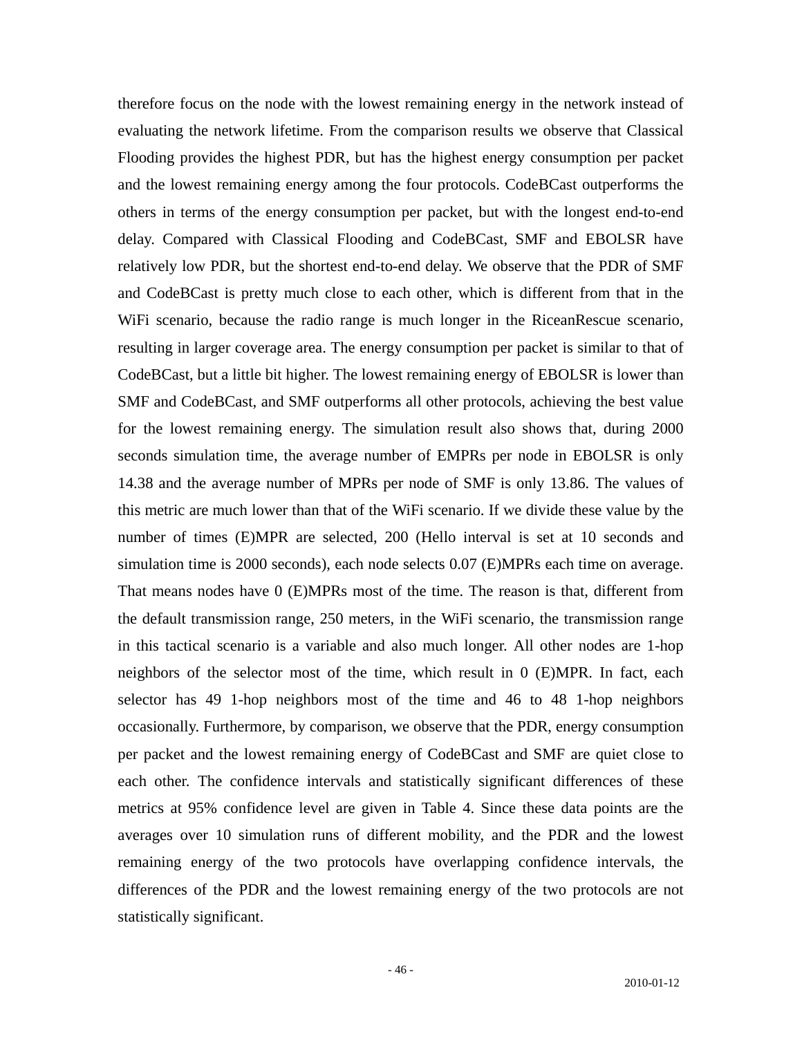therefore focus on the node with the lowest remaining energy in the network instead of evaluating the network lifetime. From the comparison results we observe that Classical Flooding provides the highest PDR, but has the highest energy consumption per packet and the lowest remaining energy among the four protocols. CodeBCast outperforms the others in terms of the energy consumption per packet, but with the longest end-to-end delay. Compared with Classical Flooding and CodeBCast, SMF and EBOLSR have relatively low PDR, but the shortest end-to-end delay. We observe that the PDR of SMF and CodeBCast is pretty much close to each other, which is different from that in the WiFi scenario, because the radio range is much longer in the RiceanRescue scenario, resulting in larger coverage area. The energy consumption per packet is similar to that of CodeBCast, but a little bit higher. The lowest remaining energy of EBOLSR is lower than SMF and CodeBCast, and SMF outperforms all other protocols, achieving the best value for the lowest remaining energy. The simulation result also shows that, during 2000 seconds simulation time, the average number of EMPRs per node in EBOLSR is only 14.38 and the average number of MPRs per node of SMF is only 13.86. The values of this metric are much lower than that of the WiFi scenario. If we divide these value by the number of times (E)MPR are selected, 200 (Hello interval is set at 10 seconds and simulation time is 2000 seconds), each node selects 0.07 (E)MPRs each time on average. That means nodes have 0 (E)MPRs most of the time. The reason is that, different from the default transmission range, 250 meters, in the WiFi scenario, the transmission range in this tactical scenario is a variable and also much longer. All other nodes are 1-hop neighbors of the selector most of the time, which result in 0 (E)MPR. In fact, each selector has 49 1-hop neighbors most of the time and 46 to 48 1-hop neighbors occasionally. Furthermore, by comparison, we observe that the PDR, energy consumption per packet and the lowest remaining energy of CodeBCast and SMF are quiet close to each other. The confidence intervals and statistically significant differences of these metrics at 95% confidence level are given in Table 4. Since these data points are the averages over 10 simulation runs of different mobility, and the PDR and the lowest remaining energy of the two protocols have overlapping confidence intervals, the differences of the PDR and the lowest remaining energy of the two protocols are not statistically significant.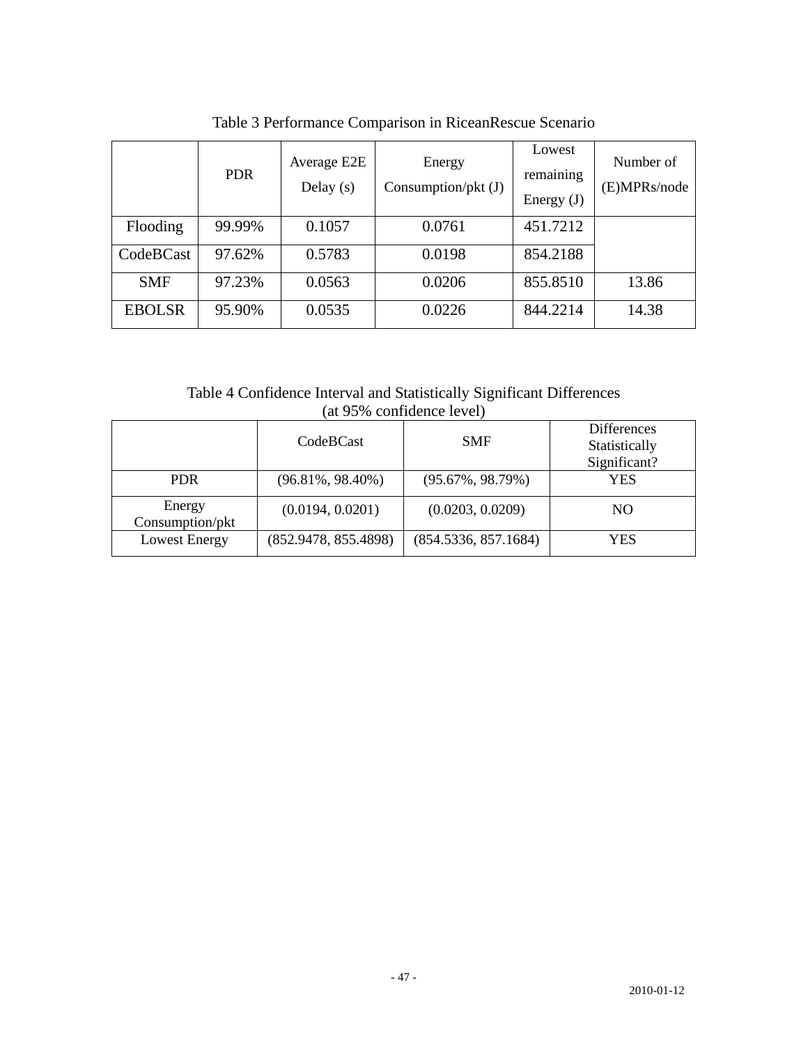Table 3 Performance Comparison in RiceanRescue Scenario

| | PDR | Average E2E Delay (s) | Energy Consumption/pkt (J) | Lowest remaining Energy (J) | Number of (E)MPRs/node |
|---|---|---|---|---|---|
| Flooding | 99.99% | 0.1057 | 0.0761 | 451.7212 | |
| CodeBCast | 97.62% | 0.5783 | 0.0198 | 854.2188 | |
| SMF | 97.23% | 0.0563 | 0.0206 | 855.8510 | 13.86 |
| EBOLSR | 95.90% | 0.0535 | 0.0226 | 844.2214 | 14.38 |

Table 4 Confidence Interval and Statistically Significant Differences (at 95% confidence level)

| | CodeBCast | SMF | Differences Statistically Significant? |
|---|---|---|---|
| PDR | (96.81%, 98.40%) | (95.67%, 98.79%) | YES |
| Energy Consumption/pkt | (0.0194, 0.0201) | (0.0203, 0.0209) | NO |
| Lowest Energy | (852.9478, 855.4898) | (854.5336, 857.1684) | YES |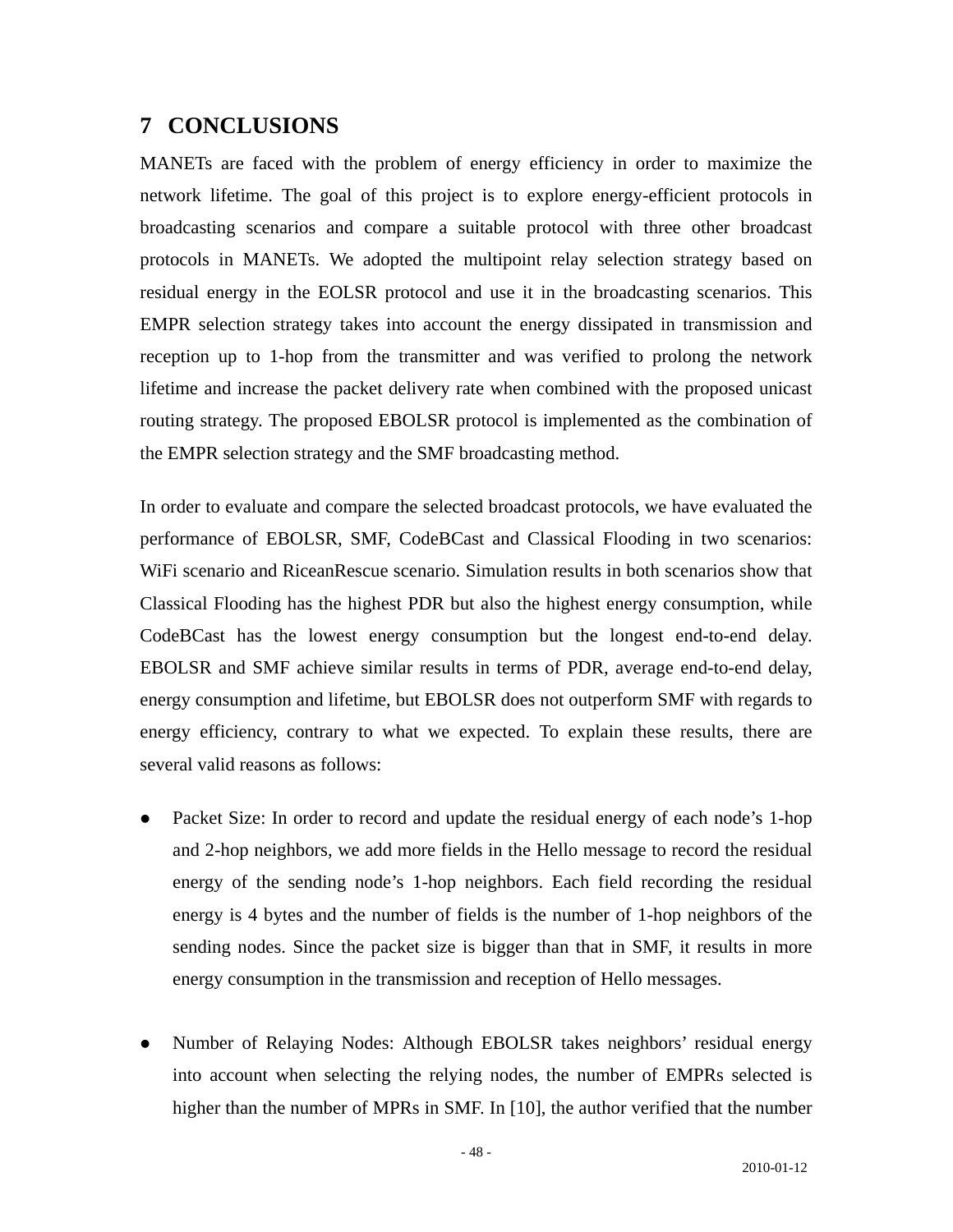# 7 CONCLUSIONS

MANETs are faced with the problem of energy efficiency in order to maximize the network lifetime. The goal of this project is to explore energy-efficient protocols in broadcasting scenarios and compare a suitable protocol with three other broadcast protocols in MANETs. We adopted the multipoint relay selection strategy based on residual energy in the EOLSR protocol and use it in the broadcasting scenarios. This EMPR selection strategy takes into account the energy dissipated in transmission and reception up to 1-hop from the transmitter and was verified to prolong the network lifetime and increase the packet delivery rate when combined with the proposed unicast routing strategy. The proposed EBOLSR protocol is implemented as the combination of the EMPR selection strategy and the SMF broadcasting method.

In order to evaluate and compare the selected broadcast protocols, we have evaluated the performance of EBOLSR, SMF, CodeBCast and Classical Flooding in two scenarios: WiFi scenario and RiceanRescue scenario. Simulation results in both scenarios show that Classical Flooding has the highest PDR but also the highest energy consumption, while CodeBCast has the lowest energy consumption but the longest end-to-end delay. EBOLSR and SMF achieve similar results in terms of PDR, average end-to-end delay, energy consumption and lifetime, but EBOLSR does not outperform SMF with regards to energy efficiency, contrary to what we expected. To explain these results, there are several valid reasons as follows:

- Packet Size: In order to record and update the residual energy of each node's 1-hop and 2-hop neighbors, we add more fields in the Hello message to record the residual energy of the sending node's 1-hop neighbors. Each field recording the residual energy is 4 bytes and the number of fields is the number of 1-hop neighbors of the sending nodes. Since the packet size is bigger than that in SMF, it results in more energy consumption in the transmission and reception of Hello messages.

- Number of Relaying Nodes: Although EBOLSR takes neighbors' residual energy into account when selecting the relying nodes, the number of EMPRs selected is higher than the number of MPRs in SMF. In [10], the author verified that the number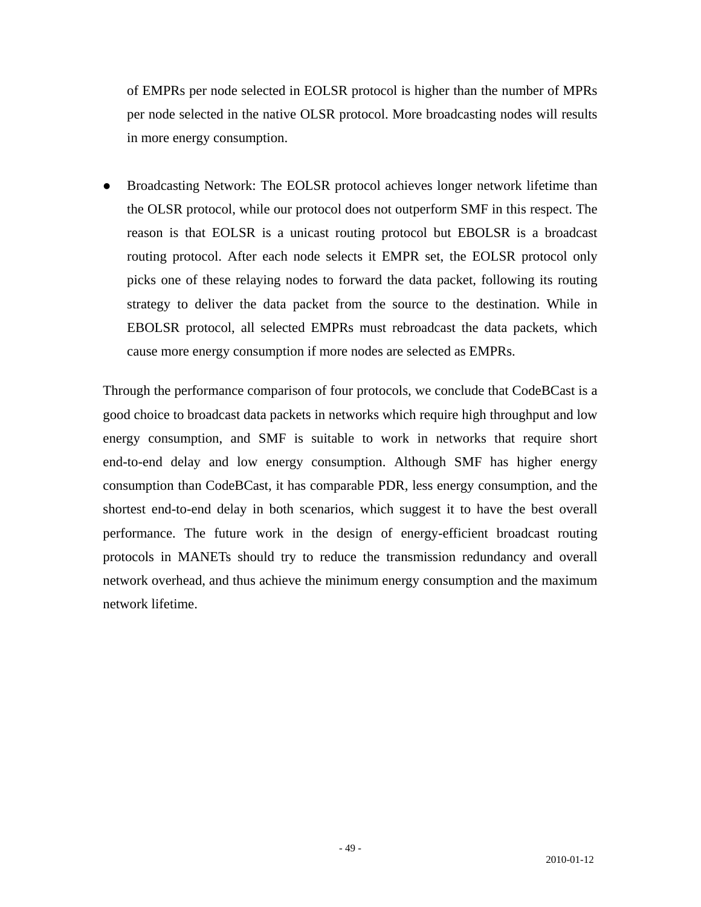of EMPRs per node selected in EOLSR protocol is higher than the number of MPRs per node selected in the native OLSR protocol. More broadcasting nodes will results in more energy consumption.

- Broadcasting Network: The EOLSR protocol achieves longer network lifetime than the OLSR protocol, while our protocol does not outperform SMF in this respect. The reason is that EOLSR is a unicast routing protocol but EBOLSR is a broadcast routing protocol. After each node selects it EMPR set, the EOLSR protocol only picks one of these relaying nodes to forward the data packet, following its routing strategy to deliver the data packet from the source to the destination. While in EBOLSR protocol, all selected EMPRs must rebroadcast the data packets, which cause more energy consumption if more nodes are selected as EMPRs.

Through the performance comparison of four protocols, we conclude that CodeBCast is a good choice to broadcast data packets in networks which require high throughput and low energy consumption, and SMF is suitable to work in networks that require short end-to-end delay and low energy consumption. Although SMF has higher energy consumption than CodeBCast, it has comparable PDR, less energy consumption, and the shortest end-to-end delay in both scenarios, which suggest it to have the best overall performance. The future work in the design of energy-efficient broadcast routing protocols in MANETs should try to reduce the transmission redundancy and overall network overhead, and thus achieve the minimum energy consumption and the maximum network lifetime.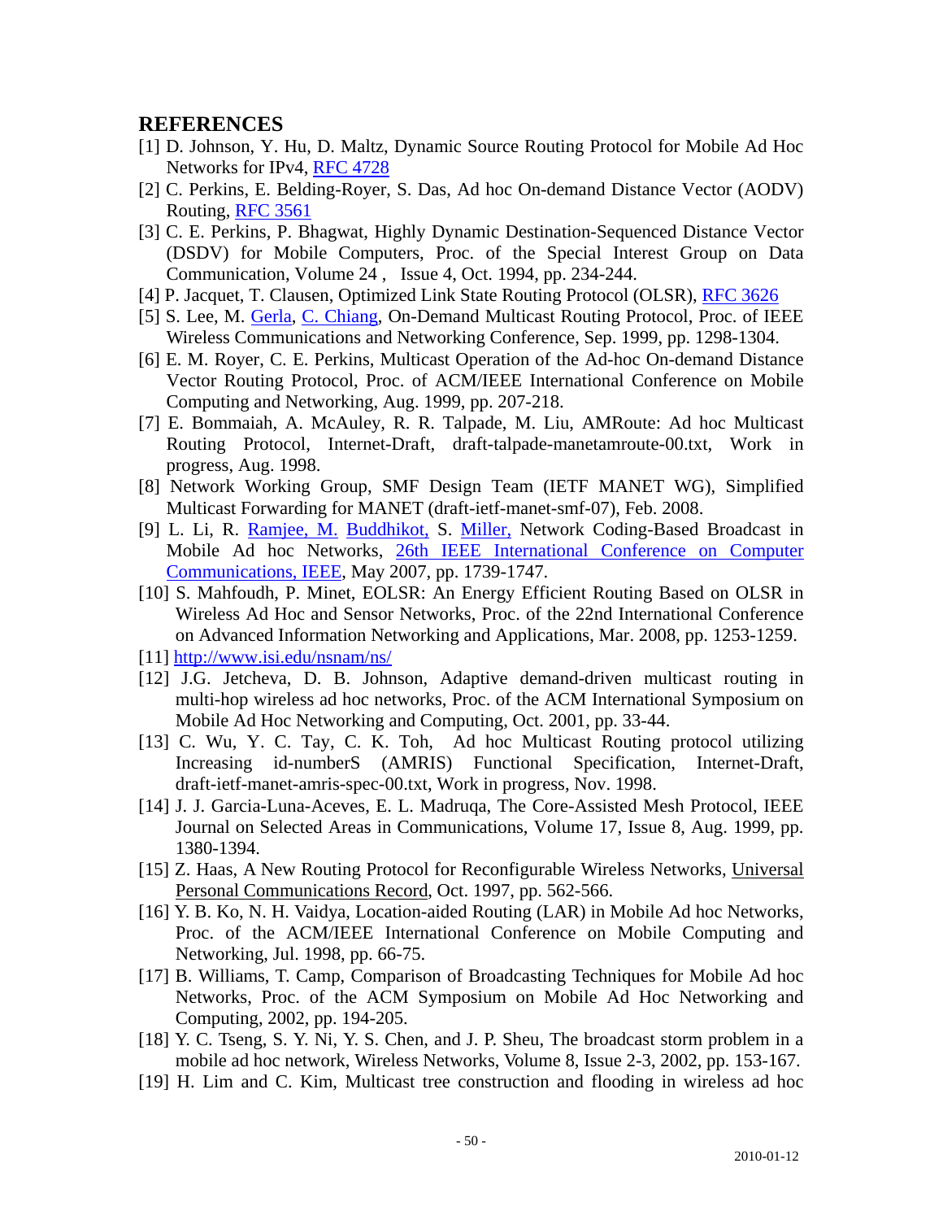## REFERENCES

[1] D. Johnson, Y. Hu, D. Maltz, Dynamic Source Routing Protocol for Mobile Ad Hoc Networks for IPv4, RFC 4728

[2] C. Perkins, E. Belding-Royer, S. Das, Ad hoc On-demand Distance Vector (AODV) Routing, RFC 3561

[3] C. E. Perkins, P. Bhagwat, Highly Dynamic Destination-Sequenced Distance Vector (DSDV) for Mobile Computers, Proc. of the Special Interest Group on Data Communication, Volume 24 , Issue 4, Oct. 1994, pp. 234-244.

[4] P. Jacquet, T. Clausen, Optimized Link State Routing Protocol (OLSR), RFC 3626

[5] S. Lee, M. Gerla, C. Chiang, On-Demand Multicast Routing Protocol, Proc. of IEEE Wireless Communications and Networking Conference, Sep. 1999, pp. 1298-1304.

[6] E. M. Royer, C. E. Perkins, Multicast Operation of the Ad-hoc On-demand Distance Vector Routing Protocol, Proc. of ACM/IEEE International Conference on Mobile Computing and Networking, Aug. 1999, pp. 207-218.

[7] E. Bommaiah, A. McAuley, R. R. Talpade, M. Liu, AMRoute: Ad hoc Multicast Routing Protocol, Internet-Draft, draft-talpade-manetamroute-00.txt, Work in progress, Aug. 1998.

[8] Network Working Group, SMF Design Team (IETF MANET WG), Simplified Multicast Forwarding for MANET (draft-ietf-manet-smf-07), Feb. 2008.

[9] L. Li, R. Ramjee, M. Buddhikot, S. Miller, Network Coding-Based Broadcast in Mobile Ad hoc Networks, 26th IEEE International Conference on Computer Communications, IEEE, May 2007, pp. 1739-1747.

[10] S. Mahfoudh, P. Minet, EOLSR: An Energy Efficient Routing Based on OLSR in Wireless Ad Hoc and Sensor Networks, Proc. of the 22nd International Conference on Advanced Information Networking and Applications, Mar. 2008, pp. 1253-1259.

[11] http://www.isi.edu/nsnam/ns/

[12] J.G. Jetcheva, D. B. Johnson, Adaptive demand-driven multicast routing in multi-hop wireless ad hoc networks, Proc. of the ACM International Symposium on Mobile Ad Hoc Networking and Computing, Oct. 2001, pp. 33-44.

[13] C. Wu, Y. C. Tay, C. K. Toh, Ad hoc Multicast Routing protocol utilizing Increasing id-numberS (AMRIS) Functional Specification, Internet-Draft, draft-ietf-manet-amris-spec-00.txt, Work in progress, Nov. 1998.

[14] J. J. Garcia-Luna-Aceves, E. L. Madruqa, The Core-Assisted Mesh Protocol, IEEE Journal on Selected Areas in Communications, Volume 17, Issue 8, Aug. 1999, pp. 1380-1394.

[15] Z. Haas, A New Routing Protocol for Reconfigurable Wireless Networks, Universal Personal Communications Record, Oct. 1997, pp. 562-566.

[16] Y. B. Ko, N. H. Vaidya, Location-aided Routing (LAR) in Mobile Ad hoc Networks, Proc. of the ACM/IEEE International Conference on Mobile Computing and Networking, Jul. 1998, pp. 66-75.

[17] B. Williams, T. Camp, Comparison of Broadcasting Techniques for Mobile Ad hoc Networks, Proc. of the ACM Symposium on Mobile Ad Hoc Networking and Computing, 2002, pp. 194-205.

[18] Y. C. Tseng, S. Y. Ni, Y. S. Chen, and J. P. Sheu, The broadcast storm problem in a mobile ad hoc network, Wireless Networks, Volume 8, Issue 2-3, 2002, pp. 153-167.

[19] H. Lim and C. Kim, Multicast tree construction and flooding in wireless ad hoc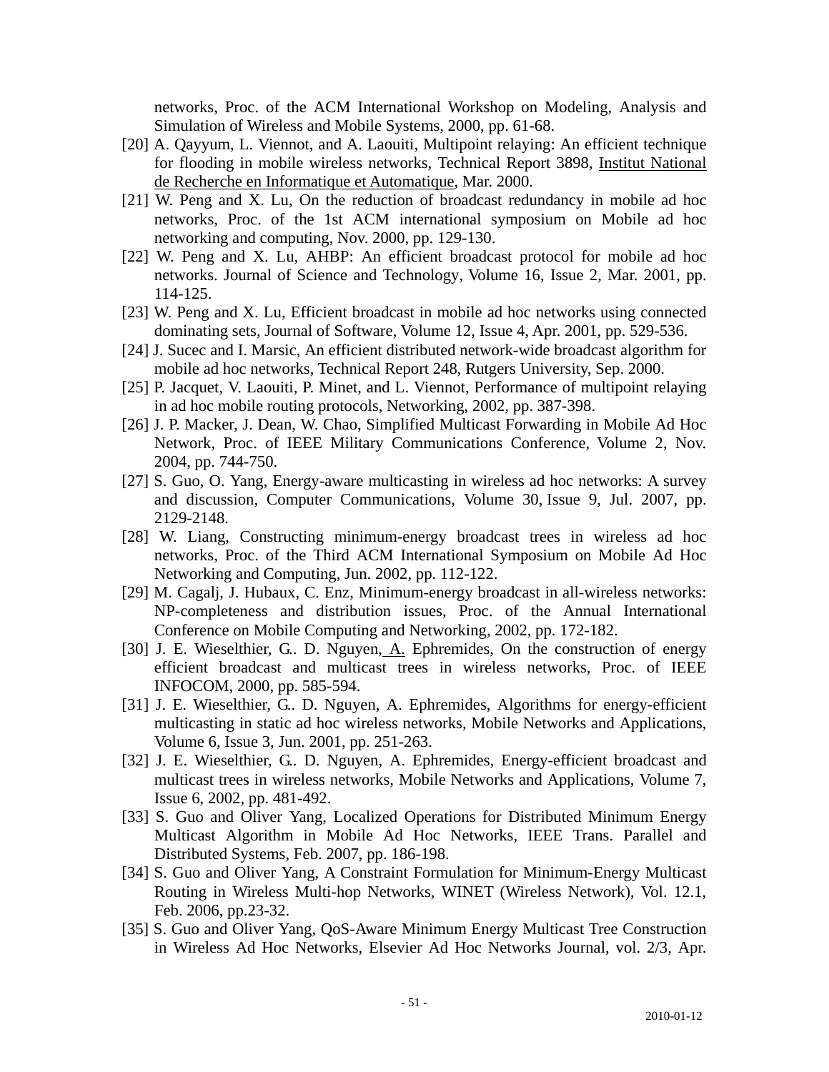networks, Proc. of the ACM International Workshop on Modeling, Analysis and Simulation of Wireless and Mobile Systems, 2000, pp. 61-68.

[20] A. Qayyum, L. Viennot, and A. Laouiti, Multipoint relaying: An efficient technique for flooding in mobile wireless networks, Technical Report 3898, Institut National de Recherche en Informatique et Automatique, Mar. 2000.

[21] W. Peng and X. Lu, On the reduction of broadcast redundancy in mobile ad hoc networks, Proc. of the 1st ACM international symposium on Mobile ad hoc networking and computing, Nov. 2000, pp. 129-130.

[22] W. Peng and X. Lu, AHBP: An efficient broadcast protocol for mobile ad hoc networks. Journal of Science and Technology, Volume 16, Issue 2, Mar. 2001, pp. 114-125.

[23] W. Peng and X. Lu, Efficient broadcast in mobile ad hoc networks using connected dominating sets, Journal of Software, Volume 12, Issue 4, Apr. 2001, pp. 529-536.

[24] J. Sucec and I. Marsic, An efficient distributed network-wide broadcast algorithm for mobile ad hoc networks, Technical Report 248, Rutgers University, Sep. 2000.

[25] P. Jacquet, V. Laouiti, P. Minet, and L. Viennot, Performance of multipoint relaying in ad hoc mobile routing protocols, Networking, 2002, pp. 387-398.

[26] J. P. Macker, J. Dean, W. Chao, Simplified Multicast Forwarding in Mobile Ad Hoc Network, Proc. of IEEE Military Communications Conference, Volume 2, Nov. 2004, pp. 744-750.

[27] S. Guo, O. Yang, Energy-aware multicasting in wireless ad hoc networks: A survey and discussion, Computer Communications, Volume 30, Issue 9, Jul. 2007, pp. 2129-2148.

[28] W. Liang, Constructing minimum-energy broadcast trees in wireless ad hoc networks, Proc. of the Third ACM International Symposium on Mobile Ad Hoc Networking and Computing, Jun. 2002, pp. 112-122.

[29] M. Cagalj, J. Hubaux, C. Enz, Minimum-energy broadcast in all-wireless networks: NP-completeness and distribution issues, Proc. of the Annual International Conference on Mobile Computing and Networking, 2002, pp. 172-182.

[30] J. E. Wieselthier, G.. D. Nguyen, A. Ephremides, On the construction of energy efficient broadcast and multicast trees in wireless networks, Proc. of IEEE INFOCOM, 2000, pp. 585-594.

[31] J. E. Wieselthier, G.. D. Nguyen, A. Ephremides, Algorithms for energy-efficient multicasting in static ad hoc wireless networks, Mobile Networks and Applications, Volume 6, Issue 3, Jun. 2001, pp. 251-263.

[32] J. E. Wieselthier, G.. D. Nguyen, A. Ephremides, Energy-efficient broadcast and multicast trees in wireless networks, Mobile Networks and Applications, Volume 7, Issue 6, 2002, pp. 481-492.

[33] S. Guo and Oliver Yang, Localized Operations for Distributed Minimum Energy Multicast Algorithm in Mobile Ad Hoc Networks, IEEE Trans. Parallel and Distributed Systems, Feb. 2007, pp. 186-198.

[34] S. Guo and Oliver Yang, A Constraint Formulation for Minimum-Energy Multicast Routing in Wireless Multi-hop Networks, WINET (Wireless Network), Vol. 12.1, Feb. 2006, pp.23-32.

[35] S. Guo and Oliver Yang, QoS-Aware Minimum Energy Multicast Tree Construction in Wireless Ad Hoc Networks, Elsevier Ad Hoc Networks Journal, vol. 2/3, Apr.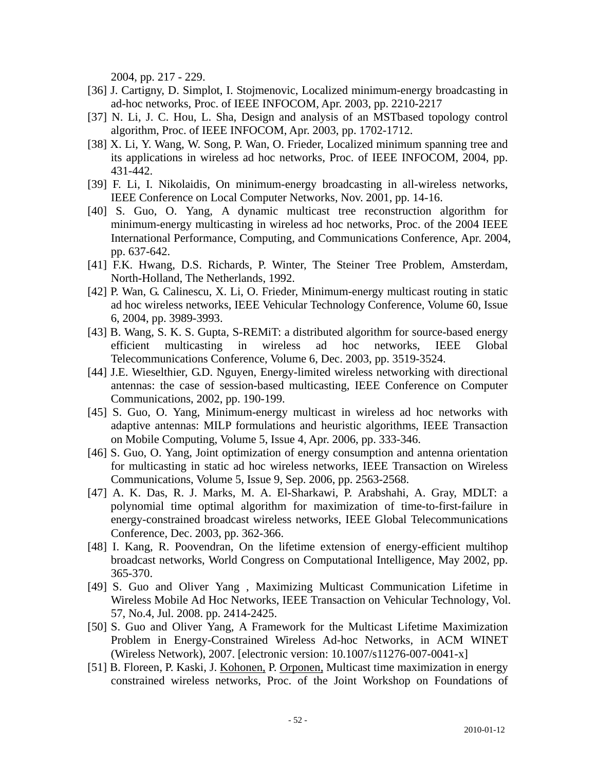2004, pp. 217 - 229.

[36] J. Cartigny, D. Simplot, I. Stojmenovic, Localized minimum-energy broadcasting in ad-hoc networks, Proc. of IEEE INFOCOM, Apr. 2003, pp. 2210-2217

[37] N. Li, J. C. Hou, L. Sha, Design and analysis of an MSTbased topology control algorithm, Proc. of IEEE INFOCOM, Apr. 2003, pp. 1702-1712.

[38] X. Li, Y. Wang, W. Song, P. Wan, O. Frieder, Localized minimum spanning tree and its applications in wireless ad hoc networks, Proc. of IEEE INFOCOM, 2004, pp. 431-442.

[39] F. Li, I. Nikolaidis, On minimum-energy broadcasting in all-wireless networks, IEEE Conference on Local Computer Networks, Nov. 2001, pp. 14-16.

[40] S. Guo, O. Yang, A dynamic multicast tree reconstruction algorithm for minimum-energy multicasting in wireless ad hoc networks, Proc. of the 2004 IEEE International Performance, Computing, and Communications Conference, Apr. 2004, pp. 637-642.

[41] F.K. Hwang, D.S. Richards, P. Winter, The Steiner Tree Problem, Amsterdam, North-Holland, The Netherlands, 1992.

[42] P. Wan, G. Calinescu, X. Li, O. Frieder, Minimum-energy multicast routing in static ad hoc wireless networks, IEEE Vehicular Technology Conference, Volume 60, Issue 6, 2004, pp. 3989-3993.

[43] B. Wang, S. K. S. Gupta, S-REMiT: a distributed algorithm for source-based energy efficient multicasting in wireless ad hoc networks, IEEE Global Telecommunications Conference, Volume 6, Dec. 2003, pp. 3519-3524.

[44] J.E. Wieselthier, G.D. Nguyen, Energy-limited wireless networking with directional antennas: the case of session-based multicasting, IEEE Conference on Computer Communications, 2002, pp. 190-199.

[45] S. Guo, O. Yang, Minimum-energy multicast in wireless ad hoc networks with adaptive antennas: MILP formulations and heuristic algorithms, IEEE Transaction on Mobile Computing, Volume 5, Issue 4, Apr. 2006, pp. 333-346.

[46] S. Guo, O. Yang, Joint optimization of energy consumption and antenna orientation for multicasting in static ad hoc wireless networks, IEEE Transaction on Wireless Communications, Volume 5, Issue 9, Sep. 2006, pp. 2563-2568.

[47] A. K. Das, R. J. Marks, M. A. El-Sharkawi, P. Arabshahi, A. Gray, MDLT: a polynomial time optimal algorithm for maximization of time-to-first-failure in energy-constrained broadcast wireless networks, IEEE Global Telecommunications Conference, Dec. 2003, pp. 362-366.

[48] I. Kang, R. Poovendran, On the lifetime extension of energy-efficient multihop broadcast networks, World Congress on Computational Intelligence, May 2002, pp. 365-370.

[49] S. Guo and Oliver Yang , Maximizing Multicast Communication Lifetime in Wireless Mobile Ad Hoc Networks, IEEE Transaction on Vehicular Technology, Vol. 57, No.4, Jul. 2008. pp. 2414-2425.

[50] S. Guo and Oliver Yang, A Framework for the Multicast Lifetime Maximization Problem in Energy-Constrained Wireless Ad-hoc Networks, in ACM WINET (Wireless Network), 2007. [electronic version: 10.1007/s11276-007-0041-x]

[51] B. Floreen, P. Kaski, J. Kohonen, P. Orponen, Multicast time maximization in energy constrained wireless networks, Proc. of the Joint Workshop on Foundations of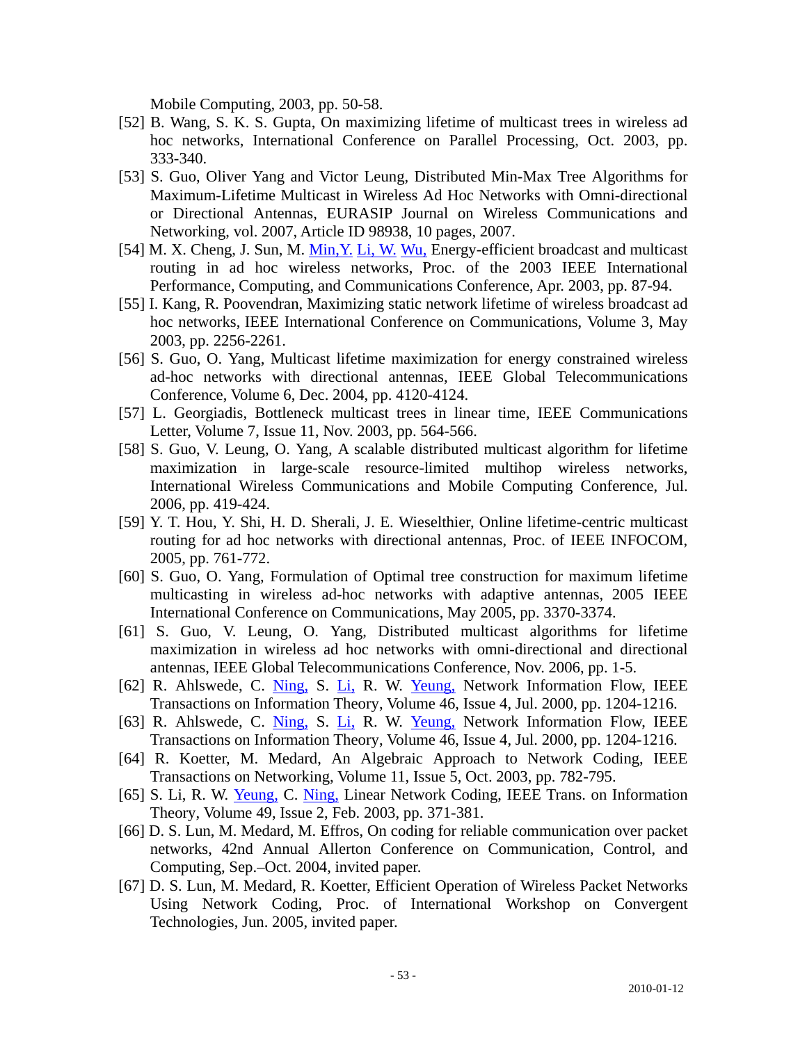Mobile Computing, 2003, pp. 50-58.

[52] B. Wang, S. K. S. Gupta, On maximizing lifetime of multicast trees in wireless ad hoc networks, International Conference on Parallel Processing, Oct. 2003, pp. 333-340.

[53] S. Guo, Oliver Yang and Victor Leung, Distributed Min-Max Tree Algorithms for Maximum-Lifetime Multicast in Wireless Ad Hoc Networks with Omni-directional or Directional Antennas, EURASIP Journal on Wireless Communications and Networking, vol. 2007, Article ID 98938, 10 pages, 2007.

[54] M. X. Cheng, J. Sun, M. Min,Y. Li, W. Wu, Energy-efficient broadcast and multicast routing in ad hoc wireless networks, Proc. of the 2003 IEEE International Performance, Computing, and Communications Conference, Apr. 2003, pp. 87-94.

[55] I. Kang, R. Poovendran, Maximizing static network lifetime of wireless broadcast ad hoc networks, IEEE International Conference on Communications, Volume 3, May 2003, pp. 2256-2261.

[56] S. Guo, O. Yang, Multicast lifetime maximization for energy constrained wireless ad-hoc networks with directional antennas, IEEE Global Telecommunications Conference, Volume 6, Dec. 2004, pp. 4120-4124.

[57] L. Georgiadis, Bottleneck multicast trees in linear time, IEEE Communications Letter, Volume 7, Issue 11, Nov. 2003, pp. 564-566.

[58] S. Guo, V. Leung, O. Yang, A scalable distributed multicast algorithm for lifetime maximization in large-scale resource-limited multihop wireless networks, International Wireless Communications and Mobile Computing Conference, Jul. 2006, pp. 419-424.

[59] Y. T. Hou, Y. Shi, H. D. Sherali, J. E. Wieselthier, Online lifetime-centric multicast routing for ad hoc networks with directional antennas, Proc. of IEEE INFOCOM, 2005, pp. 761-772.

[60] S. Guo, O. Yang, Formulation of Optimal tree construction for maximum lifetime multicasting in wireless ad-hoc networks with adaptive antennas, 2005 IEEE International Conference on Communications, May 2005, pp. 3370-3374.

[61] S. Guo, V. Leung, O. Yang, Distributed multicast algorithms for lifetime maximization in wireless ad hoc networks with omni-directional and directional antennas, IEEE Global Telecommunications Conference, Nov. 2006, pp. 1-5.

[62] R. Ahlswede, C. Ning, S. Li, R. W. Yeung, Network Information Flow, IEEE Transactions on Information Theory, Volume 46, Issue 4, Jul. 2000, pp. 1204-1216.

[63] R. Ahlswede, C. Ning, S. Li, R. W. Yeung, Network Information Flow, IEEE Transactions on Information Theory, Volume 46, Issue 4, Jul. 2000, pp. 1204-1216.

[64] R. Koetter, M. Medard, An Algebraic Approach to Network Coding, IEEE Transactions on Networking, Volume 11, Issue 5, Oct. 2003, pp. 782-795.

[65] S. Li, R. W. Yeung, C. Ning, Linear Network Coding, IEEE Trans. on Information Theory, Volume 49, Issue 2, Feb. 2003, pp. 371-381.

[66] D. S. Lun, M. Medard, M. Effros, On coding for reliable communication over packet networks, 42nd Annual Allerton Conference on Communication, Control, and Computing, Sep.–Oct. 2004, invited paper.

[67] D. S. Lun, M. Medard, R. Koetter, Efficient Operation of Wireless Packet Networks Using Network Coding, Proc. of International Workshop on Convergent Technologies, Jun. 2005, invited paper.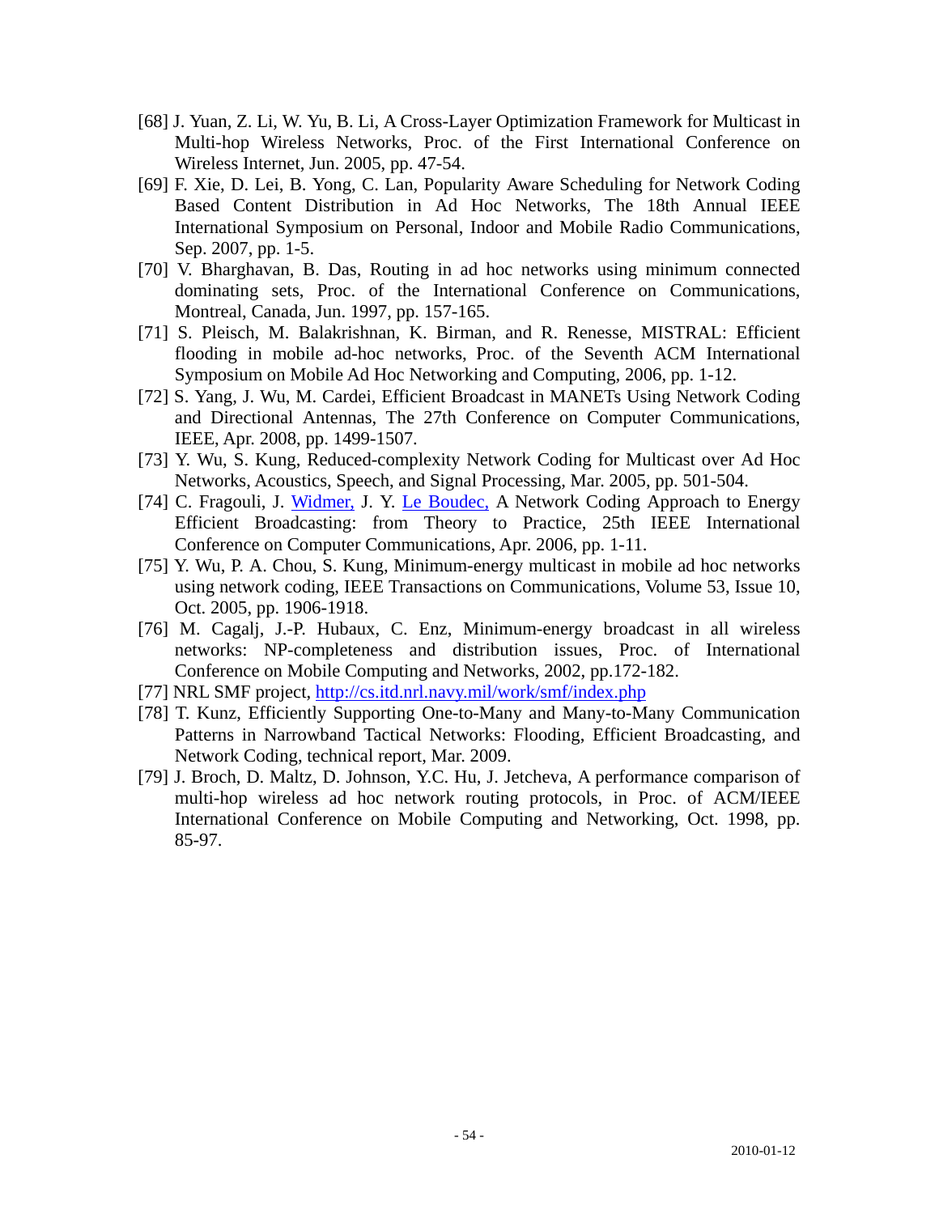[68] J. Yuan, Z. Li, W. Yu, B. Li, A Cross-Layer Optimization Framework for Multicast in Multi-hop Wireless Networks, Proc. of the First International Conference on Wireless Internet, Jun. 2005, pp. 47-54.

[69] F. Xie, D. Lei, B. Yong, C. Lan, Popularity Aware Scheduling for Network Coding Based Content Distribution in Ad Hoc Networks, The 18th Annual IEEE International Symposium on Personal, Indoor and Mobile Radio Communications, Sep. 2007, pp. 1-5.

[70] V. Bharghavan, B. Das, Routing in ad hoc networks using minimum connected dominating sets, Proc. of the International Conference on Communications, Montreal, Canada, Jun. 1997, pp. 157-165.

[71] S. Pleisch, M. Balakrishnan, K. Birman, and R. Renesse, MISTRAL: Efficient flooding in mobile ad-hoc networks, Proc. of the Seventh ACM International Symposium on Mobile Ad Hoc Networking and Computing, 2006, pp. 1-12.

[72] S. Yang, J. Wu, M. Cardei, Efficient Broadcast in MANETs Using Network Coding and Directional Antennas, The 27th Conference on Computer Communications, IEEE, Apr. 2008, pp. 1499-1507.

[73] Y. Wu, S. Kung, Reduced-complexity Network Coding for Multicast over Ad Hoc Networks, Acoustics, Speech, and Signal Processing, Mar. 2005, pp. 501-504.

[74] C. Fragouli, J. Widmer, J. Y. Le Boudec, A Network Coding Approach to Energy Efficient Broadcasting: from Theory to Practice, 25th IEEE International Conference on Computer Communications, Apr. 2006, pp. 1-11.

[75] Y. Wu, P. A. Chou, S. Kung, Minimum-energy multicast in mobile ad hoc networks using network coding, IEEE Transactions on Communications, Volume 53, Issue 10, Oct. 2005, pp. 1906-1918.

[76] M. Cagalj, J.-P. Hubaux, C. Enz, Minimum-energy broadcast in all wireless networks: NP-completeness and distribution issues, Proc. of International Conference on Mobile Computing and Networks, 2002, pp.172-182.

[77] NRL SMF project, http://cs.itd.nrl.navy.mil/work/smf/index.php

[78] T. Kunz, Efficiently Supporting One-to-Many and Many-to-Many Communication Patterns in Narrowband Tactical Networks: Flooding, Efficient Broadcasting, and Network Coding, technical report, Mar. 2009.

[79] J. Broch, D. Maltz, D. Johnson, Y.C. Hu, J. Jetcheva, A performance comparison of multi-hop wireless ad hoc network routing protocols, in Proc. of ACM/IEEE International Conference on Mobile Computing and Networking, Oct. 1998, pp. 85-97.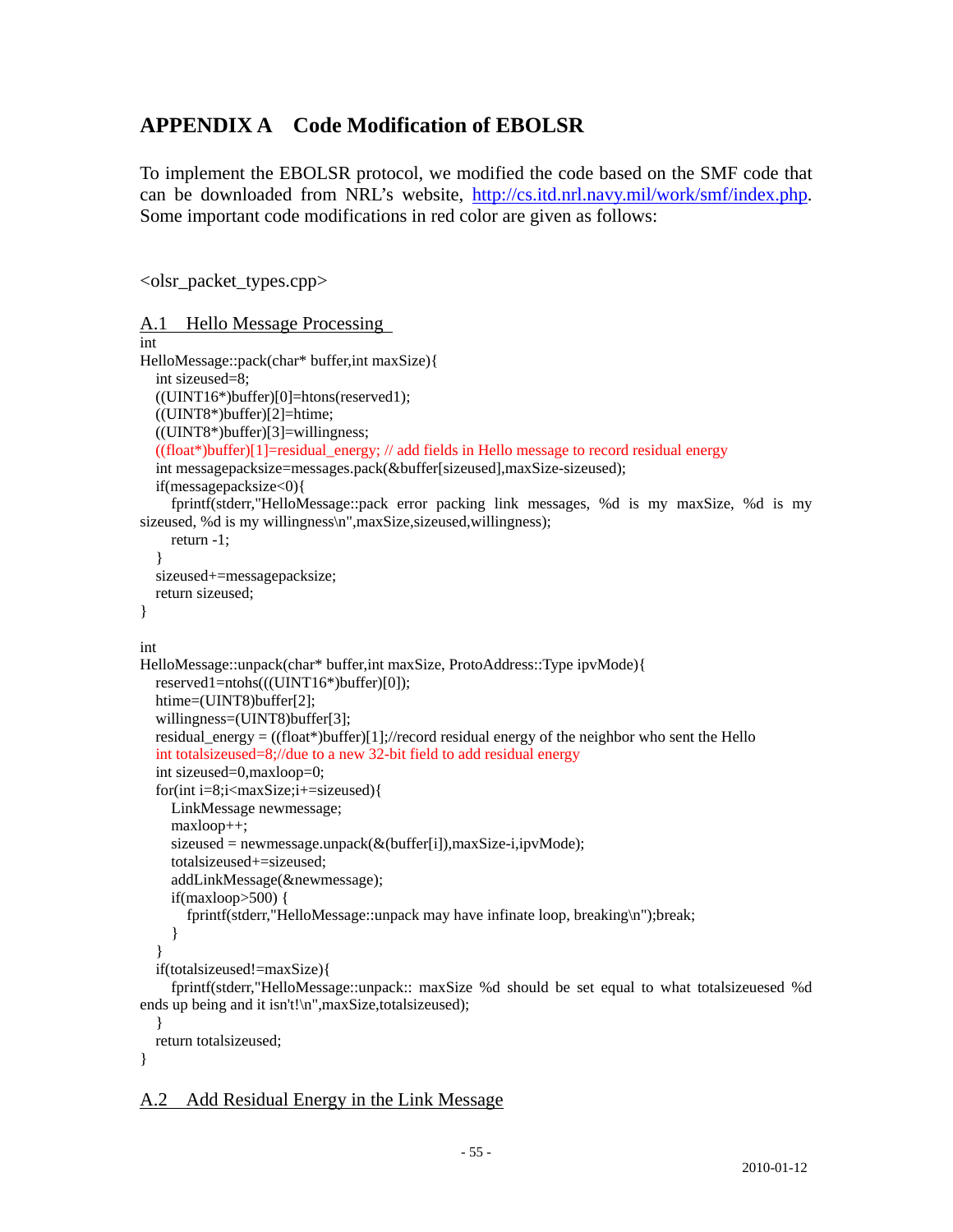## APPENDIX A Code Modification of EBOLSR

To implement the EBOLSR protocol, we modified the code based on the SMF code that can be downloaded from NRL's website, http://cs.itd.nrl.navy.mil/work/smf/index.php. Some important code modifications in red color are given as follows:

<olsr_packet_types.cpp>

### A.1 Hello Message Processing

```
int
HelloMessage::pack(char* buffer,int maxSize){
   int sizeused=8;
   ((UINT16*)buffer)[0]=htons(reserved1);
   ((UINT8*)buffer)[2]=htime;
   ((UINT8*)buffer)[3]=willingness;
   ((float*)buffer)[1]=residual_energy; // add fields in Hello message to record residual energy
   int messagepacksize=messages.pack(&buffer[sizeused],maxSize-sizeused);
   if(messagepacksize<0){
      fprintf(stderr,"HelloMessage::pack error packing link messages, %d is my maxSize, %d is my sizeused, %d is my willingness\n",maxSize,sizeused,willingness);
      return -1;
   }
   sizeused+=messagepacksize;
   return sizeused;
}

int
HelloMessage::unpack(char* buffer,int maxSize, ProtoAddress::Type ipvMode){
   reserved1=ntohs(((UINT16*)buffer)[0]);
   htime=(UINT8)buffer[2];
   willingness=(UINT8)buffer[3];
   residual_energy = ((float*)buffer)[1];//record residual energy of the neighbor who sent the Hello
   int totalsizeused=8;//due to a new 32-bit field to add residual energy
   int sizeused=0,maxloop=0;
   for(int i=8;i<maxSize;i+=sizeused){
      LinkMessage newmessage;
      maxloop++;
      sizeused = newmessage.unpack(&(buffer[i]),maxSize-i,ipvMode);
      totalsizeused+=sizeused;
      addLinkMessage(&newmessage);
      if(maxloop>500) {
         fprintf(stderr,"HelloMessage::unpack may have infinate loop, breaking\n");break;
      }
   }
   if(totalsizeused!=maxSize){
      fprintf(stderr,"HelloMessage::unpack:: maxSize %d should be set equal to what totalsizeuesed %d ends up being and it isn't!\n",maxSize,totalsizeused);
   }
   return totalsizeused;
}
```

### A.2 Add Residual Energy in the Link Message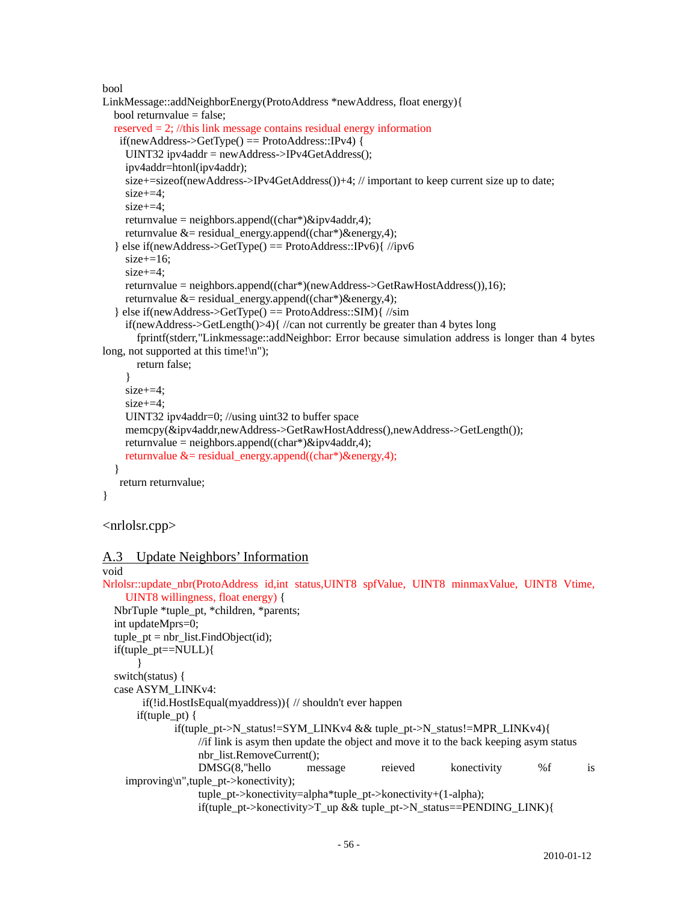```
bool
LinkMessage::addNeighborEnergy(ProtoAddress *newAddress, float energy){
   bool returnvalue = false;
   reserved = 2; //this link message contains residual energy information
     if(newAddress->GetType() == ProtoAddress::IPv4) {
       UINT32 ipv4addr = newAddress->IPv4GetAddress();
       ipv4addr=htonl(ipv4addr);
       size+=sizeof(newAddress->IPv4GetAddress())+4; // important to keep current size up to date;
       size+=4;
       size+=4;
       returnvalue = neighbors.append((char*)&ipv4addr,4);
       returnvalue &= residual_energy.append((char*)&energy,4);
   } else if(newAddress->GetType() == ProtoAddress::IPv6){ //ipv6
       size+=16;
       size+=4;
       returnvalue = neighbors.append((char*)(newAddress->GetRawHostAddress()),16);
       returnvalue &= residual_energy.append((char*)&energy,4);
   } else if(newAddress->GetType() == ProtoAddress::SIM){ //sim
       if(newAddress->GetLength()>4){ //can not currently be greater than 4 bytes long
          fprintf(stderr,"Linkmessage::addNeighbor: Error because simulation address is longer than 4 bytes long, not supported at this time!\n");
          return false;
       }
       size+=4;
       size+=4;
       UINT32 ipv4addr=0; //using uint32 to buffer space
       memcpy(&ipv4addr,newAddress->GetRawHostAddress(),newAddress->GetLength());
       returnvalue = neighbors.append((char*)&ipv4addr,4);
       returnvalue &= residual_energy.append((char*)&energy,4);
   }
     return returnvalue;
}
```

<nrlolsr.cpp>

## A.3 Update Neighbors' Information

```
void
Nrlolsr::update_nbr(ProtoAddress id,int status,UINT8 spfValue, UINT8 minmaxValue, UINT8 Vtime,
       UINT8 willingness, float energy) {
   NbrTuple *tuple_pt, *children, *parents;
   int updateMprs=0;
   tuple_pt = nbr_list.FindObject(id);
   if(tuple_pt==NULL){
         }
   switch(status) {
   case ASYM_LINKv4:
            if(!id.HostIsEqual(myaddress)){ // shouldn't ever happen
          if(tuple_pt) {
                    if(tuple_pt->N_status!=SYM_LINKv4 && tuple_pt->N_status!=MPR_LINKv4){
                         //if link is asym then update the object and move it to the back keeping asym status
                         nbr_list.RemoveCurrent();
                         DMSG(8,"hello message reieved konectivity %f is improving\n",tuple_pt->konectivity);
                         tuple_pt->konectivity=alpha*tuple_pt->konectivity+(1-alpha);
                         if(tuple_pt->konectivity>T_up && tuple_pt->N_status==PENDING_LINK){
```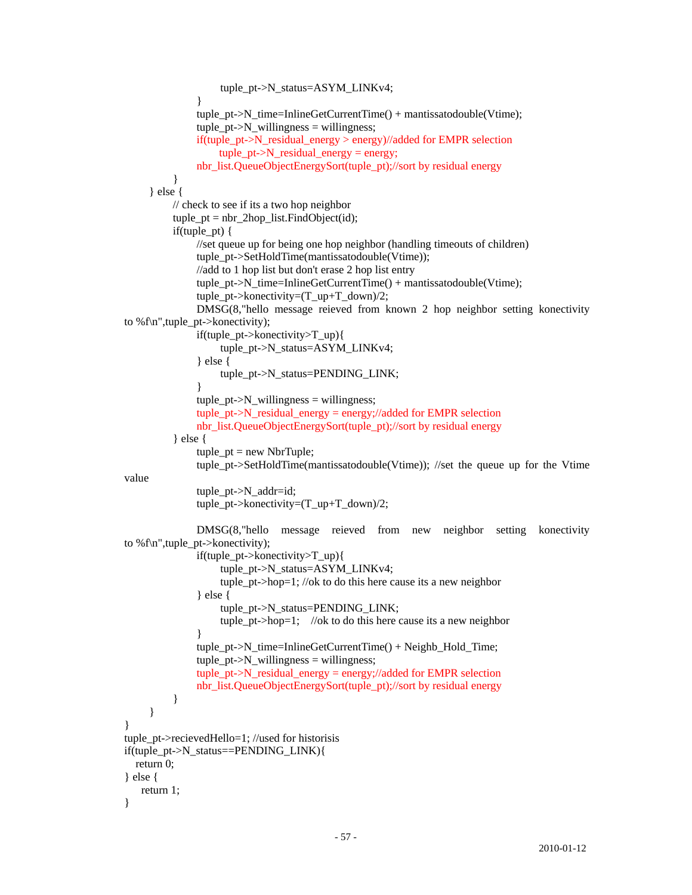```
                        tuple_pt->N_status=ASYM_LINKv4;
                    }
                    tuple_pt->N_time=InlineGetCurrentTime() + mantissatodouble(Vtime);
                    tuple_pt->N_willingness = willingness;
                    if(tuple_pt->N_residual_energy > energy)//added for EMPR selection
                        tuple_pt->N_residual_energy = energy;
                    nbr_list.QueueObjectEnergySort(tuple_pt);//sort by residual energy
                }
        } else {
                // check to see if its a two hop neighbor
                tuple_pt = nbr_2hop_list.FindObject(id);
                if(tuple_pt) {
                    //set queue up for being one hop neighbor (handling timeouts of children)
                    tuple_pt->SetHoldTime(mantissatodouble(Vtime));
                    //add to 1 hop list but don't erase 2 hop list entry
                    tuple_pt->N_time=InlineGetCurrentTime() + mantissatodouble(Vtime);
                    tuple_pt->konectivity=(T_up+T_down)/2;
                    DMSG(8,"hello message reieved from known 2 hop neighbor setting konectivity
to %f\n",tuple_pt->konectivity);
                    if(tuple_pt->konectivity>T_up){
                        tuple_pt->N_status=ASYM_LINKv4;
                    } else {
                        tuple_pt->N_status=PENDING_LINK;
                    }
                    tuple_pt->N_willingness = willingness;
                    tuple_pt->N_residual_energy = energy;//added for EMPR selection
                    nbr_list.QueueObjectEnergySort(tuple_pt);//sort by residual energy
                } else {
                    tuple_pt = new NbrTuple;
                    tuple_pt->SetHoldTime(mantissatodouble(Vtime)); //set the queue up for the Vtime
value
                    tuple_pt->N_addr=id;
                    tuple_pt->konectivity=(T_up+T_down)/2;

                    DMSG(8,"hello message reieved from new neighbor setting konectivity
to %f\n",tuple_pt->konectivity);
                    if(tuple_pt->konectivity>T_up){
                        tuple_pt->N_status=ASYM_LINKv4;
                        tuple_pt->hop=1; //ok to do this here cause its a new neighbor
                    } else {
                        tuple_pt->N_status=PENDING_LINK;
                        tuple_pt->hop=1;    //ok to do this here cause its a new neighbor
                    }
                    tuple_pt->N_time=InlineGetCurrentTime() + Neighb_Hold_Time;
                    tuple_pt->N_willingness = willingness;
                    tuple_pt->N_residual_energy = energy;//added for EMPR selection
                    nbr_list.QueueObjectEnergySort(tuple_pt);//sort by residual energy
                }
        }
}
tuple_pt->recievedHello=1; //used for historisis
if(tuple_pt->N_status==PENDING_LINK){
   return 0;
} else {
     return 1;
}
```

2010-01-12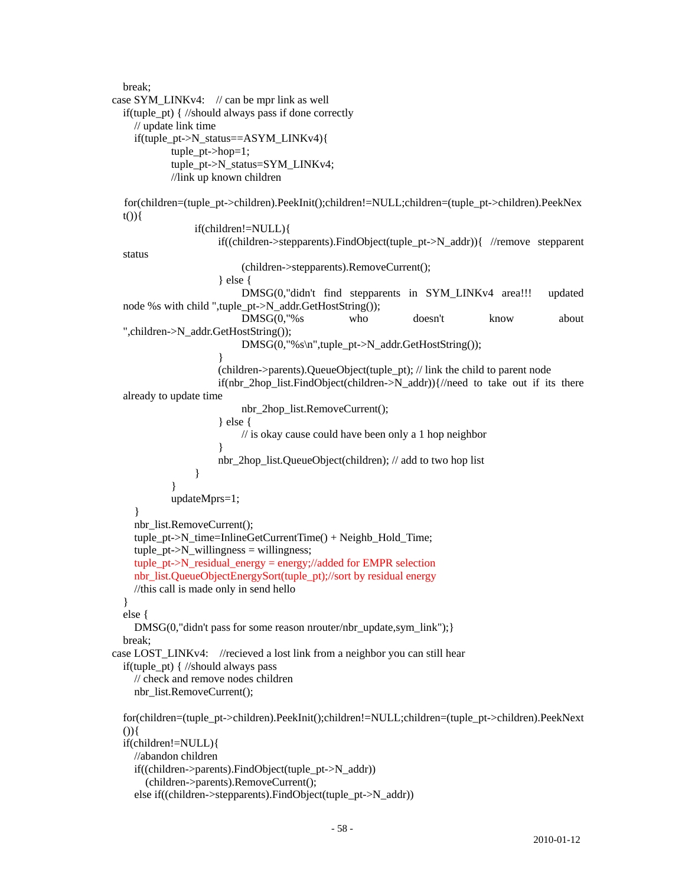```
    break;
  case SYM_LINKv4:   // can be mpr link as well
    if(tuple_pt) { //should always pass if done correctly
      // update link time
      if(tuple_pt->N_status==ASYM_LINKv4){
            tuple_pt->hop=1;
            tuple_pt->N_status=SYM_LINKv4;
            //link up known children

    for(children=(tuple_pt->children).PeekInit();children!=NULL;children=(tuple_pt->children).PeekNex
    t()){
                  if(children!=NULL){
                        if((children->stepparents).FindObject(tuple_pt->N_addr)){  //remove  stepparent
    status
                              (children->stepparents).RemoveCurrent();
                        } else {
                              DMSG(0,"didn't  find  stepparents  in  SYM_LINKv4  area!!!   updated
    node %s with child ",tuple_pt->N_addr.GetHostString());
                              DMSG(0,"%s           who           doesn't           know           about
    ",children->N_addr.GetHostString());
                              DMSG(0,"%s\n",tuple_pt->N_addr.GetHostString());
                        }
                        (children->parents).QueueObject(tuple_pt); // link the child to parent node
                        if(nbr_2hop_list.FindObject(children->N_addr)){//need  to  take  out  if  its  there
    already to update time
                              nbr_2hop_list.RemoveCurrent();
                        } else {
                              // is okay cause could have been only a 1 hop neighbor
                        }
                        nbr_2hop_list.QueueObject(children); // add to two hop list
                  }
            }
            updateMprs=1;
      }
      nbr_list.RemoveCurrent();
      tuple_pt->N_time=InlineGetCurrentTime() + Neighb_Hold_Time;
      tuple_pt->N_willingness = willingness;
      tuple_pt->N_residual_energy = energy;//added for EMPR selection
      nbr_list.QueueObjectEnergySort(tuple_pt);//sort by residual energy
      //this call is made only in send hello
    }
    else {
      DMSG(0,"didn't pass for some reason nrouter/nbr_update,sym_link");}
    break;
  case LOST_LINKv4:   //recieved a lost link from a neighbor you can still hear
    if(tuple_pt) { //should always pass
      // check and remove nodes children
      nbr_list.RemoveCurrent();

    for(children=(tuple_pt->children).PeekInit();children!=NULL;children=(tuple_pt->children).PeekNext
    ()){
    if(children!=NULL){
      //abandon children
      if((children->parents).FindObject(tuple_pt->N_addr))
        (children->parents).RemoveCurrent();
      else if((children->stepparents).FindObject(tuple_pt->N_addr))
```

2010-01-12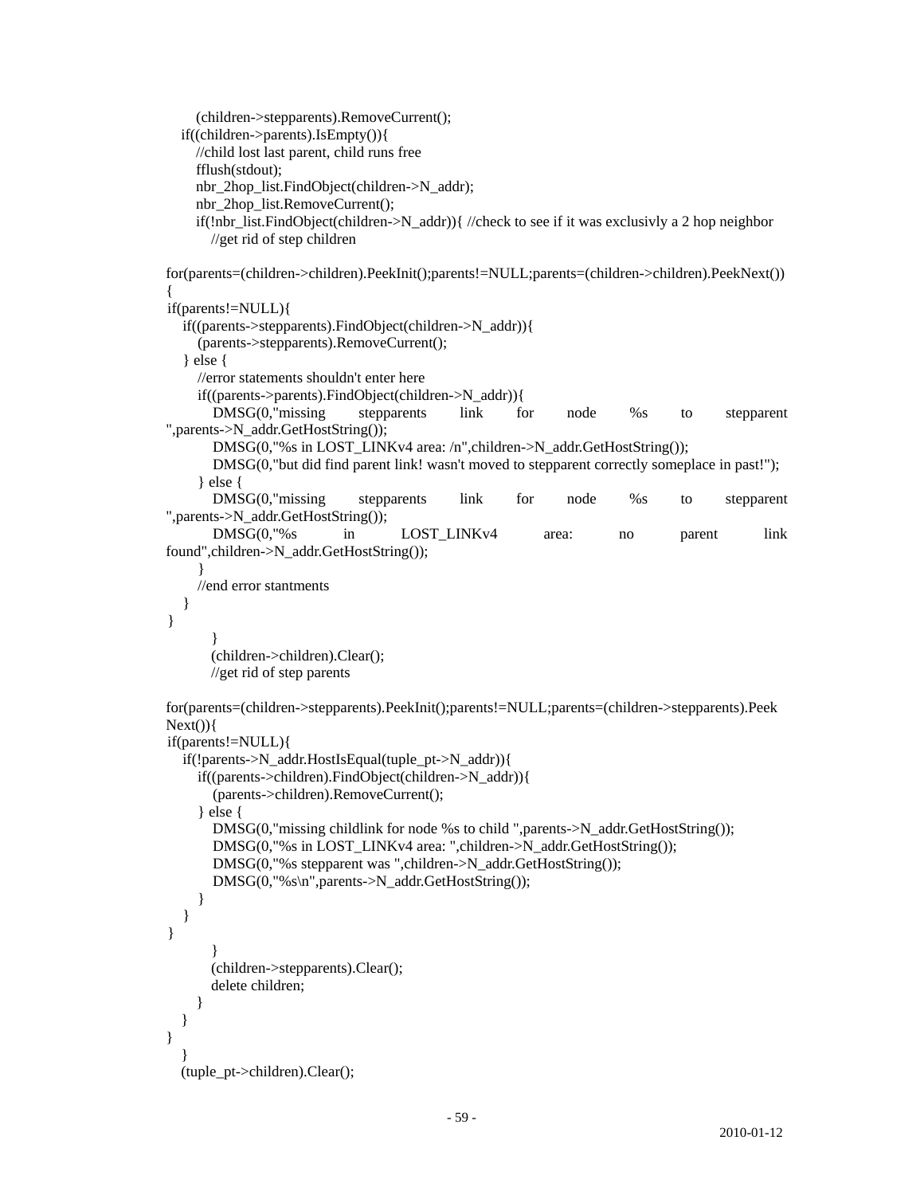```
        (children->stepparents).RemoveCurrent();
    if((children->parents).IsEmpty()){
        //child lost last parent, child runs free
        fflush(stdout);
        nbr_2hop_list.FindObject(children->N_addr);
        nbr_2hop_list.RemoveCurrent();
        if(!nbr_list.FindObject(children->N_addr)){ //check to see if it was exclusivly a 2 hop neighbor
            //get rid of step children

for(parents=(children->children).PeekInit();parents!=NULL;parents=(children->children).PeekNext())
{
 if(parents!=NULL){
    if((parents->stepparents).FindObject(children->N_addr)){
       (parents->stepparents).RemoveCurrent();
    } else {
       //error statements shouldn't enter here
       if((parents->parents).FindObject(children->N_addr)){
          DMSG(0,"missing stepparents link for node %s to stepparent ",parents->N_addr.GetHostString());
          DMSG(0,"%s in LOST_LINKv4 area: /n",children->N_addr.GetHostString());
          DMSG(0,"but did find parent link! wasn't moved to stepparent correctly someplace in past!");
       } else {
          DMSG(0,"missing stepparents link for node %s to stepparent ",parents->N_addr.GetHostString());
          DMSG(0,"%s in LOST_LINKv4 area: no parent link found",children->N_addr.GetHostString());
       }
       //end error stantments
    }
 }
          }
          (children->children).Clear();
          //get rid of step parents

for(parents=(children->stepparents).PeekInit();parents!=NULL;parents=(children->stepparents).PeekNext()){
 if(parents!=NULL){
    if(!parents->N_addr.HostIsEqual(tuple_pt->N_addr)){
       if((parents->children).FindObject(children->N_addr)){
          (parents->children).RemoveCurrent();
       } else {
          DMSG(0,"missing childlink for node %s to child ",parents->N_addr.GetHostString());
          DMSG(0,"%s in LOST_LINKv4 area: ",children->N_addr.GetHostString());
          DMSG(0,"%s stepparent was ",children->N_addr.GetHostString());
          DMSG(0,"%s\n",parents->N_addr.GetHostString());
       }
    }
 }
          }
          (children->stepparents).Clear();
          delete children;
       }
    }
 }
    }
    (tuple_pt->children).Clear();
```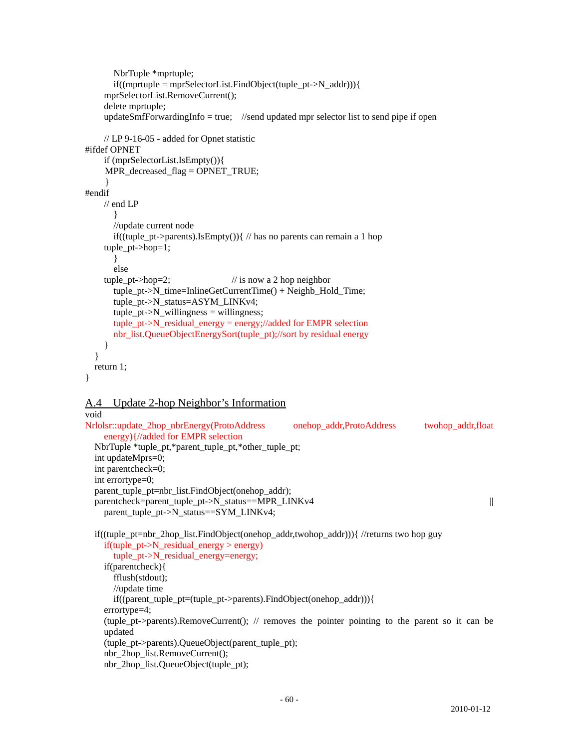```
      NbrTuple *mprtuple;
      if((mprtuple = mprSelectorList.FindObject(tuple_pt->N_addr))){
    mprSelectorList.RemoveCurrent();
    delete mprtuple;
    updateSmfForwardingInfo = true;   //send updated mpr selector list to send pipe if open

    // LP 9-16-05 - added for Opnet statistic
#ifdef OPNET
    if (mprSelectorList.IsEmpty()){
     MPR_decreased_flag = OPNET_TRUE;
     }
#endif
    // end LP
      }
      //update current node
      if((tuple_pt->parents).IsEmpty()){ // has no parents can remain a 1 hop
    tuple_pt->hop=1;
      }
      else
    tuple_pt->hop=2;                    // is now a 2 hop neighbor
      tuple_pt->N_time=InlineGetCurrentTime() + Neighb_Hold_Time;
      tuple_pt->N_status=ASYM_LINKv4;
      tuple_pt->N_willingness = willingness;
      tuple_pt->N_residual_energy = energy;//added for EMPR selection
      nbr_list.QueueObjectEnergySort(tuple_pt);//sort by residual energy
    }
  }
  return 1;
}
```

## A.4 Update 2-hop Neighbor's Information

```
void
Nrlolsr::update_2hop_nbrEnergy(ProtoAddress onehop_addr,ProtoAddress twohop_addr,float
    energy){//added for EMPR selection
  NbrTuple *tuple_pt,*parent_tuple_pt,*other_tuple_pt;
  int updateMprs=0;
  int parentcheck=0;
  int errortype=0;
  parent_tuple_pt=nbr_list.FindObject(onehop_addr);
  parentcheck=parent_tuple_pt->N_status==MPR_LINKv4 ||
    parent_tuple_pt->N_status==SYM_LINKv4;

  if((tuple_pt=nbr_2hop_list.FindObject(onehop_addr,twohop_addr))){ //returns two hop guy
    if(tuple_pt->N_residual_energy > energy)
      tuple_pt->N_residual_energy=energy;
    if(parentcheck){
      fflush(stdout);
      //update time
      if((parent_tuple_pt=(tuple_pt->parents).FindObject(onehop_addr))){
    errortype=4;
    (tuple_pt->parents).RemoveCurrent(); // removes the pointer pointing to the parent so it can be
    updated
    (tuple_pt->parents).QueueObject(parent_tuple_pt);
    nbr_2hop_list.RemoveCurrent();
    nbr_2hop_list.QueueObject(tuple_pt);
```

2010-01-12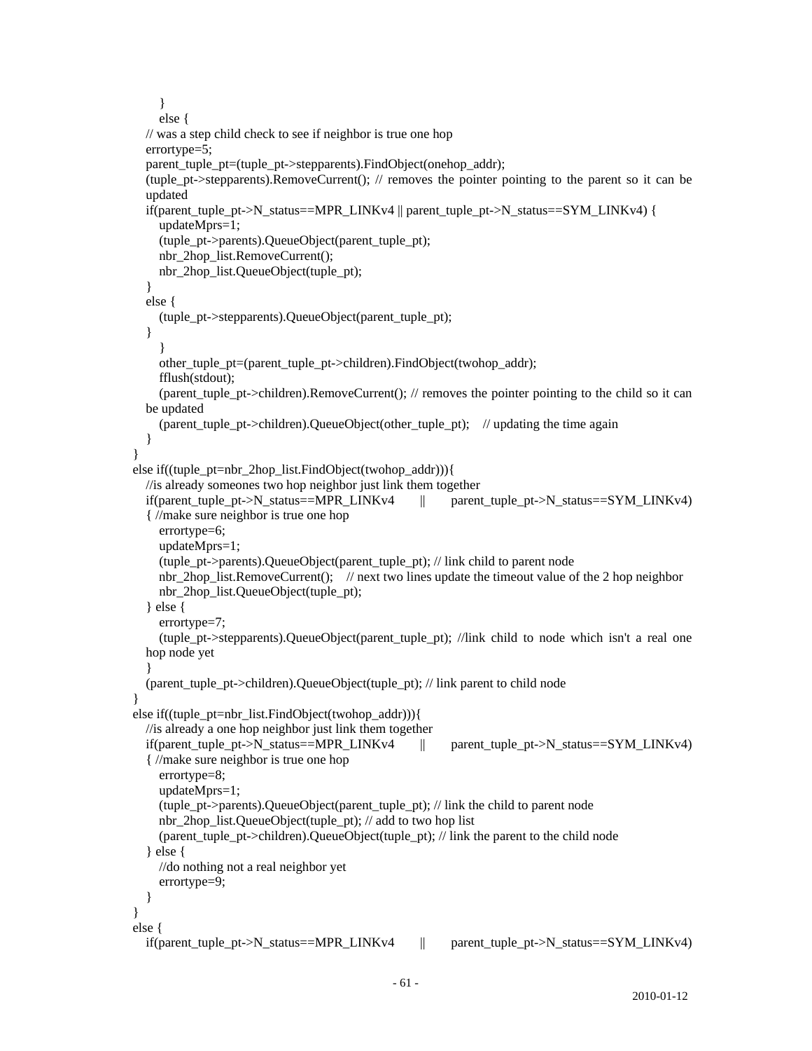```
        }
        else {
    // was a step child check to see if neighbor is true one hop
    errortype=5;
    parent_tuple_pt=(tuple_pt->stepparents).FindObject(onehop_addr);
    (tuple_pt->stepparents).RemoveCurrent(); // removes the pointer pointing to the parent so it can be updated
    if(parent_tuple_pt->N_status==MPR_LINKv4 || parent_tuple_pt->N_status==SYM_LINKv4) {
        updateMprs=1;
        (tuple_pt->parents).QueueObject(parent_tuple_pt);
        nbr_2hop_list.RemoveCurrent();
        nbr_2hop_list.QueueObject(tuple_pt);
    }
    else {
        (tuple_pt->stepparents).QueueObject(parent_tuple_pt);
    }
        }
        other_tuple_pt=(parent_tuple_pt->children).FindObject(twohop_addr);
        fflush(stdout);
        (parent_tuple_pt->children).RemoveCurrent(); // removes the pointer pointing to the child so it can be updated
        (parent_tuple_pt->children).QueueObject(other_tuple_pt);    // updating the time again
    }
}
else if((tuple_pt=nbr_2hop_list.FindObject(twohop_addr))){
    //is already someones two hop neighbor just link them together
    if(parent_tuple_pt->N_status==MPR_LINKv4       ||       parent_tuple_pt->N_status==SYM_LINKv4)
    { //make sure neighbor is true one hop
        errortype=6;
        updateMprs=1;
        (tuple_pt->parents).QueueObject(parent_tuple_pt); // link child to parent node
        nbr_2hop_list.RemoveCurrent();    // next two lines update the timeout value of the 2 hop neighbor
        nbr_2hop_list.QueueObject(tuple_pt);
    } else {
        errortype=7;
        (tuple_pt->stepparents).QueueObject(parent_tuple_pt); //link child to node which isn't a real one hop node yet
    }
    (parent_tuple_pt->children).QueueObject(tuple_pt); // link parent to child node
}
else if((tuple_pt=nbr_list.FindObject(twohop_addr))){
    //is already a one hop neighbor just link them together
    if(parent_tuple_pt->N_status==MPR_LINKv4       ||       parent_tuple_pt->N_status==SYM_LINKv4)
    { //make sure neighbor is true one hop
        errortype=8;
        updateMprs=1;
        (tuple_pt->parents).QueueObject(parent_tuple_pt); // link the child to parent node
        nbr_2hop_list.QueueObject(tuple_pt); // add to two hop list
        (parent_tuple_pt->children).QueueObject(tuple_pt); // link the parent to the child node
    } else {
        //do nothing not a real neighbor yet
        errortype=9;
    }
}
else {
    if(parent_tuple_pt->N_status==MPR_LINKv4       ||       parent_tuple_pt->N_status==SYM_LINKv4)
```

2010-01-12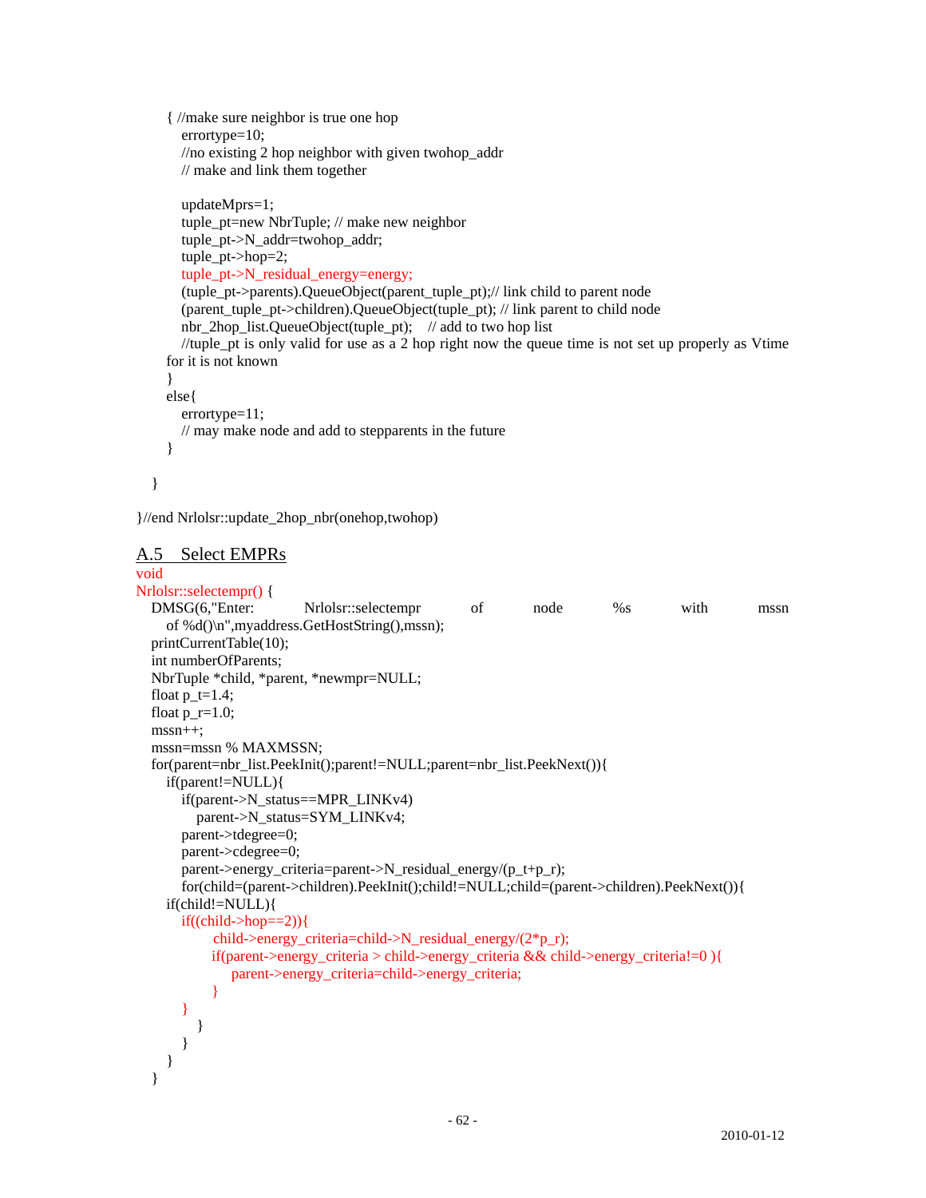```
    { //make sure neighbor is true one hop
      errortype=10;
      //no existing 2 hop neighbor with given twohop_addr
      // make and link them together

      updateMprs=1;
      tuple_pt=new NbrTuple; // make new neighbor
      tuple_pt->N_addr=twohop_addr;
      tuple_pt->hop=2;
      tuple_pt->N_residual_energy=energy;
      (tuple_pt->parents).QueueObject(parent_tuple_pt);// link child to parent node
      (parent_tuple_pt->children).QueueObject(tuple_pt); // link parent to child node
      nbr_2hop_list.QueueObject(tuple_pt);    // add to two hop list
      //tuple_pt is only valid for use as a 2 hop right now the queue time is not set up properly as Vtime
    for it is not known
    }
    else{
      errortype=11;
      // may make node and add to stepparents in the future
    }

  }

}//end Nrlolsr::update_2hop_nbr(onehop,twohop)
```

## A.5 Select EMPRs

```
void
Nrlolsr::selectempr() {
  DMSG(6,"Enter:    Nrlolsr::selectempr    of    node    %s    with    mssn
    of %d()\n",myaddress.GetHostString(),mssn);
  printCurrentTable(10);
  int numberOfParents;
  NbrTuple *child, *parent, *newmpr=NULL;
  float p_t=1.4;
  float p_r=1.0;
  mssn++;
  mssn=mssn % MAXMSSN;
  for(parent=nbr_list.PeekInit();parent!=NULL;parent=nbr_list.PeekNext()){
    if(parent!=NULL){
      if(parent->N_status==MPR_LINKv4)
        parent->N_status=SYM_LINKv4;
      parent->tdegree=0;
      parent->cdegree=0;
      parent->energy_criteria=parent->N_residual_energy/(p_t+p_r);
      for(child=(parent->children).PeekInit();child!=NULL;child=(parent->children).PeekNext()){
    if(child!=NULL){
      if((child->hop==2)){
            child->energy_criteria=child->N_residual_energy/(2*p_r);
            if(parent->energy_criteria > child->energy_criteria && child->energy_criteria!=0 ){
                parent->energy_criteria=child->energy_criteria;
            }
      }
        }
      }
    }
  }
```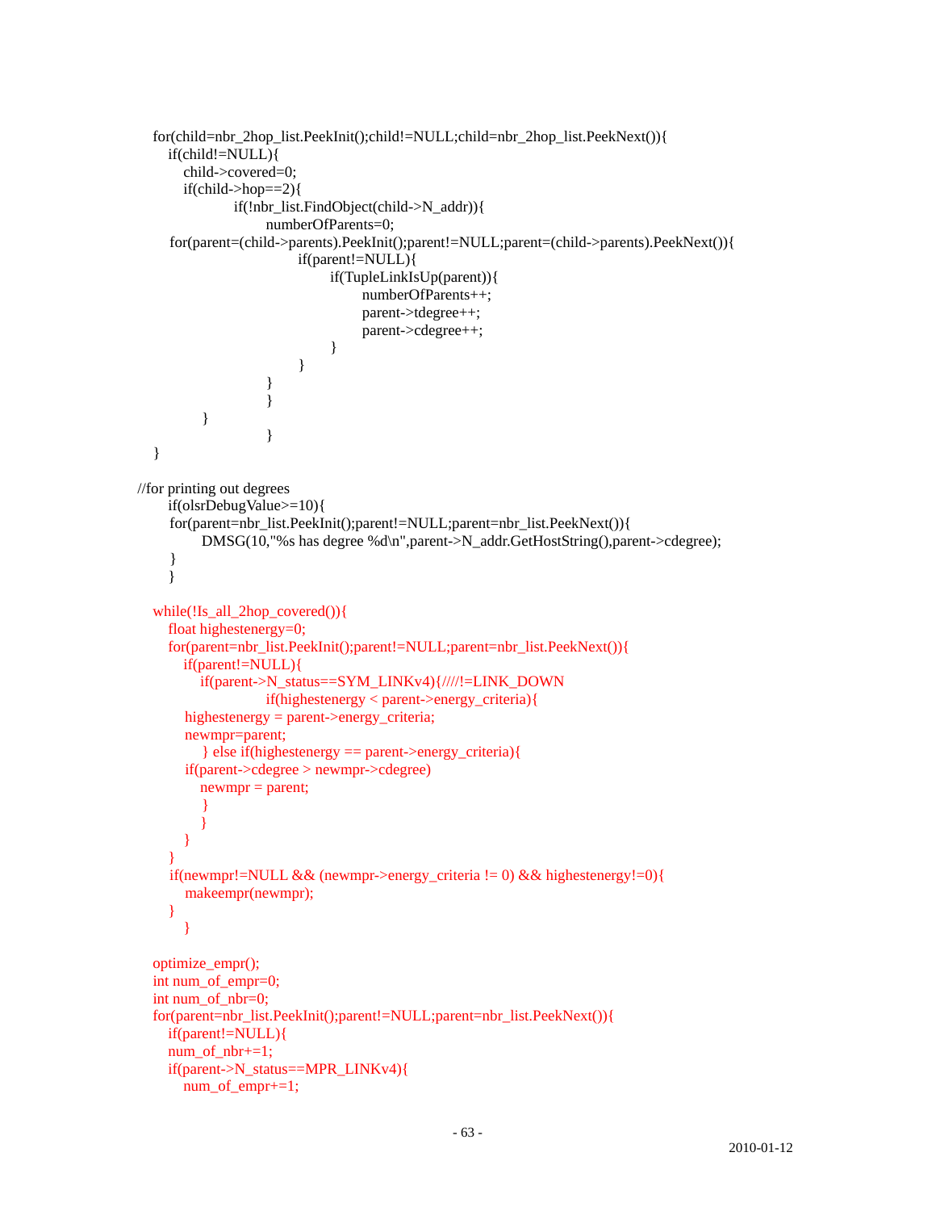```
    for(child=nbr_2hop_list.PeekInit();child!=NULL;child=nbr_2hop_list.PeekNext()){
        if(child!=NULL){
            child->covered=0;
            if(child->hop==2){
                        if(!nbr_list.FindObject(child->N_addr)){
                                numberOfParents=0;
        for(parent=(child->parents).PeekInit();parent!=NULL;parent=(child->parents).PeekNext()){
                                        if(parent!=NULL){
                                                if(TupleLinkIsUp(parent)){
                                                        numberOfParents++;
                                                        parent->tdegree++;
                                                        parent->cdegree++;
                                                }
                                        }
                                }
                                }
                }
                                }
    }

//for printing out degrees
        if(olsrDebugValue>=10){
        for(parent=nbr_list.PeekInit();parent!=NULL;parent=nbr_list.PeekNext()){
                DMSG(10,"%s has degree %d\n",parent->N_addr.GetHostString(),parent->cdegree);
        }
        }

    while(!Is_all_2hop_covered()){
        float highestenergy=0;
        for(parent=nbr_list.PeekInit();parent!=NULL;parent=nbr_list.PeekNext()){
            if(parent!=NULL){
                if(parent->N_status==SYM_LINKv4){////!=LINK_DOWN
                                if(highestenergy < parent->energy_criteria){
            highestenergy = parent->energy_criteria;
            newmpr=parent;
                } else if(highestenergy == parent->energy_criteria){
            if(parent->cdegree > newmpr->cdegree)
                newmpr = parent;
                }
                }
            }
        }
        if(newmpr!=NULL && (newmpr->energy_criteria != 0) && highestenergy!=0){
            makeempr(newmpr);
        }
            }

    optimize_empr();
    int num_of_empr=0;
    int num_of_nbr=0;
    for(parent=nbr_list.PeekInit();parent!=NULL;parent=nbr_list.PeekNext()){
        if(parent!=NULL){
        num_of_nbr+=1;
        if(parent->N_status==MPR_LINKv4){
            num_of_empr+=1;
```

2010-01-12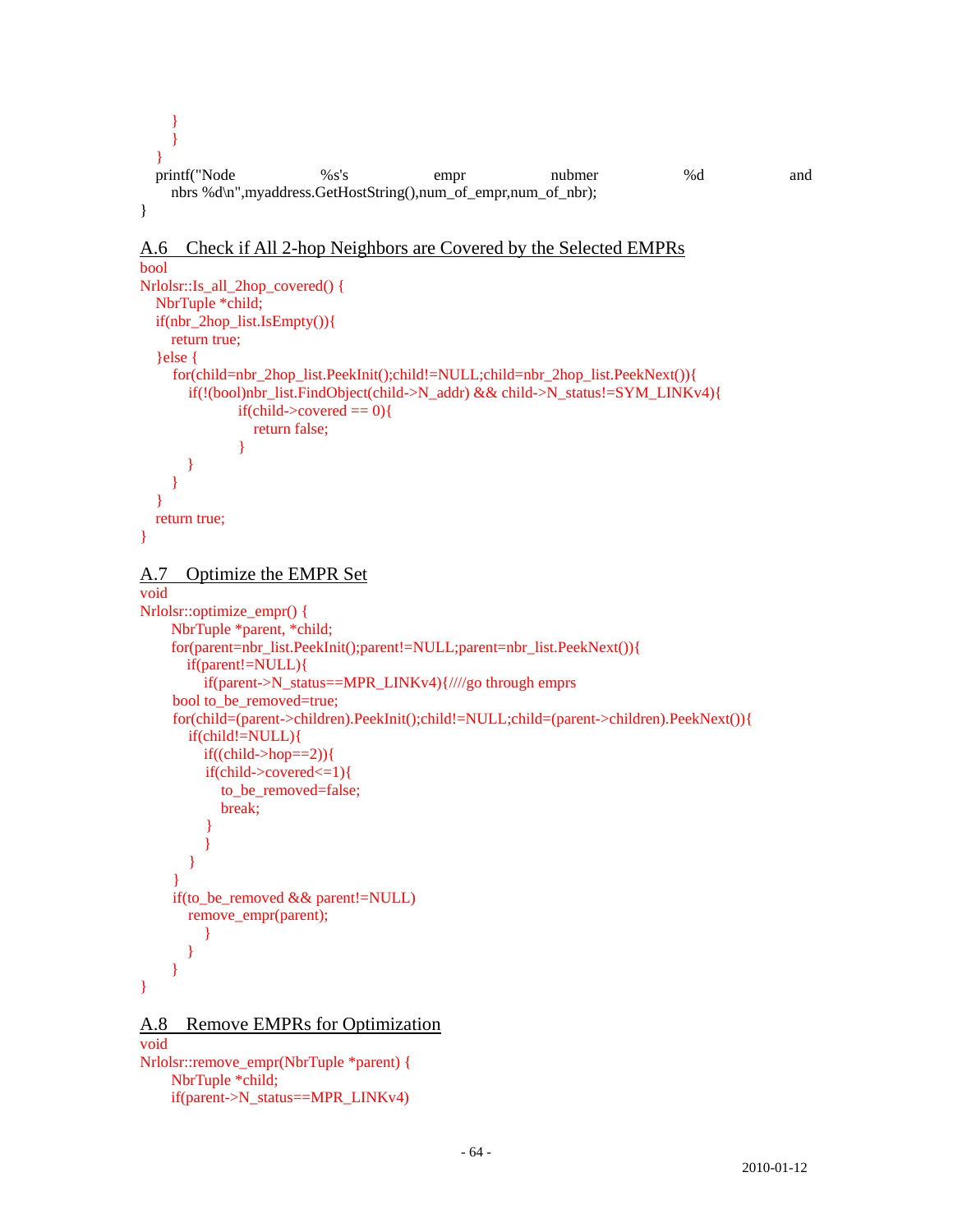```
        }
      }
   }
   printf("Node %s's empr nubmer %d and
      nbrs %d\n",myaddress.GetHostString(),num_of_empr,num_of_nbr);
}
```

## A.6 Check if All 2-hop Neighbors are Covered by the Selected EMPRs

```
bool
Nrlolsr::Is_all_2hop_covered() {
   NbrTuple *child;
   if(nbr_2hop_list.IsEmpty()){
      return true;
   }else {
      for(child=nbr_2hop_list.PeekInit();child!=NULL;child=nbr_2hop_list.PeekNext()){
         if(!(bool)nbr_list.FindObject(child->N_addr) && child->N_status!=SYM_LINKv4){
                  if(child->covered == 0){
                     return false;
                  }
         }
      }
   }
   return true;
}
```

## A.7 Optimize the EMPR Set

```
void
Nrlolsr::optimize_empr() {
      NbrTuple *parent, *child;
      for(parent=nbr_list.PeekInit();parent!=NULL;parent=nbr_list.PeekNext()){
         if(parent!=NULL){
            if(parent->N_status==MPR_LINKv4){////go through emprs
      bool to_be_removed=true;
      for(child=(parent->children).PeekInit();child!=NULL;child=(parent->children).PeekNext()){
         if(child!=NULL){
            if((child->hop==2)){
            if(child->covered<=1){
               to_be_removed=false;
               break;
            }
            }
         }
      }
      if(to_be_removed && parent!=NULL)
         remove_empr(parent);
            }
         }
      }
}
```

## A.8 Remove EMPRs for Optimization

```
void
Nrlolsr::remove_empr(NbrTuple *parent) {
      NbrTuple *child;
      if(parent->N_status==MPR_LINKv4)
```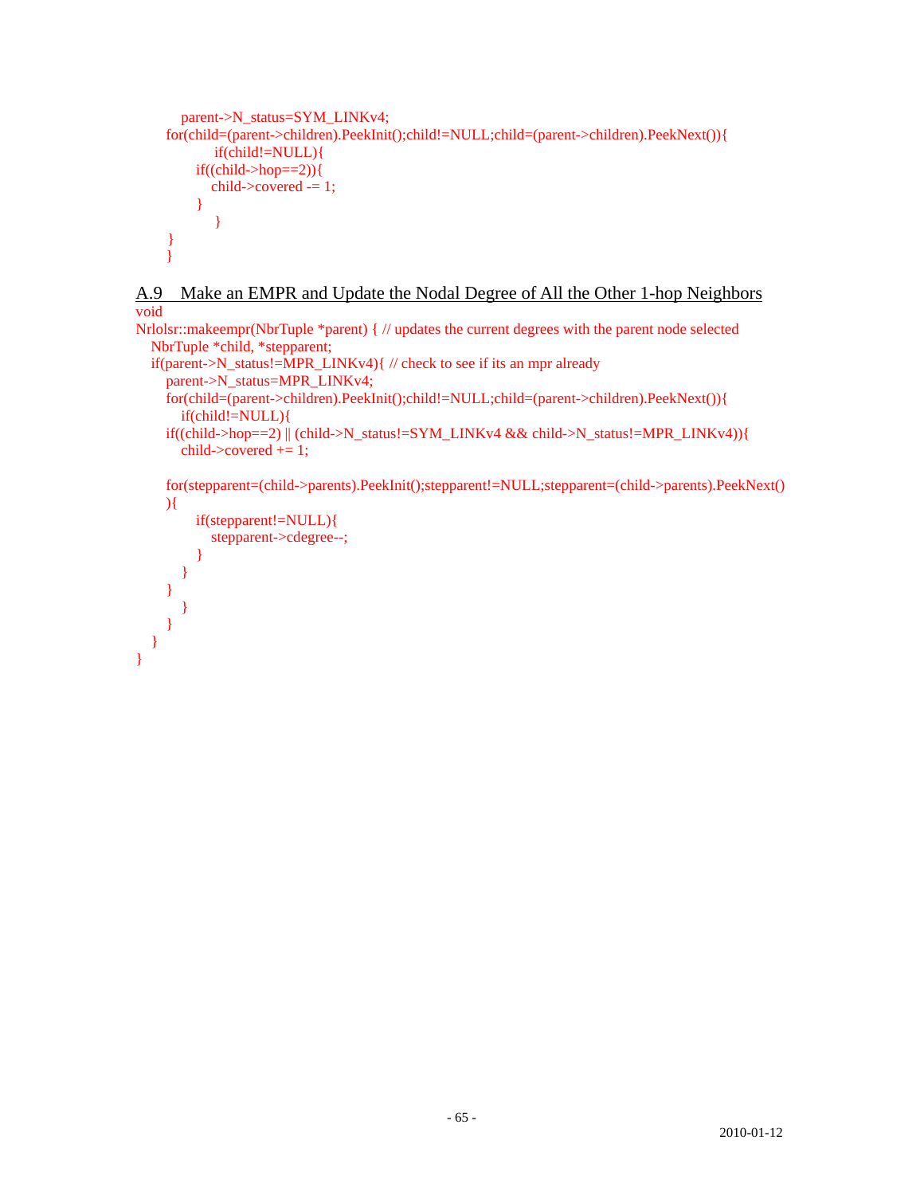```
        parent->N_status=SYM_LINKv4;
      for(child=(parent->children).PeekInit();child!=NULL;child=(parent->children).PeekNext()){
              if(child!=NULL){
          if((child->hop==2)){
              child->covered -= 1;
          }
              }
      }
      }
```

## A.9 Make an EMPR and Update the Nodal Degree of All the Other 1-hop Neighbors

```
void
Nrlolsr::makeempr(NbrTuple *parent) { // updates the current degrees with the parent node selected
   NbrTuple *child, *stepparent;
   if(parent->N_status!=MPR_LINKv4){ // check to see if its an mpr already
      parent->N_status=MPR_LINKv4;
      for(child=(parent->children).PeekInit();child!=NULL;child=(parent->children).PeekNext()){
         if(child!=NULL){
      if((child->hop==2) || (child->N_status!=SYM_LINKv4 && child->N_status!=MPR_LINKv4)){
         child->covered += 1;

      for(stepparent=(child->parents).PeekInit();stepparent!=NULL;stepparent=(child->parents).PeekNext()
      ){
            if(stepparent!=NULL){
               stepparent->cdegree--;
            }
         }
      }
         }
      }
   }
}
```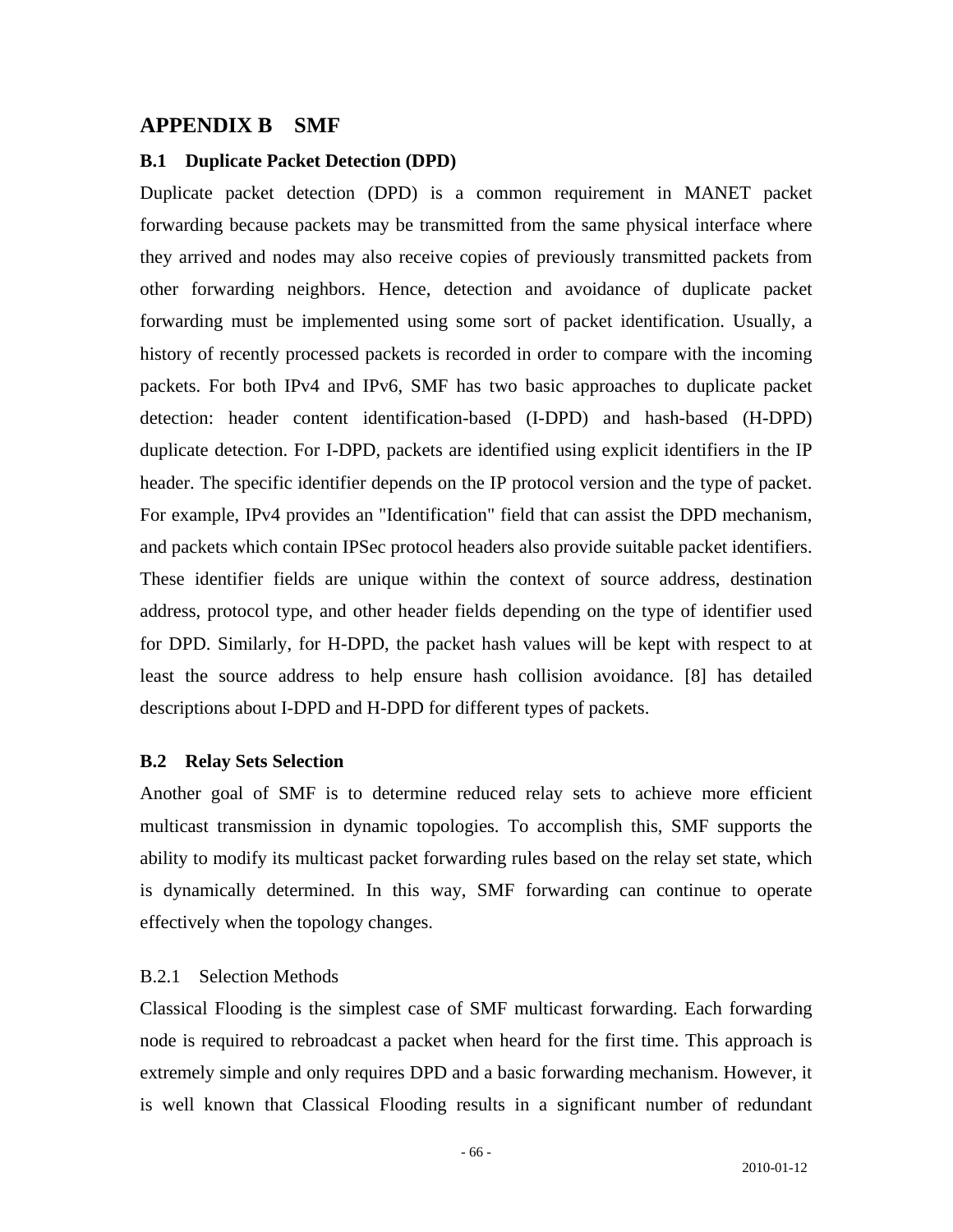# APPENDIX B SMF

## B.1 Duplicate Packet Detection (DPD)

Duplicate packet detection (DPD) is a common requirement in MANET packet forwarding because packets may be transmitted from the same physical interface where they arrived and nodes may also receive copies of previously transmitted packets from other forwarding neighbors. Hence, detection and avoidance of duplicate packet forwarding must be implemented using some sort of packet identification. Usually, a history of recently processed packets is recorded in order to compare with the incoming packets. For both IPv4 and IPv6, SMF has two basic approaches to duplicate packet detection: header content identification-based (I-DPD) and hash-based (H-DPD) duplicate detection. For I-DPD, packets are identified using explicit identifiers in the IP header. The specific identifier depends on the IP protocol version and the type of packet. For example, IPv4 provides an "Identification" field that can assist the DPD mechanism, and packets which contain IPSec protocol headers also provide suitable packet identifiers. These identifier fields are unique within the context of source address, destination address, protocol type, and other header fields depending on the type of identifier used for DPD. Similarly, for H-DPD, the packet hash values will be kept with respect to at least the source address to help ensure hash collision avoidance. [8] has detailed descriptions about I-DPD and H-DPD for different types of packets.

## B.2 Relay Sets Selection

Another goal of SMF is to determine reduced relay sets to achieve more efficient multicast transmission in dynamic topologies. To accomplish this, SMF supports the ability to modify its multicast packet forwarding rules based on the relay set state, which is dynamically determined. In this way, SMF forwarding can continue to operate effectively when the topology changes.

### B.2.1 Selection Methods

Classical Flooding is the simplest case of SMF multicast forwarding. Each forwarding node is required to rebroadcast a packet when heard for the first time. This approach is extremely simple and only requires DPD and a basic forwarding mechanism. However, it is well known that Classical Flooding results in a significant number of redundant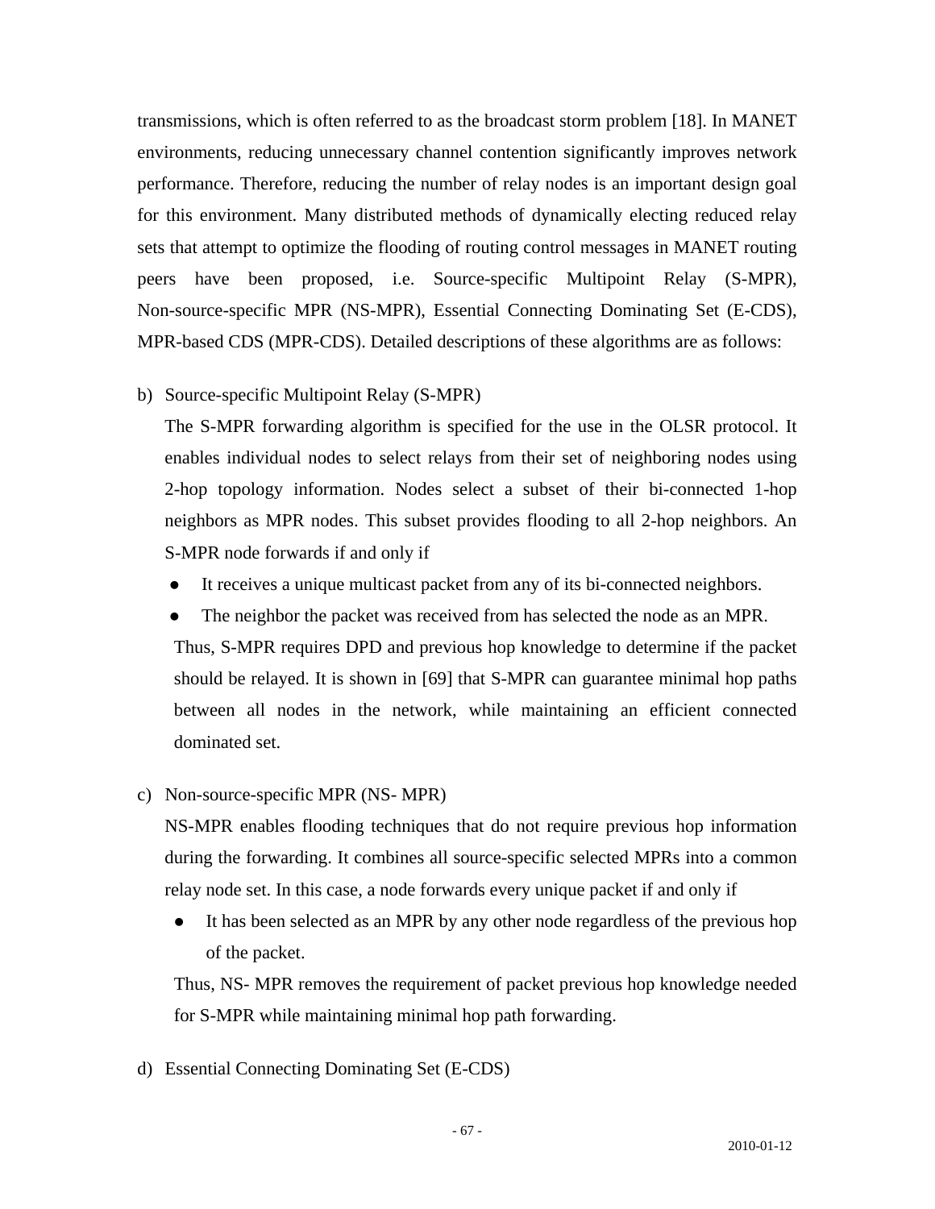transmissions, which is often referred to as the broadcast storm problem [18]. In MANET environments, reducing unnecessary channel contention significantly improves network performance. Therefore, reducing the number of relay nodes is an important design goal for this environment. Many distributed methods of dynamically electing reduced relay sets that attempt to optimize the flooding of routing control messages in MANET routing peers have been proposed, i.e. Source-specific Multipoint Relay (S-MPR), Non-source-specific MPR (NS-MPR), Essential Connecting Dominating Set (E-CDS), MPR-based CDS (MPR-CDS). Detailed descriptions of these algorithms are as follows:

b) Source-specific Multipoint Relay (S-MPR)

The S-MPR forwarding algorithm is specified for the use in the OLSR protocol. It enables individual nodes to select relays from their set of neighboring nodes using 2-hop topology information. Nodes select a subset of their bi-connected 1-hop neighbors as MPR nodes. This subset provides flooding to all 2-hop neighbors. An S-MPR node forwards if and only if

- It receives a unique multicast packet from any of its bi-connected neighbors.
- The neighbor the packet was received from has selected the node as an MPR.

Thus, S-MPR requires DPD and previous hop knowledge to determine if the packet should be relayed. It is shown in [69] that S-MPR can guarantee minimal hop paths between all nodes in the network, while maintaining an efficient connected dominated set.

c) Non-source-specific MPR (NS- MPR)

NS-MPR enables flooding techniques that do not require previous hop information during the forwarding. It combines all source-specific selected MPRs into a common relay node set. In this case, a node forwards every unique packet if and only if

- It has been selected as an MPR by any other node regardless of the previous hop of the packet.

Thus, NS- MPR removes the requirement of packet previous hop knowledge needed for S-MPR while maintaining minimal hop path forwarding.

d) Essential Connecting Dominating Set (E-CDS)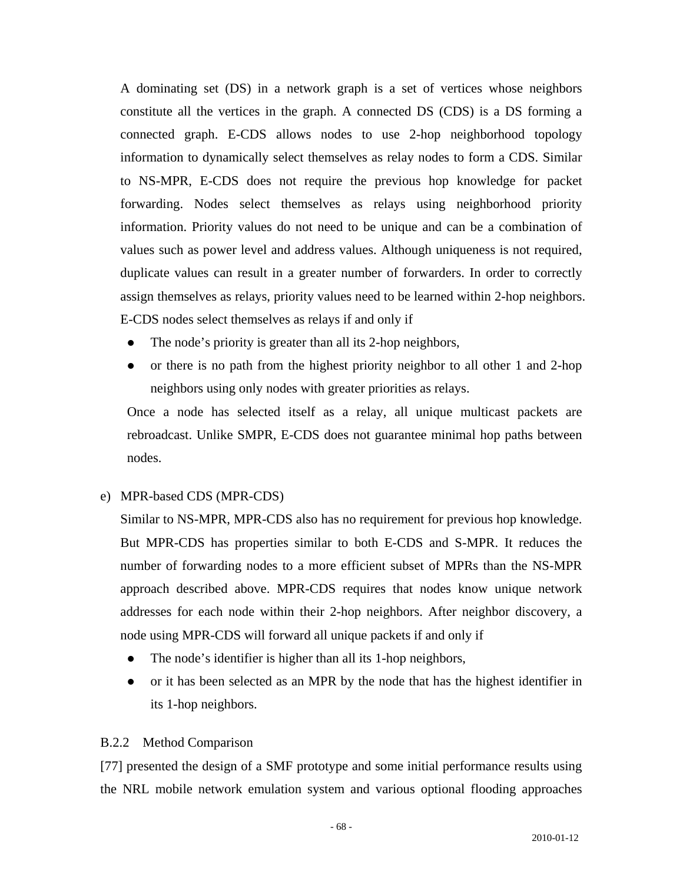A dominating set (DS) in a network graph is a set of vertices whose neighbors constitute all the vertices in the graph. A connected DS (CDS) is a DS forming a connected graph. E-CDS allows nodes to use 2-hop neighborhood topology information to dynamically select themselves as relay nodes to form a CDS. Similar to NS-MPR, E-CDS does not require the previous hop knowledge for packet forwarding. Nodes select themselves as relays using neighborhood priority information. Priority values do not need to be unique and can be a combination of values such as power level and address values. Although uniqueness is not required, duplicate values can result in a greater number of forwarders. In order to correctly assign themselves as relays, priority values need to be learned within 2-hop neighbors. E-CDS nodes select themselves as relays if and only if

- The node's priority is greater than all its 2-hop neighbors,
- or there is no path from the highest priority neighbor to all other 1 and 2-hop neighbors using only nodes with greater priorities as relays.

Once a node has selected itself as a relay, all unique multicast packets are rebroadcast. Unlike SMPR, E-CDS does not guarantee minimal hop paths between nodes.

e) MPR-based CDS (MPR-CDS)

Similar to NS-MPR, MPR-CDS also has no requirement for previous hop knowledge. But MPR-CDS has properties similar to both E-CDS and S-MPR. It reduces the number of forwarding nodes to a more efficient subset of MPRs than the NS-MPR approach described above. MPR-CDS requires that nodes know unique network addresses for each node within their 2-hop neighbors. After neighbor discovery, a node using MPR-CDS will forward all unique packets if and only if

- The node's identifier is higher than all its 1-hop neighbors,
- or it has been selected as an MPR by the node that has the highest identifier in its 1-hop neighbors.

### B.2.2 Method Comparison

[77] presented the design of a SMF prototype and some initial performance results using the NRL mobile network emulation system and various optional flooding approaches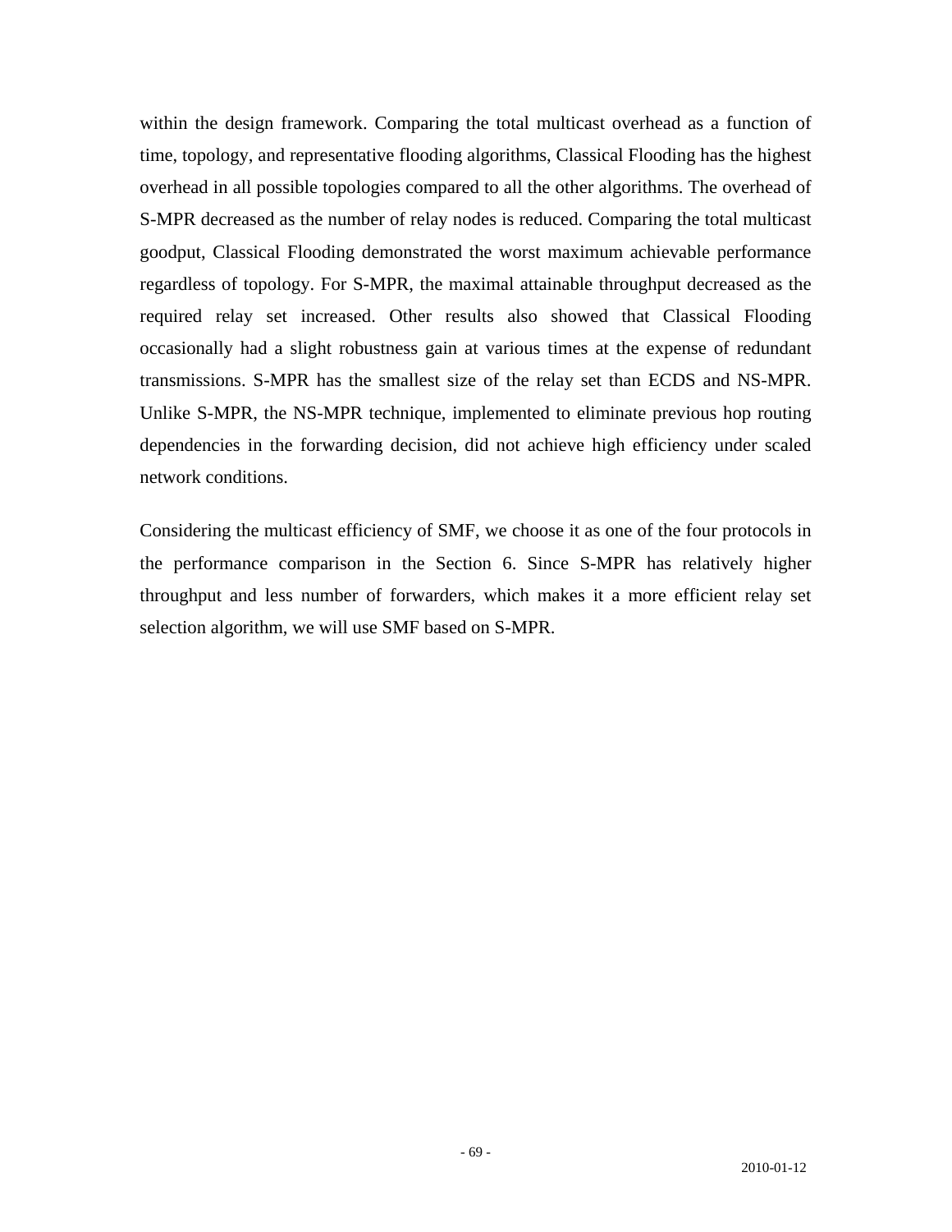within the design framework. Comparing the total multicast overhead as a function of time, topology, and representative flooding algorithms, Classical Flooding has the highest overhead in all possible topologies compared to all the other algorithms. The overhead of S-MPR decreased as the number of relay nodes is reduced. Comparing the total multicast goodput, Classical Flooding demonstrated the worst maximum achievable performance regardless of topology. For S-MPR, the maximal attainable throughput decreased as the required relay set increased. Other results also showed that Classical Flooding occasionally had a slight robustness gain at various times at the expense of redundant transmissions. S-MPR has the smallest size of the relay set than ECDS and NS-MPR. Unlike S-MPR, the NS-MPR technique, implemented to eliminate previous hop routing dependencies in the forwarding decision, did not achieve high efficiency under scaled network conditions.

Considering the multicast efficiency of SMF, we choose it as one of the four protocols in the performance comparison in the Section 6. Since S-MPR has relatively higher throughput and less number of forwarders, which makes it a more efficient relay set selection algorithm, we will use SMF based on S-MPR.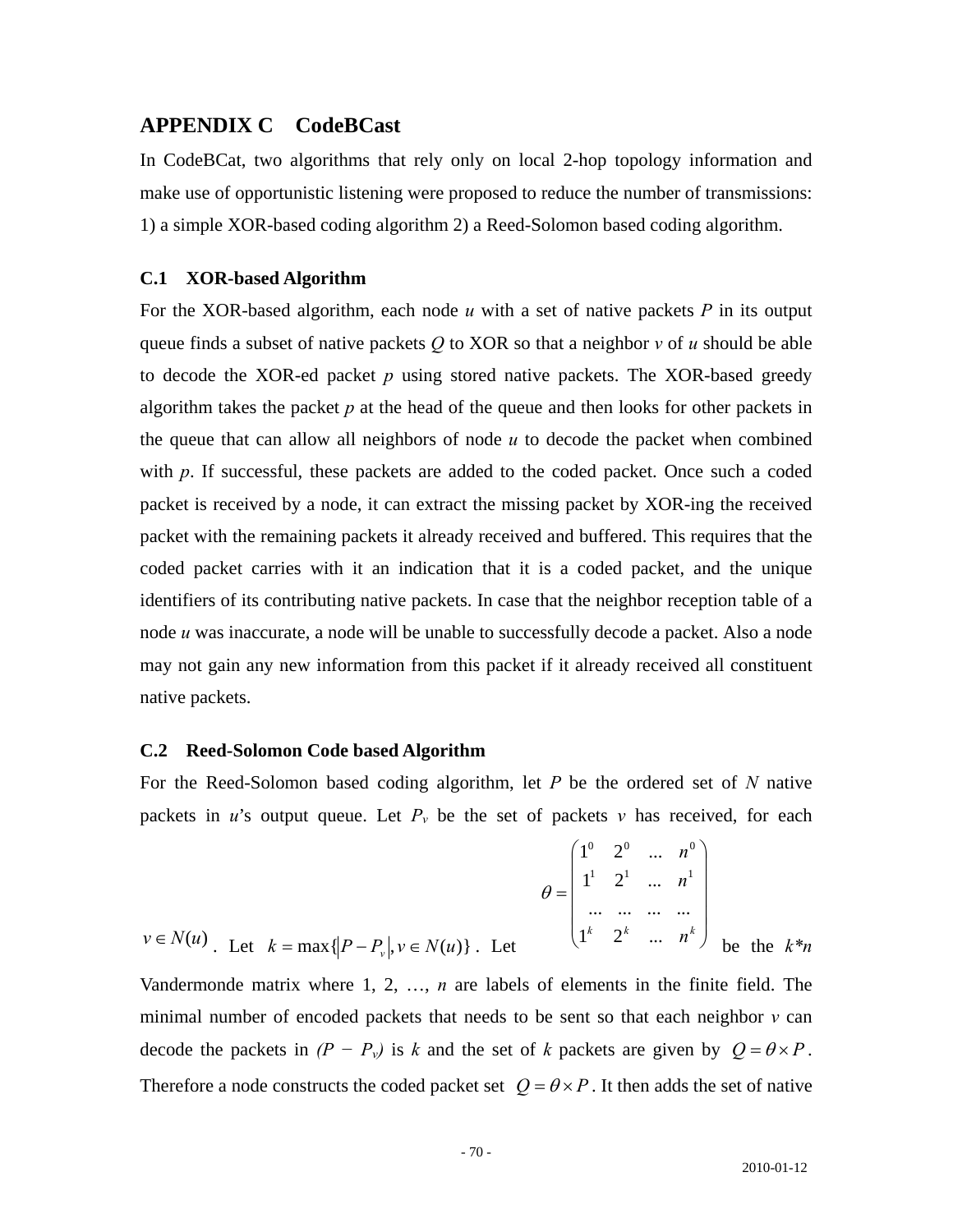## APPENDIX C CodeBCast

In CodeBCat, two algorithms that rely only on local 2-hop topology information and make use of opportunistic listening were proposed to reduce the number of transmissions: 1) a simple XOR-based coding algorithm 2) a Reed-Solomon based coding algorithm.

### C.1 XOR-based Algorithm

For the XOR-based algorithm, each node $u$ with a set of native packets $P$ in its output queue finds a subset of native packets $Q$ to XOR so that a neighbor $v$ of $u$ should be able to decode the XOR-ed packet $p$ using stored native packets. The XOR-based greedy algorithm takes the packet $p$ at the head of the queue and then looks for other packets in the queue that can allow all neighbors of node $u$ to decode the packet when combined with $p$. If successful, these packets are added to the coded packet. Once such a coded packet is received by a node, it can extract the missing packet by XOR-ing the received packet with the remaining packets it already received and buffered. This requires that the coded packet carries with it an indication that it is a coded packet, and the unique identifiers of its contributing native packets. In case that the neighbor reception table of a node $u$ was inaccurate, a node will be unable to successfully decode a packet. Also a node may not gain any new information from this packet if it already received all constituent native packets.

### C.2 Reed-Solomon Code based Algorithm

For the Reed-Solomon based coding algorithm, let $P$ be the ordered set of $N$ native packets in $u$'s output queue. Let $P_v$ be the set of packets $v$ has received, for each $v \in N(u)$. Let $k = \max\{|P - P_v|, v \in N(u)\}$. Let

$$\theta = \begin{pmatrix} 1^0 & 2^0 & \ldots & n^0 \\ 1^1 & 2^1 & \ldots & n^1 \\ \ldots & \ldots & \ldots & \ldots \\ 1^k & 2^k & \ldots & n^k \end{pmatrix}$$

be the $k*n$ Vandermonde matrix where 1, 2, …, $n$ are labels of elements in the finite field. The minimal number of encoded packets that needs to be sent so that each neighbor $v$ can decode the packets in $(P - P_v)$ is $k$ and the set of $k$ packets are given by $Q = \theta \times P$. Therefore a node constructs the coded packet set $Q = \theta \times P$. It then adds the set of native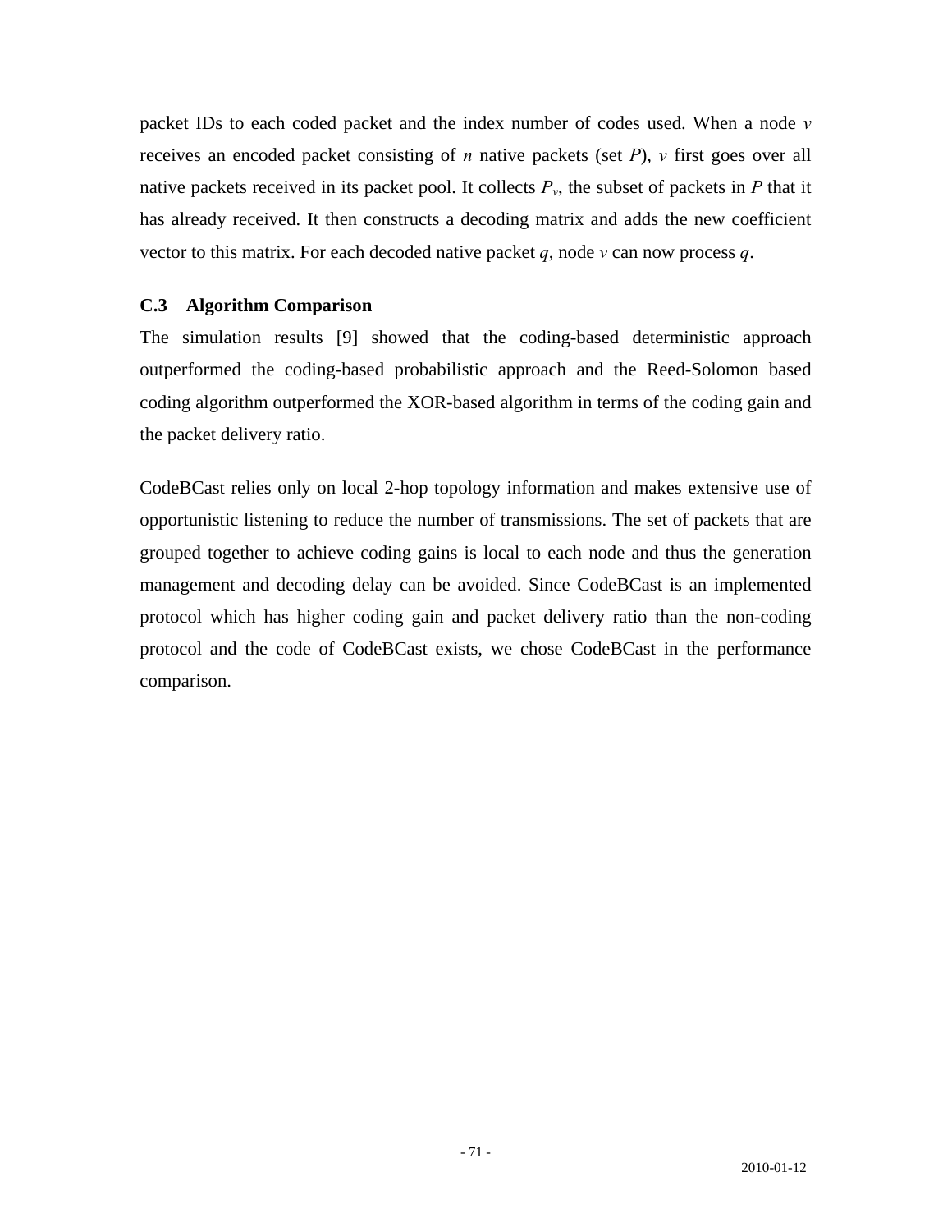packet IDs to each coded packet and the index number of codes used. When a node $v$ receives an encoded packet consisting of $n$ native packets (set $P$), $v$ first goes over all native packets received in its packet pool. It collects $P_v$, the subset of packets in $P$ that it has already received. It then constructs a decoding matrix and adds the new coefficient vector to this matrix. For each decoded native packet $q$, node $v$ can now process $q$.

### C.3 Algorithm Comparison

The simulation results [9] showed that the coding-based deterministic approach outperformed the coding-based probabilistic approach and the Reed-Solomon based coding algorithm outperformed the XOR-based algorithm in terms of the coding gain and the packet delivery ratio.

CodeBCast relies only on local 2-hop topology information and makes extensive use of opportunistic listening to reduce the number of transmissions. The set of packets that are grouped together to achieve coding gains is local to each node and thus the generation management and decoding delay can be avoided. Since CodeBCast is an implemented protocol which has higher coding gain and packet delivery ratio than the non-coding protocol and the code of CodeBCast exists, we chose CodeBCast in the performance comparison.